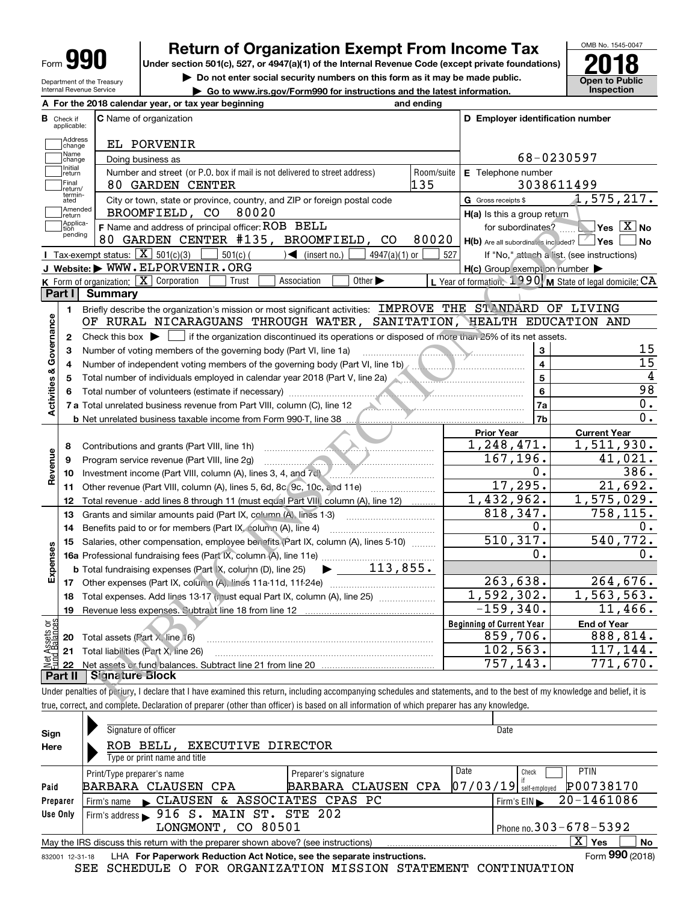# Form 990 — Return of Organization Exempt From Income Tax (2018)

Under section 501(c), 527, or 4947(a)(1) of the Internal Revenue Code (except private foundations)

▶ Do not enter social security numbers on this form as it may be made public.

▶ Go to www.irs.gov/Form990 for instructions and the latest information.

Department of the Treasury, Internal Revenue Service

OMB No. 1545-0047 | **2018** | Open to Public Inspection

**A** For the 2018 calendar year, or tax year beginning ___ and ending ___

**B** Check if applicable: ☐ Address change ☐ Name change ☐ Initial return ☐ Final return/terminated ☐ Amended return ☐ Application pending

**C** Name of organization: EL PORVENIR

Doing business as:

Number and street (or P.O. box if mail is not delivered to street address): 80 GARDEN CENTER — Room/suite: 135

City or town, state or province, country, and ZIP or foreign postal code: BROOMFIELD, CO 80020

**D** Employer identification number: 68-0230597

**E** Telephone number: 3038611499

**G** Gross receipts $ 1,575,217.

**F** Name and address of principal officer: ROB BELL, 80 GARDEN CENTER #135, BROOMFIELD, CO 80020

**H(a)** Is this a group return for subordinates? ☐ Yes ☒ No

**H(b)** Are all subordinates included? ☐ Yes ☐ No — If "No," attach a list. (see instructions)

**H(c)** Group exemption number ▶

**I** Tax-exempt status: ☒ 501(c)(3) ☐ 501(c) ( ) ◀ (insert no.) ☐ 4947(a)(1) or ☐ 527

**J** Website: ▶ WWW.ELPORVENIR.ORG

**K** Form of organization: ☒ Corporation ☐ Trust ☐ Association ☐ Other ▶

**L** Year of formation: 1990 **M** State of legal domicile: CA

## Part I Summary

**Activities & Governance**

1. Briefly describe the organization's mission or most significant activities: IMPROVE THE STANDARD OF LIVING OF RURAL NICARAGUANS THROUGH WATER, SANITATION, HEALTH EDUCATION AND
2. Check this box ▶ ☐ if the organization discontinued its operations or disposed of more than 25% of its net assets.

| Line | Description | No. | Value |
|---|---|---|---|
| 3 | Number of voting members of the governing body (Part VI, line 1a) | 3 | 15 |
| 4 | Number of independent voting members of the governing body (Part VI, line 1b) | 4 | 15 |
| 5 | Total number of individuals employed in calendar year 2018 (Part V, line 2a) | 5 | 4 |
| 6 | Total number of volunteers (estimate if necessary) | 6 | 98 |
| 7a | Total unrelated business revenue from Part VIII, column (C), line 12 | 7a | 0. |
| 7b | Net unrelated business taxable income from Form 990-T, line 38 | 7b | 0. |

| Line | Description | Prior Year | Current Year |
|---|---|---|---|
| **Revenue** | | | |
| 8 | Contributions and grants (Part VIII, line 1h) | 1,248,471. | 1,511,930. |
| 9 | Program service revenue (Part VIII, line 2g) | 167,196. | 41,021. |
| 10 | Investment income (Part VIII, column (A), lines 3, 4, and 7d) | 0. | 386. |
| 11 | Other revenue (Part VIII, column (A), lines 5, 6d, 8c, 9c, 10c, and 11e) | 17,295. | 21,692. |
| 12 | Total revenue - add lines 8 through 11 (must equal Part VIII, column (A), line 12) | 1,432,962. | 1,575,029. |
| **Expenses** | | | |
| 13 | Grants and similar amounts paid (Part IX, column (A), lines 1-3) | 818,347. | 758,115. |
| 14 | Benefits paid to or for members (Part IX, column (A), line 4) | 0. | 0. |
| 15 | Salaries, other compensation, employee benefits (Part IX, column (A), lines 5-10) | 510,317. | 540,772. |
| 16a | Professional fundraising fees (Part IX, column (A), line 11e) | 0. | 0. |
| b | Total fundraising expenses (Part IX, column (D), line 25) ▶ 113,855. | | |
| 17 | Other expenses (Part IX, column (A), lines 11a-11d, 11f-24e) | 263,638. | 264,676. |
| 18 | Total expenses. Add lines 13-17 (must equal Part IX, column (A), line 25) | 1,592,302. | 1,563,563. |
| 19 | Revenue less expenses. Subtract line 18 from line 12 | -159,340. | 11,466. |

| Line | Net Assets or Fund Balances | Beginning of Current Year | End of Year |
|---|---|---|---|
| 20 | Total assets (Part X, line 16) | 859,706. | 888,814. |
| 21 | Total liabilities (Part X, line 26) | 102,563. | 117,144. |
| 22 | Net assets or fund balances. Subtract line 21 from line 20 | 757,143. | 771,670. |

## Part II Signature Block

Under penalties of perjury, I declare that I have examined this return, including accompanying schedules and statements, and to the best of my knowledge and belief, it is true, correct, and complete. Declaration of preparer (other than officer) is based on all information of which preparer has any knowledge.

**Sign Here**

Signature of officer — Date

ROB BELL, EXECUTIVE DIRECTOR — Type or print name and title

**Paid Preparer Use Only**

| Print/Type preparer's name | Preparer's signature | Date | Check ☐ if self-employed | PTIN |
|---|---|---|---|---|
| BARBARA CLAUSEN CPA | BARBARA CLAUSEN CPA | 07/03/19 | | P00738170 |

Firm's name ▶ CLAUSEN & ASSOCIATES CPAS PC — Firm's EIN ▶ 20-1461086

Firm's address ▶ 916 S. MAIN ST. STE 202, LONGMONT, CO 80501 — Phone no. 303-678-5392

May the IRS discuss this return with the preparer shown above? (see instructions) ☒ Yes ☐ No

832001 12-31-18 LHA For Paperwork Reduction Act Notice, see the separate instructions. Form **990** (2018)

SEE SCHEDULE O FOR ORGANIZATION MISSION STATEMENT CONTINUATION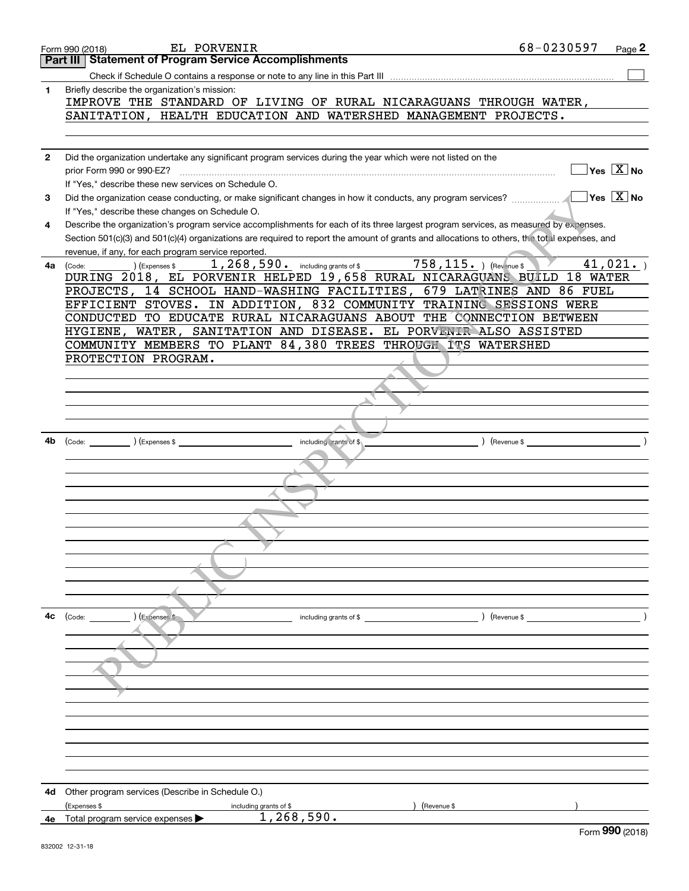Form 990 (2018) EL PORVENIR 68-0230597 Page 2

## Part III Statement of Program Service Accomplishments

Check if Schedule O contains a response or note to any line in this Part III

**1** Briefly describe the organization's mission:

IMPROVE THE STANDARD OF LIVING OF RURAL NICARAGUANS THROUGH WATER, SANITATION, HEALTH EDUCATION AND WATERSHED MANAGEMENT PROJECTS.

**2** Did the organization undertake any significant program services during the year which were not listed on the prior Form 990 or 990-EZ? Yes [ ] No [X]

If "Yes," describe these new services on Schedule O.

**3** Did the organization cease conducting, or make significant changes in how it conducts, any program services? Yes [ ] No [X]

If "Yes," describe these changes on Schedule O.

**4** Describe the organization's program service accomplishments for each of its three largest program services, as measured by expenses. Section 501(c)(3) and 501(c)(4) organizations are required to report the amount of grants and allocations to others, the total expenses, and revenue, if any, for each program service reported.

**4a** (Code: ) (Expenses $ 1,268,590. including grants of $ 758,115. ) (Revenue $ 41,021. )

DURING 2018, EL PORVENIR HELPED 19,658 RURAL NICARAGUANS BUILD 18 WATER PROJECTS, 14 SCHOOL HAND-WASHING FACILITIES, 679 LATRINES AND 86 FUEL EFFICIENT STOVES. IN ADDITION, 832 COMMUNITY TRAINING SESSIONS WERE CONDUCTED TO EDUCATE RURAL NICARAGUANS ABOUT THE CONNECTION BETWEEN HYGIENE, WATER, SANITATION AND DISEASE. EL PORVENIR ALSO ASSISTED COMMUNITY MEMBERS TO PLANT 84,380 TREES THROUGH ITS WATERSHED PROTECTION PROGRAM.

**4b** (Code: ) (Expenses $ including grants of $ ) (Revenue $ )

**4c** (Code: ) (Expenses $ including grants of $ ) (Revenue $ )

**4d** Other program services (Describe in Schedule O.)

(Expenses $ including grants of $ ) (Revenue $ )

**4e** Total program service expenses ▶ 1,268,590.

Form **990** (2018)

832002 12-31-18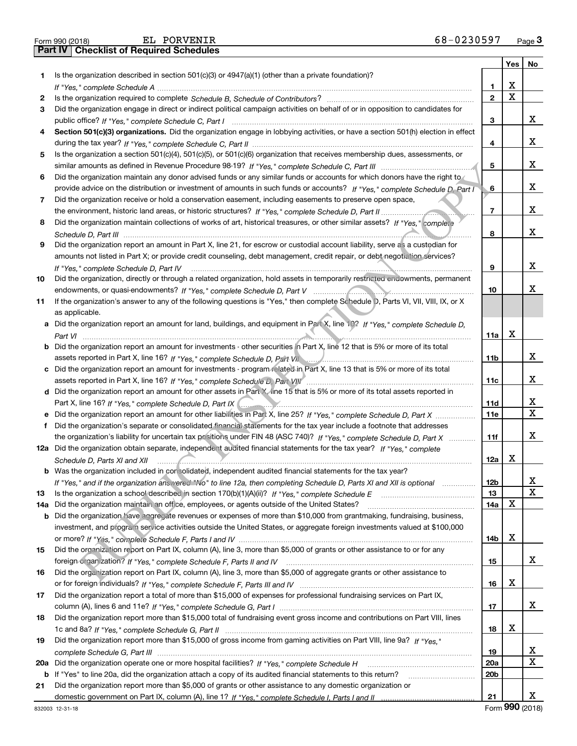Form 990 (2018) EL PORVENIR 68-0230597

## Part IV Checklist of Required Schedules

| | | | Yes | No |
|---|---|---|---|---|
| 1 | Is the organization described in section 501(c)(3) or 4947(a)(1) (other than a private foundation)? *If "Yes," complete Schedule A* | 1 | X | |
| 2 | Is the organization required to complete *Schedule B, Schedule of Contributors*? | 2 | X | |
| 3 | Did the organization engage in direct or indirect political campaign activities on behalf of or in opposition to candidates for public office? *If "Yes," complete Schedule C, Part I* | 3 | | X |
| 4 | **Section 501(c)(3) organizations.** Did the organization engage in lobbying activities, or have a section 501(h) election in effect during the tax year? *If "Yes," complete Schedule C, Part II* | 4 | | X |
| 5 | Is the organization a section 501(c)(4), 501(c)(5), or 501(c)(6) organization that receives membership dues, assessments, or similar amounts as defined in Revenue Procedure 98-19? *If "Yes," complete Schedule C, Part III* | 5 | | X |
| 6 | Did the organization maintain any donor advised funds or any similar funds or accounts for which donors have the right to provide advice on the distribution or investment of amounts in such funds or accounts? *If "Yes," complete Schedule D, Part I* | 6 | | X |
| 7 | Did the organization receive or hold a conservation easement, including easements to preserve open space, the environment, historic land areas, or historic structures? *If "Yes," complete Schedule D, Part II* | 7 | | X |
| 8 | Did the organization maintain collections of works of art, historical treasures, or other similar assets? *If "Yes," complete Schedule D, Part III* | 8 | | X |
| 9 | Did the organization report an amount in Part X, line 21, for escrow or custodial account liability, serve as a custodian for amounts not listed in Part X; or provide credit counseling, debt management, credit repair, or debt negotiation services? *If "Yes," complete Schedule D, Part IV* | 9 | | X |
| 10 | Did the organization, directly or through a related organization, hold assets in temporarily restricted endowments, permanent endowments, or quasi-endowments? *If "Yes," complete Schedule D, Part V* | 10 | | X |
| 11 | If the organization's answer to any of the following questions is "Yes," then complete Schedule D, Parts VI, VII, VIII, IX, or X as applicable. | | | |
| a | Did the organization report an amount for land, buildings, and equipment in Part X, line 10? *If "Yes," complete Schedule D, Part VI* | 11a | X | |
| b | Did the organization report an amount for investments - other securities in Part X, line 12 that is 5% or more of its total assets reported in Part X, line 16? *If "Yes," complete Schedule D, Part VII* | 11b | | X |
| c | Did the organization report an amount for investments - program related in Part X, line 13 that is 5% or more of its total assets reported in Part X, line 16? *If "Yes," complete Schedule D, Part VIII* | 11c | | X |
| d | Did the organization report an amount for other assets in Part X, line 15 that is 5% or more of its total assets reported in Part X, line 16? *If "Yes," complete Schedule D, Part IX* | 11d | | X |
| e | Did the organization report an amount for other liabilities in Part X, line 25? *If "Yes," complete Schedule D, Part X* | 11e | | X |
| f | Did the organization's separate or consolidated financial statements for the tax year include a footnote that addresses the organization's liability for uncertain tax positions under FIN 48 (ASC 740)? *If "Yes," complete Schedule D, Part X* | 11f | | X |
| 12a | Did the organization obtain separate, independent audited financial statements for the tax year? *If "Yes," complete Schedule D, Parts XI and XII* | 12a | X | |
| b | Was the organization included in consolidated, independent audited financial statements for the tax year? *If "Yes," and if the organization answered "No" to line 12a, then completing Schedule D, Parts XI and XII is optional* | 12b | | X |
| 13 | Is the organization a school described in section 170(b)(1)(A)(ii)? *If "Yes," complete Schedule E* | 13 | | X |
| 14a | Did the organization maintain an office, employees, or agents outside of the United States? | 14a | X | |
| b | Did the organization have aggregate revenues or expenses of more than $10,000 from grantmaking, fundraising, business, investment, and program service activities outside the United States, or aggregate foreign investments valued at $100,000 or more? *If "Yes," complete Schedule F, Parts I and IV* | 14b | X | |
| 15 | Did the organization report on Part IX, column (A), line 3, more than $5,000 of grants or other assistance to or for any foreign organization? *If "Yes," complete Schedule F, Parts II and IV* | 15 | | X |
| 16 | Did the organization report on Part IX, column (A), line 3, more than $5,000 of aggregate grants or other assistance to or for foreign individuals? *If "Yes," complete Schedule F, Parts III and IV* | 16 | X | |
| 17 | Did the organization report a total of more than $15,000 of expenses for professional fundraising services on Part IX, column (A), lines 6 and 11e? *If "Yes," complete Schedule G, Part I* | 17 | | X |
| 18 | Did the organization report more than $15,000 total of fundraising event gross income and contributions on Part VIII, lines 1c and 8a? *If "Yes," complete Schedule G, Part II* | 18 | X | |
| 19 | Did the organization report more than $15,000 of gross income from gaming activities on Part VIII, line 9a? *If "Yes," complete Schedule G, Part III* | 19 | | X |
| 20a | Did the organization operate one or more hospital facilities? *If "Yes," complete Schedule H* | 20a | | X |
| b | If "Yes" to line 20a, did the organization attach a copy of its audited financial statements to this return? | 20b | | |
| 21 | Did the organization report more than $5,000 of grants or other assistance to any domestic organization or domestic government on Part IX, column (A), line 1? *If "Yes," complete Schedule I, Parts I and II* | 21 | | X |

832003 12-31-18 Form 990 (2018)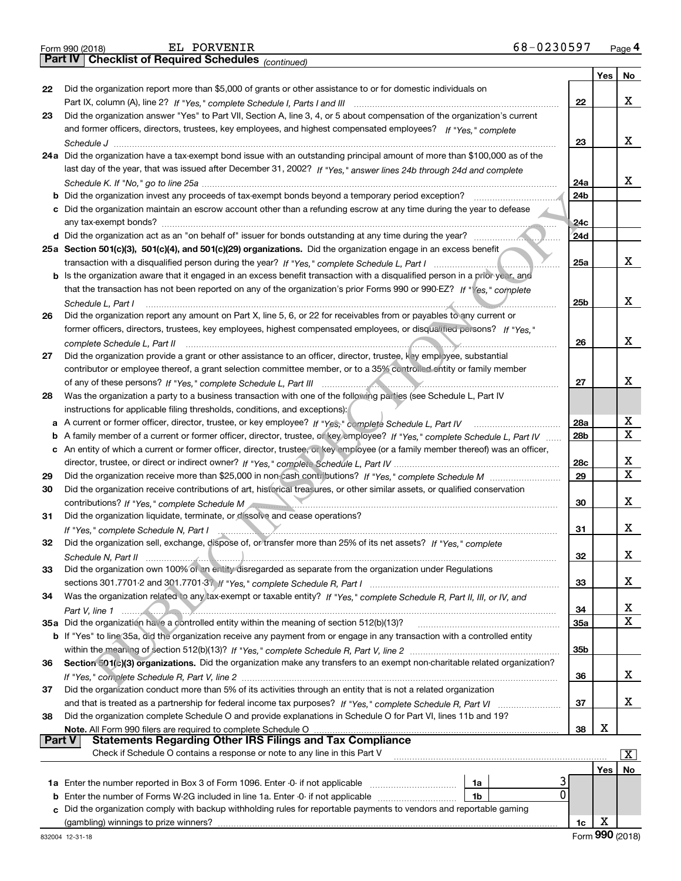Form 990 (2018) EL PORVENIR 68-0230597 Page **4**

## Part IV Checklist of Required Schedules *(continued)*

| | | | Yes | No |
|---|---|---|---|---|
| **22** | Did the organization report more than $5,000 of grants or other assistance to or for domestic individuals on Part IX, column (A), line 2? *If "Yes," complete Schedule I, Parts I and III* | **22** | | X |
| **23** | Did the organization answer "Yes" to Part VII, Section A, line 3, 4, or 5 about compensation of the organization's current and former officers, directors, trustees, key employees, and highest compensated employees? *If "Yes," complete Schedule J* | **23** | | X |
| **24a** | Did the organization have a tax-exempt bond issue with an outstanding principal amount of more than $100,000 as of the last day of the year, that was issued after December 31, 2002? *If "Yes," answer lines 24b through 24d and complete Schedule K. If "No," go to line 25a* | **24a** | | X |
| **b** | Did the organization invest any proceeds of tax-exempt bonds beyond a temporary period exception? | **24b** | | |
| **c** | Did the organization maintain an escrow account other than a refunding escrow at any time during the year to defease any tax-exempt bonds? | **24c** | | |
| **d** | Did the organization act as an "on behalf of" issuer for bonds outstanding at any time during the year? | **24d** | | |
| **25a** | **Section 501(c)(3), 501(c)(4), and 501(c)(29) organizations.** Did the organization engage in an excess benefit transaction with a disqualified person during the year? *If "Yes," complete Schedule L, Part I* | **25a** | | X |
| **b** | Is the organization aware that it engaged in an excess benefit transaction with a disqualified person in a prior year, and that the transaction has not been reported on any of the organization's prior Forms 990 or 990-EZ? *If "Yes," complete Schedule L, Part I* | **25b** | | X |
| **26** | Did the organization report any amount on Part X, line 5, 6, or 22 for receivables from or payables to any current or former officers, directors, trustees, key employees, highest compensated employees, or disqualified persons? *If "Yes," complete Schedule L, Part II* | **26** | | X |
| **27** | Did the organization provide a grant or other assistance to an officer, director, trustee, key employee, substantial contributor or employee thereof, a grant selection committee member, or to a 35% controlled entity or family member of any of these persons? *If "Yes," complete Schedule L, Part III* | **27** | | X |
| **28** | Was the organization a party to a business transaction with one of the following parties (see Schedule L, Part IV instructions for applicable filing thresholds, conditions, and exceptions): | | | |
| **a** | A current or former officer, director, trustee, or key employee? *If "Yes," complete Schedule L, Part IV* | **28a** | | X |
| **b** | A family member of a current or former officer, director, trustee, or key employee? *If "Yes," complete Schedule L, Part IV* | **28b** | | X |
| **c** | An entity of which a current or former officer, director, trustee, or key employee (or a family member thereof) was an officer, director, trustee, or direct or indirect owner? *If "Yes," complete Schedule L, Part IV* | **28c** | | X |
| **29** | Did the organization receive more than $25,000 in non-cash contributions? *If "Yes," complete Schedule M* | **29** | | X |
| **30** | Did the organization receive contributions of art, historical treasures, or other similar assets, or qualified conservation contributions? *If "Yes," complete Schedule M* | **30** | | X |
| **31** | Did the organization liquidate, terminate, or dissolve and cease operations? *If "Yes," complete Schedule N, Part I* | **31** | | X |
| **32** | Did the organization sell, exchange, dispose of, or transfer more than 25% of its net assets? *If "Yes," complete Schedule N, Part II* | **32** | | X |
| **33** | Did the organization own 100% of an entity disregarded as separate from the organization under Regulations sections 301.7701-2 and 301.7701-3? *If "Yes," complete Schedule R, Part I* | **33** | | X |
| **34** | Was the organization related to any tax-exempt or taxable entity? *If "Yes," complete Schedule R, Part II, III, or IV, and Part V, line 1* | **34** | | X |
| **35a** | Did the organization have a controlled entity within the meaning of section 512(b)(13)? | **35a** | | X |
| **b** | If "Yes" to line 35a, did the organization receive any payment from or engage in any transaction with a controlled entity within the meaning of section 512(b)(13)? *If "Yes," complete Schedule R, Part V, line 2* | **35b** | | |
| **36** | **Section 501(c)(3) organizations.** Did the organization make any transfers to an exempt non-charitable related organization? *If "Yes," complete Schedule R, Part V, line 2* | **36** | | X |
| **37** | Did the organization conduct more than 5% of its activities through an entity that is not a related organization and that is treated as a partnership for federal income tax purposes? *If "Yes," complete Schedule R, Part VI* | **37** | | X |
| **38** | Did the organization complete Schedule O and provide explanations in Schedule O for Part VI, lines 11b and 19? **Note.** All Form 990 filers are required to complete Schedule O | **38** | X | |

## Part V Statements Regarding Other IRS Filings and Tax Compliance

Check if Schedule O contains a response or note to any line in this Part V [X]

| | | | | | Yes | No |
|---|---|---|---|---|---|---|
| **1a** | Enter the number reported in Box 3 of Form 1096. Enter -0- if not applicable | 1a | 3 | | | |
| **b** | Enter the number of Forms W-2G included in line 1a. Enter -0- if not applicable | 1b | 0 | | | |
| **c** | Did the organization comply with backup withholding rules for reportable payments to vendors and reportable gaming (gambling) winnings to prize winners? | | | **1c** | X | |

832004 12-31-18 Form **990** (2018)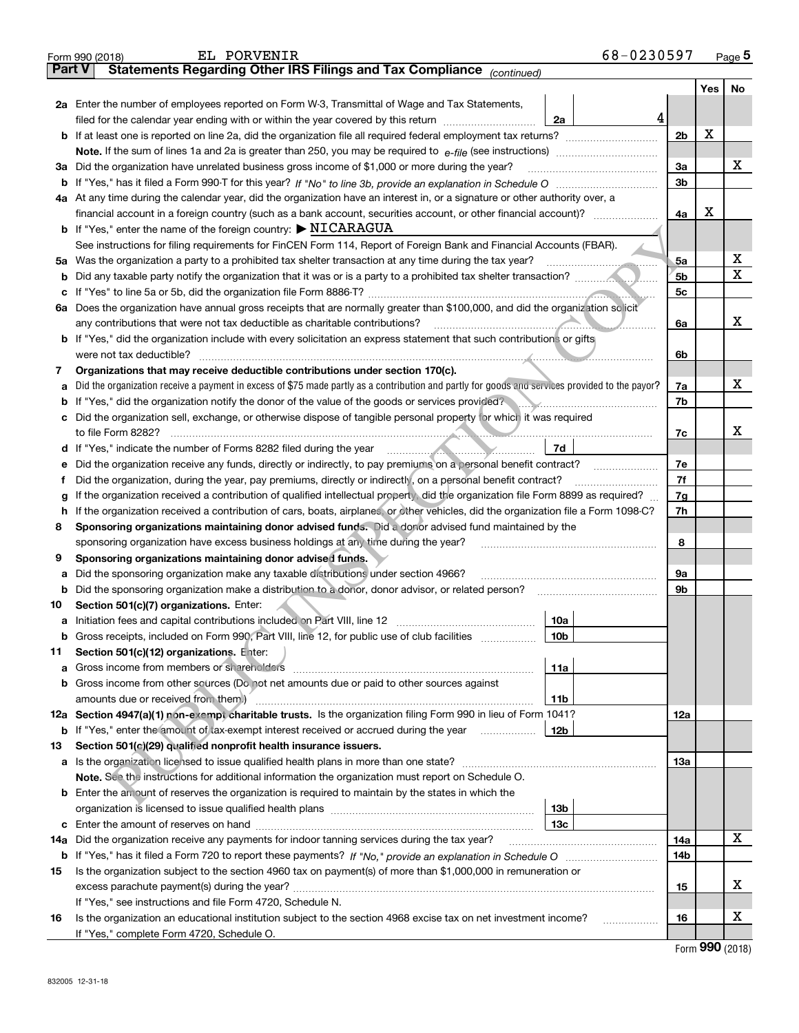Form 990 (2018) EL PORVENIR 68-0230597 Page 5

## Part V Statements Regarding Other IRS Filings and Tax Compliance *(continued)*

| | | | | Yes | No |
|---|---|---|---|---|---|
| **2a** | Enter the number of employees reported on Form W-3, Transmittal of Wage and Tax Statements, filed for the calendar year ending with or within the year covered by this return | 2a 4 | | | |
| **b** | If at least one is reported on line 2a, did the organization file all required federal employment tax returns? | | 2b | X | |
| | **Note.** If the sum of lines 1a and 2a is greater than 250, you may be required to *e-file* (see instructions) | | | | |
| **3a** | Did the organization have unrelated business gross income of $1,000 or more during the year? | | 3a | | X |
| **b** | If "Yes," has it filed a Form 990-T for this year? *If "No" to line 3b, provide an explanation in Schedule O* | | 3b | | |
| **4a** | At any time during the calendar year, did the organization have an interest in, or a signature or other authority over, a financial account in a foreign country (such as a bank account, securities account, or other financial account)? | | 4a | X | |
| **b** | If "Yes," enter the name of the foreign country: ▶ NICARAGUA | | | | |
| | See instructions for filing requirements for FinCEN Form 114, Report of Foreign Bank and Financial Accounts (FBAR). | | | | |
| **5a** | Was the organization a party to a prohibited tax shelter transaction at any time during the tax year? | | 5a | | X |
| **b** | Did any taxable party notify the organization that it was or is a party to a prohibited tax shelter transaction? | | 5b | | X |
| **c** | If "Yes" to line 5a or 5b, did the organization file Form 8886-T? | | 5c | | |
| **6a** | Does the organization have annual gross receipts that are normally greater than $100,000, and did the organization solicit any contributions that were not tax deductible as charitable contributions? | | 6a | | X |
| **b** | If "Yes," did the organization include with every solicitation an express statement that such contributions or gifts were not tax deductible? | | 6b | | |
| **7** | **Organizations that may receive deductible contributions under section 170(c).** | | | | |
| **a** | Did the organization receive a payment in excess of $75 made partly as a contribution and partly for goods and services provided to the payor? | | 7a | | X |
| **b** | If "Yes," did the organization notify the donor of the value of the goods or services provided? | | 7b | | |
| **c** | Did the organization sell, exchange, or otherwise dispose of tangible personal property for which it was required to file Form 8282? | | 7c | | X |
| **d** | If "Yes," indicate the number of Forms 8282 filed during the year | 7d | | | |
| **e** | Did the organization receive any funds, directly or indirectly, to pay premiums on a personal benefit contract? | | 7e | | |
| **f** | Did the organization, during the year, pay premiums, directly or indirectly, on a personal benefit contract? | | 7f | | |
| **g** | If the organization received a contribution of qualified intellectual property, did the organization file Form 8899 as required? | | 7g | | |
| **h** | If the organization received a contribution of cars, boats, airplanes, or other vehicles, did the organization file a Form 1098-C? | | 7h | | |
| **8** | **Sponsoring organizations maintaining donor advised funds.** Did a donor advised fund maintained by the sponsoring organization have excess business holdings at any time during the year? | | 8 | | |
| **9** | **Sponsoring organizations maintaining donor advised funds.** | | | | |
| **a** | Did the sponsoring organization make any taxable distributions under section 4966? | | 9a | | |
| **b** | Did the sponsoring organization make a distribution to a donor, donor advisor, or related person? | | 9b | | |
| **10** | **Section 501(c)(7) organizations.** Enter: | | | | |
| **a** | Initiation fees and capital contributions included on Part VIII, line 12 | 10a | | | |
| **b** | Gross receipts, included on Form 990, Part VIII, line 12, for public use of club facilities | 10b | | | |
| **11** | **Section 501(c)(12) organizations.** Enter: | | | | |
| **a** | Gross income from members or shareholders | 11a | | | |
| **b** | Gross income from other sources (Do not net amounts due or paid to other sources against amounts due or received from them.) | 11b | | | |
| **12a** | **Section 4947(a)(1) non-exempt charitable trusts.** Is the organization filing Form 990 in lieu of Form 1041? | | 12a | | |
| **b** | If "Yes," enter the amount of tax-exempt interest received or accrued during the year | 12b | | | |
| **13** | **Section 501(c)(29) qualified nonprofit health insurance issuers.** | | | | |
| **a** | Is the organization licensed to issue qualified health plans in more than one state? | | 13a | | |
| | **Note.** See the instructions for additional information the organization must report on Schedule O. | | | | |
| **b** | Enter the amount of reserves the organization is required to maintain by the states in which the organization is licensed to issue qualified health plans | 13b | | | |
| **c** | Enter the amount of reserves on hand | 13c | | | |
| **14a** | Did the organization receive any payments for indoor tanning services during the tax year? | | 14a | | X |
| **b** | If "Yes," has it filed a Form 720 to report these payments? *If "No," provide an explanation in Schedule O* | | 14b | | |
| **15** | Is the organization subject to the section 4960 tax on payment(s) of more than $1,000,000 in remuneration or excess parachute payment(s) during the year? | | 15 | | X |
| | If "Yes," see instructions and file Form 4720, Schedule N. | | | | |
| **16** | Is the organization an educational institution subject to the section 4968 excise tax on net investment income? | | 16 | | X |
| | If "Yes," complete Form 4720, Schedule O. | | | | |

Form **990** (2018)

832005 12-31-18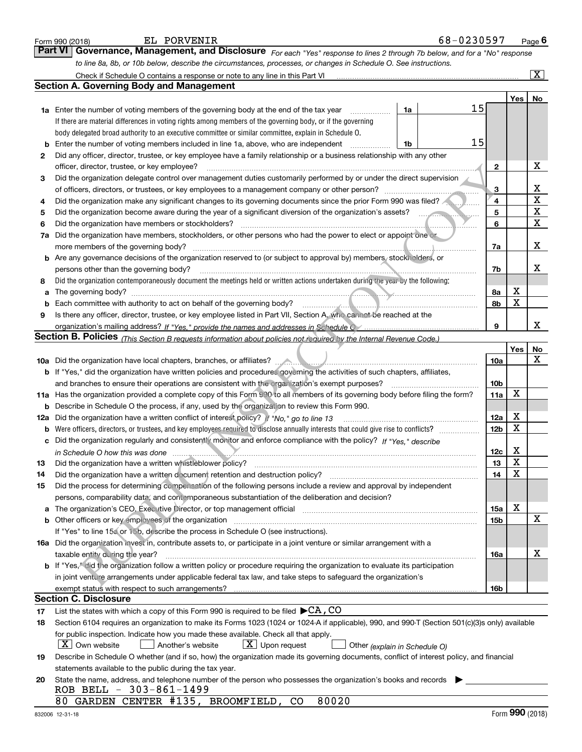Form 990 (2018) EL PORVENIR 68-0230597 Page 6

**Part VI Governance, Management, and Disclosure** *For each "Yes" response to lines 2 through 7b below, and for a "No" response to line 8a, 8b, or 10b below, describe the circumstances, processes, or changes in Schedule O. See instructions.*

Check if Schedule O contains a response or note to any line in this Part VI ..... [X]

## Section A. Governing Body and Management

| | | | | Yes | No |
|---|---|---|---|---|---|
| **1a** | Enter the number of voting members of the governing body at the end of the tax year. If there are material differences in voting rights among members of the governing body, or if the governing body delegated broad authority to an executive committee or similar committee, explain in Schedule O. | 1a | 15 | | |
| **b** | Enter the number of voting members included in line 1a, above, who are independent | 1b | 15 | | |
| **2** | Did any officer, director, trustee, or key employee have a family relationship or a business relationship with any other officer, director, trustee, or key employee? | 2 | | | X |
| **3** | Did the organization delegate control over management duties customarily performed by or under the direct supervision of officers, directors, or trustees, or key employees to a management company or other person? | 3 | | | X |
| **4** | Did the organization make any significant changes to its governing documents since the prior Form 990 was filed? | 4 | | | X |
| **5** | Did the organization become aware during the year of a significant diversion of the organization's assets? | 5 | | | X |
| **6** | Did the organization have members or stockholders? | 6 | | | X |
| **7a** | Did the organization have members, stockholders, or other persons who had the power to elect or appoint one or more members of the governing body? | 7a | | | X |
| **b** | Are any governance decisions of the organization reserved to (or subject to approval by) members, stockholders, or persons other than the governing body? | 7b | | | X |
| **8** | Did the organization contemporaneously document the meetings held or written actions undertaken during the year by the following: | | | | |
| **a** | The governing body? | 8a | | X | |
| **b** | Each committee with authority to act on behalf of the governing body? | 8b | | X | |
| **9** | Is there any officer, director, trustee, or key employee listed in Part VII, Section A, who cannot be reached at the organization's mailing address? *If "Yes," provide the names and addresses in Schedule O* | 9 | | | X |

## Section B. Policies *(This Section B requests information about policies not required by the Internal Revenue Code.)*

| | | | Yes | No |
|---|---|---|---|---|
| **10a** | Did the organization have local chapters, branches, or affiliates? | 10a | | X |
| **b** | If "Yes," did the organization have written policies and procedures governing the activities of such chapters, affiliates, and branches to ensure their operations are consistent with the organization's exempt purposes? | 10b | | |
| **11a** | Has the organization provided a complete copy of this Form 990 to all members of its governing body before filing the form? | 11a | X | |
| **b** | Describe in Schedule O the process, if any, used by the organization to review this Form 990. | | | |
| **12a** | Did the organization have a written conflict of interest policy? *If "No," go to line 13* | 12a | X | |
| **b** | Were officers, directors, or trustees, and key employees required to disclose annually interests that could give rise to conflicts? | 12b | X | |
| **c** | Did the organization regularly and consistently monitor and enforce compliance with the policy? *If "Yes," describe in Schedule O how this was done* | 12c | X | |
| **13** | Did the organization have a written whistleblower policy? | 13 | X | |
| **14** | Did the organization have a written document retention and destruction policy? | 14 | X | |
| **15** | Did the process for determining compensation of the following persons include a review and approval by independent persons, comparability data, and contemporaneous substantiation of the deliberation and decision? | | | |
| **a** | The organization's CEO, Executive Director, or top management official | 15a | X | |
| **b** | Other officers or key employees of the organization | 15b | | X |
| | If "Yes" to line 15a or 15b, describe the process in Schedule O (see instructions). | | | |
| **16a** | Did the organization invest in, contribute assets to, or participate in a joint venture or similar arrangement with a taxable entity during the year? | 16a | | X |
| **b** | If "Yes," did the organization follow a written policy or procedure requiring the organization to evaluate its participation in joint venture arrangements under applicable federal tax law, and take steps to safeguard the organization's exempt status with respect to such arrangements? | 16b | | |

## Section C. Disclosure

**17** List the states with which a copy of this Form 990 is required to be filed ▶ CA, CO

**18** Section 6104 requires an organization to make its Forms 1023 (1024 or 1024-A if applicable), 990, and 990-T (Section 501(c)(3)s only) available for public inspection. Indicate how you made these available. Check all that apply.

[X] Own website [ ] Another's website [X] Upon request [ ] Other *(explain in Schedule O)*

**19** Describe in Schedule O whether (and if so, how) the organization made its governing documents, conflict of interest policy, and financial statements available to the public during the tax year.

**20** State the name, address, and telephone number of the person who possesses the organization's books and records ▶

ROB BELL - 303-861-1499

80 GARDEN CENTER #135, BROOMFIELD, CO 80020

832006 12-31-18 Form **990** (2018)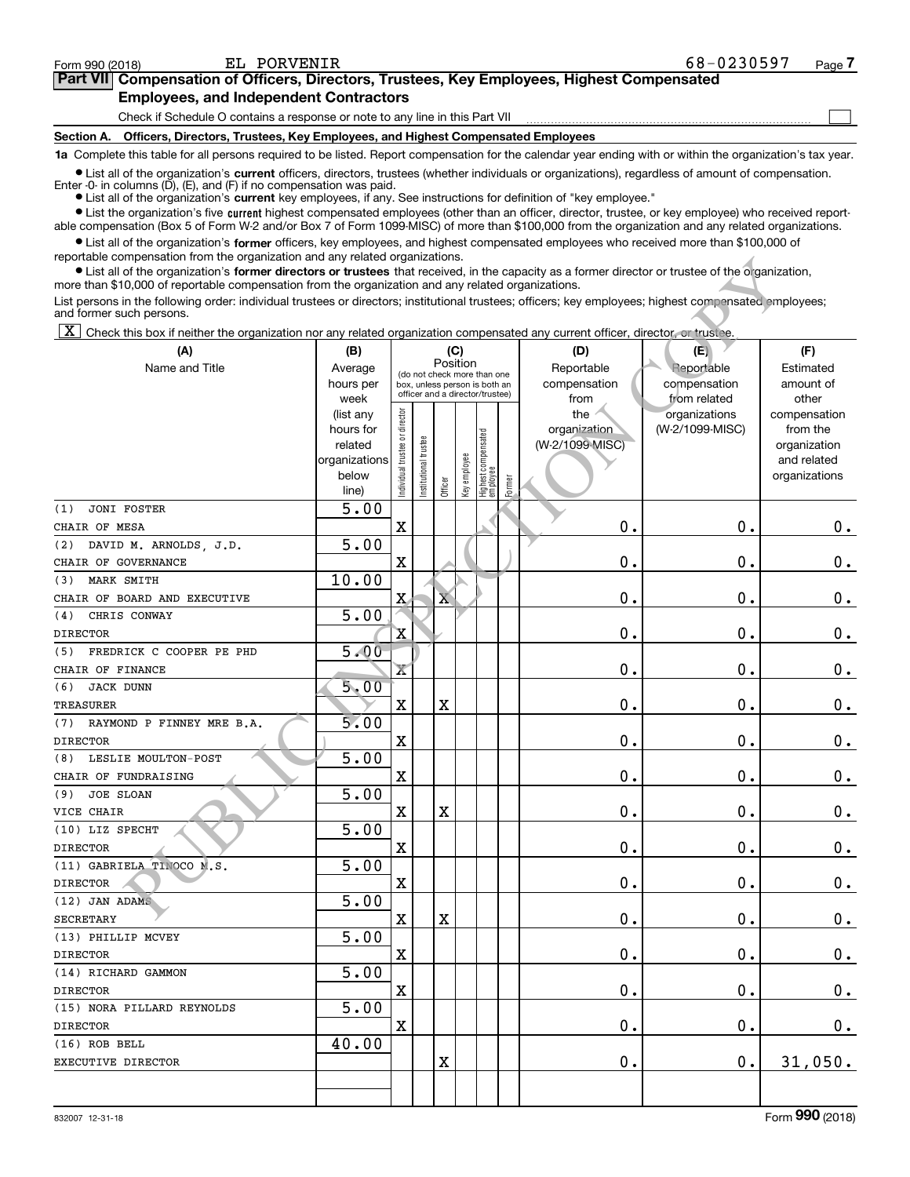Form 990 (2018) EL PORVENIR 68-0230597 Page 7

## Part VII Compensation of Officers, Directors, Trustees, Key Employees, Highest Compensated Employees, and Independent Contractors

Check if Schedule O contains a response or note to any line in this Part VII ☐

### Section A. Officers, Directors, Trustees, Key Employees, and Highest Compensated Employees

**1a** Complete this table for all persons required to be listed. Report compensation for the calendar year ending with or within the organization's tax year.

- List all of the organization's **current** officers, directors, trustees (whether individuals or organizations), regardless of amount of compensation. Enter -0- in columns (D), (E), and (F) if no compensation was paid.
- List all of the organization's **current** key employees, if any. See instructions for definition of "key employee."
- List the organization's five **current** highest compensated employees (other than an officer, director, trustee, or key employee) who received reportable compensation (Box 5 of Form W-2 and/or Box 7 of Form 1099-MISC) of more than $100,000 from the organization and any related organizations.
- List all of the organization's **former** officers, key employees, and highest compensated employees who received more than $100,000 of reportable compensation from the organization and any related organizations.
- List all of the organization's **former directors or trustees** that received, in the capacity as a former director or trustee of the organization, more than $10,000 of reportable compensation from the organization and any related organizations.

List persons in the following order: individual trustees or directors; institutional trustees; officers; key employees; highest compensated employees; and former such persons.

☒ Check this box if neither the organization nor any related organization compensated any current officer, director, or trustee.

| (A) Name and Title | (B) Average hours per week (list any hours for related organizations below line) | (C) Position: Individual trustee or director | Institutional trustee | Officer | Key employee | Highest compensated employee | Former | (D) Reportable compensation from the organization (W-2/1099-MISC) | (E) Reportable compensation from related organizations (W-2/1099-MISC) | (F) Estimated amount of other compensation from the organization and related organizations |
|---|---|---|---|---|---|---|---|---|---|---|
| (1) JONI FOSTER<br>CHAIR OF MESA | 5.00 | X | | | | | | 0. | 0. | 0. |
| (2) DAVID M. ARNOLDS, J.D.<br>CHAIR OF GOVERNANCE | 5.00 | X | | | | | | 0. | 0. | 0. |
| (3) MARK SMITH<br>CHAIR OF BOARD AND EXECUTIVE | 10.00 | X | | X | | | | 0. | 0. | 0. |
| (4) CHRIS CONWAY<br>DIRECTOR | 5.00 | X | | | | | | 0. | 0. | 0. |
| (5) FREDRICK C COOPER PE PHD<br>CHAIR OF FINANCE | 5.00 | X | | | | | | 0. | 0. | 0. |
| (6) JACK DUNN<br>TREASURER | 5.00 | X | | X | | | | 0. | 0. | 0. |
| (7) RAYMOND P FINNEY MRE B.A.<br>DIRECTOR | 5.00 | X | | | | | | 0. | 0. | 0. |
| (8) LESLIE MOULTON-POST<br>CHAIR OF FUNDRAISING | 5.00 | X | | | | | | 0. | 0. | 0. |
| (9) JOE SLOAN<br>VICE CHAIR | 5.00 | X | | X | | | | 0. | 0. | 0. |
| (10) LIZ SPECHT<br>DIRECTOR | 5.00 | X | | | | | | 0. | 0. | 0. |
| (11) GABRIELA TINOCO M.S.<br>DIRECTOR | 5.00 | X | | | | | | 0. | 0. | 0. |
| (12) JAN ADAMS<br>SECRETARY | 5.00 | X | | X | | | | 0. | 0. | 0. |
| (13) PHILLIP MCVEY<br>DIRECTOR | 5.00 | X | | | | | | 0. | 0. | 0. |
| (14) RICHARD GAMMON<br>DIRECTOR | 5.00 | X | | | | | | 0. | 0. | 0. |
| (15) NORA PILLARD REYNOLDS<br>DIRECTOR | 5.00 | X | | | | | | 0. | 0. | 0. |
| (16) ROB BELL<br>EXECUTIVE DIRECTOR | 40.00 | | | X | | | | 0. | 0. | 31,050. |

832007 12-31-18 Form 990 (2018)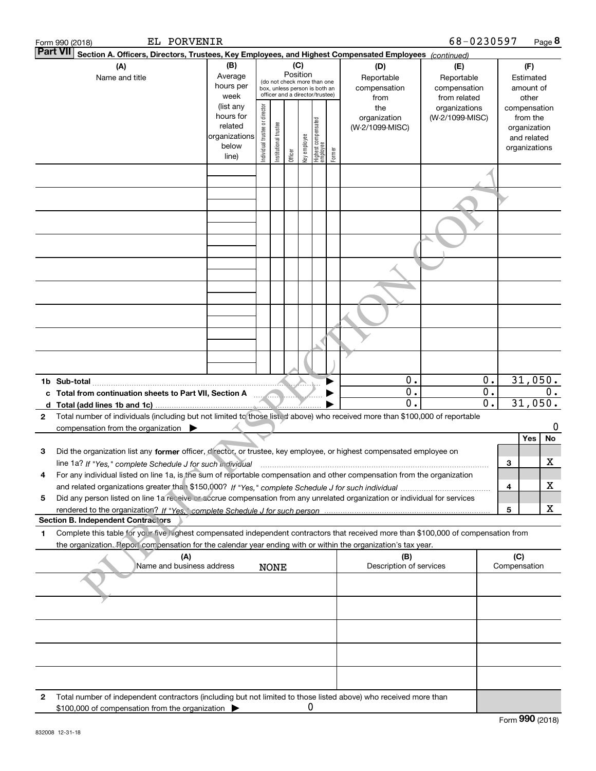Form 990 (2018) EL PORVENIR 68-0230597 Page **8**

**Part VII** Section A. Officers, Directors, Trustees, Key Employees, and Highest Compensated Employees *(continued)*

| (A) Name and title | (B) Average hours per week (list any hours for related organizations below line) | (C) Position (do not check more than one box, unless person is both an officer and a director/trustee) Individual trustee or director | Institutional trustee | Officer | Key employee | Highest compensated employee | Former | (D) Reportable compensation from the organization (W-2/1099-MISC) | (E) Reportable compensation from related organizations (W-2/1099-MISC) | (F) Estimated amount of other compensation from the organization and related organizations |
|---|---|---|---|---|---|---|---|---|---|---|
| | | | | | | | | | | |
| | | | | | | | | | | |
| | | | | | | | | | | |
| | | | | | | | | | | |
| | | | | | | | | | | |
| | | | | | | | | | | |
| | | | | | | | | | | |
| | | | | | | | | | | |
| | | | | | | | | | | |
| **1b Sub-total** | | | | | | | | 0. | 0. | 31,050. |
| **c Total from continuation sheets to Part VII, Section A** | | | | | | | | 0. | 0. | 0. |
| **d Total (add lines 1b and 1c)** | | | | | | | | 0. | 0. | 31,050. |

**2** Total number of individuals (including but not limited to those listed above) who received more than $100,000 of reportable compensation from the organization ▶ 0

| | | Yes | No |
|---|---|---|---|
| **3** Did the organization list any **former** officer, director, or trustee, key employee, or highest compensated employee on line 1a? *If "Yes," complete Schedule J for such individual* | 3 | | X |
| **4** For any individual listed on line 1a, is the sum of reportable compensation and other compensation from the organization and related organizations greater than $150,000? *If "Yes," complete Schedule J for such individual* | 4 | | X |
| **5** Did any person listed on line 1a receive or accrue compensation from any unrelated organization or individual for services rendered to the organization? *If "Yes," complete Schedule J for such person* | 5 | | X |

**Section B. Independent Contractors**

**1** Complete this table for your five highest compensated independent contractors that received more than $100,000 of compensation from the organization. Report compensation for the calendar year ending with or within the organization's tax year.

| (A) Name and business address | (B) Description of services | (C) Compensation |
|---|---|---|
| NONE | | |
| | | |
| | | |
| | | |
| | | |

**2** Total number of independent contractors (including but not limited to those listed above) who received more than $100,000 of compensation from the organization ▶ 0

Form **990** (2018)

832008 12-31-18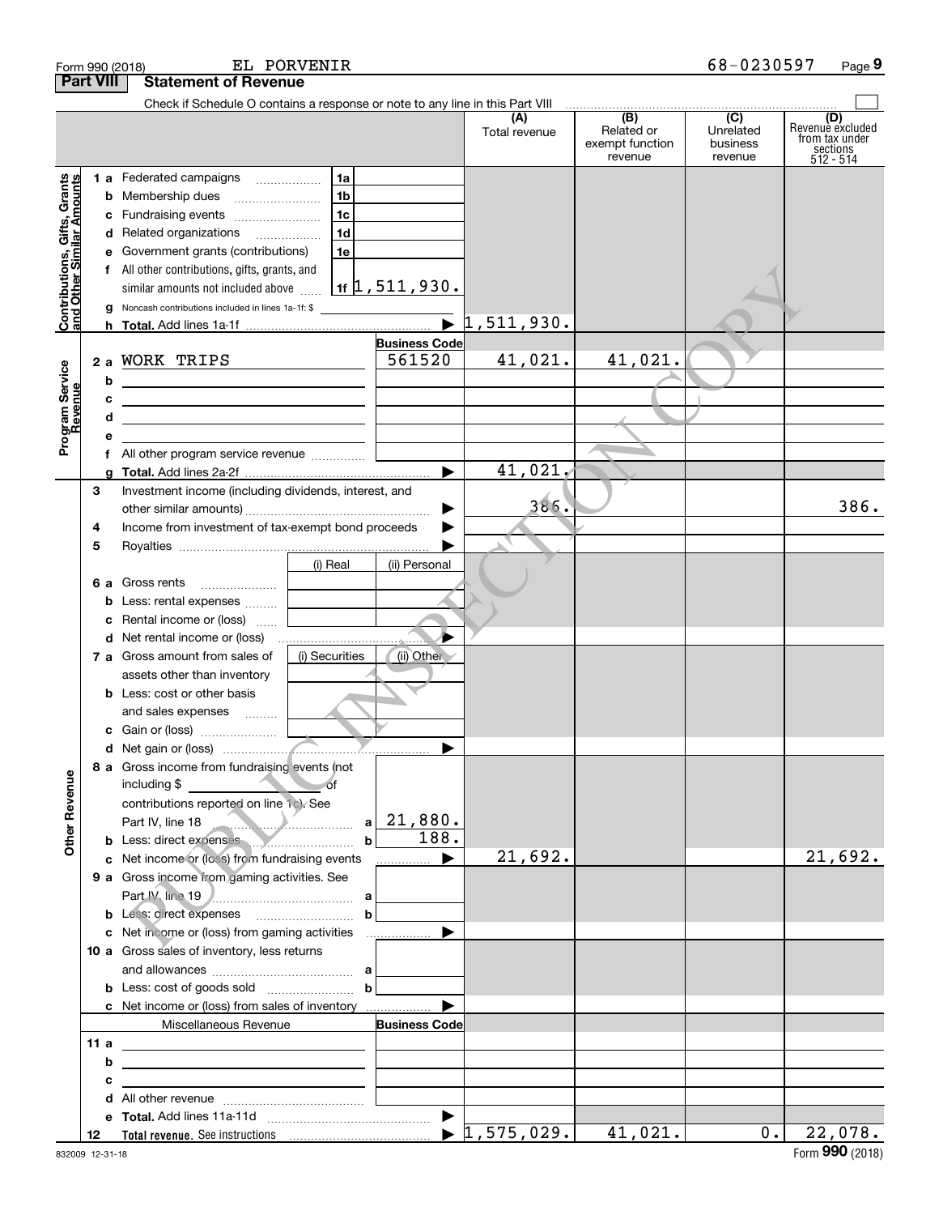Form 990 (2018) EL PORVENIR 68-0230597 Page 9

**Part VIII Statement of Revenue**

Check if Schedule O contains a response or note to any line in this Part VIII ☐

| | | | | (A) Total revenue | (B) Related or exempt function revenue | (C) Unrelated business revenue | (D) Revenue excluded from tax under sections 512 - 514 |
|---|---|---|---|---|---|---|---|
| **Contributions, Gifts, Grants and Other Similar Amounts** | 1 a | Federated campaigns | 1a | | | | |
| | b | Membership dues | 1b | | | | |
| | c | Fundraising events | 1c | | | | |
| | d | Related organizations | 1d | | | | |
| | e | Government grants (contributions) | 1e | | | | |
| | f | All other contributions, gifts, grants, and similar amounts not included above | 1f 1,511,930. | | | | |
| | g | Noncash contributions included in lines 1a-1f: $ | | | | | |
| | h | **Total.** Add lines 1a-1f | ▶ | 1,511,930. | | | |
| **Program Service Revenue** | | | **Business Code** | | | | |
| | 2 a | WORK TRIPS | 561520 | 41,021. | 41,021. | | |
| | b | | | | | | |
| | c | | | | | | |
| | d | | | | | | |
| | e | | | | | | |
| | f | All other program service revenue | | | | | |
| | g | **Total.** Add lines 2a-2f | ▶ | 41,021. | | | |
| **Other Revenue** | 3 | Investment income (including dividends, interest, and other similar amounts) | ▶ | 386. | | | 386. |
| | 4 | Income from investment of tax-exempt bond proceeds | ▶ | | | | |
| | 5 | Royalties | ▶ | | | | |
| | | | (i) Real / (ii) Personal | | | | |
| | 6 a | Gross rents | | | | | |
| | b | Less: rental expenses | | | | | |
| | c | Rental income or (loss) | | | | | |
| | d | Net rental income or (loss) | ▶ | | | | |
| | 7 a | Gross amount from sales of assets other than inventory | (i) Securities / (ii) Other | | | | |
| | b | Less: cost or other basis and sales expenses | | | | | |
| | c | Gain or (loss) | | | | | |
| | d | Net gain or (loss) | ▶ | | | | |
| | 8 a | Gross income from fundraising events (not including $ of contributions reported on line 1c). See Part IV, line 18 | a 21,880. | | | | |
| | b | Less: direct expenses | b 188. | | | | |
| | c | Net income or (loss) from fundraising events | ▶ | 21,692. | | | 21,692. |
| | 9 a | Gross income from gaming activities. See Part IV, line 19 | a | | | | |
| | b | Less: direct expenses | b | | | | |
| | c | Net income or (loss) from gaming activities | ▶ | | | | |
| | 10 a | Gross sales of inventory, less returns and allowances | a | | | | |
| | b | Less: cost of goods sold | b | | | | |
| | c | Net income or (loss) from sales of inventory | ▶ | | | | |
| | | Miscellaneous Revenue | **Business Code** | | | | |
| | 11 a | | | | | | |
| | b | | | | | | |
| | c | | | | | | |
| | d | All other revenue | | | | | |
| | e | **Total.** Add lines 11a-11d | ▶ | | | | |
| | 12 | **Total revenue.** See instructions | ▶ | 1,575,029. | 41,021. | 0. | 22,078. |

832009 12-31-18 Form **990** (2018)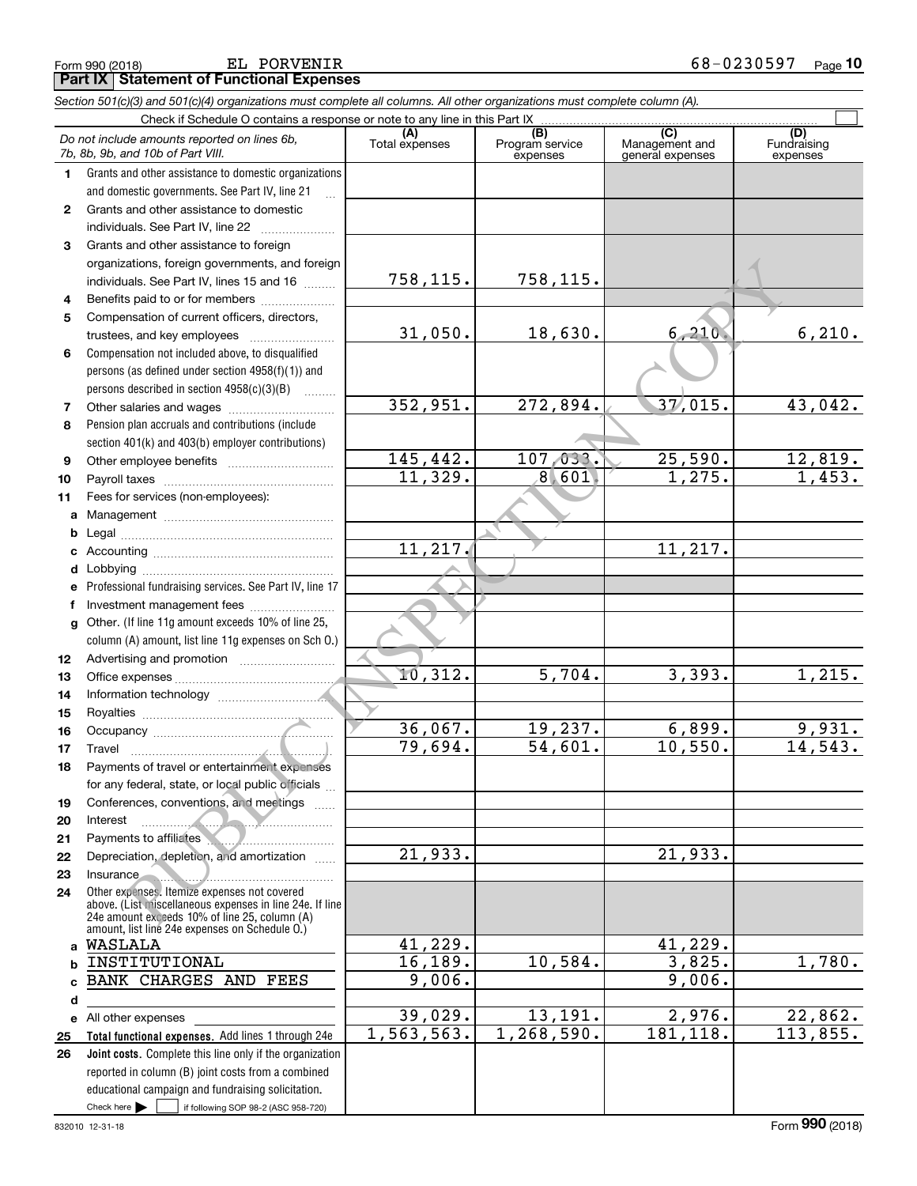Form 990 (2018) EL PORVENIR 68-0230597 Page **10**

## Part IX Statement of Functional Expenses

*Section 501(c)(3) and 501(c)(4) organizations must complete all columns. All other organizations must complete column (A).*

Check if Schedule O contains a response or note to any line in this Part IX

| *Do not include amounts reported on lines 6b, 7b, 8b, 9b, and 10b of Part VIII.* | (A) Total expenses | (B) Program service expenses | (C) Management and general expenses | (D) Fundraising expenses |
|---|---|---|---|---|
| 1 Grants and other assistance to domestic organizations and domestic governments. See Part IV, line 21 | | | | |
| 2 Grants and other assistance to domestic individuals. See Part IV, line 22 | | | | |
| 3 Grants and other assistance to foreign organizations, foreign governments, and foreign individuals. See Part IV, lines 15 and 16 | 758,115. | 758,115. | | |
| 4 Benefits paid to or for members | | | | |
| 5 Compensation of current officers, directors, trustees, and key employees | 31,050. | 18,630. | 6,210. | 6,210. |
| 6 Compensation not included above, to disqualified persons (as defined under section 4958(f)(1)) and persons described in section 4958(c)(3)(B) | | | | |
| 7 Other salaries and wages | 352,951. | 272,894. | 37,015. | 43,042. |
| 8 Pension plan accruals and contributions (include section 401(k) and 403(b) employer contributions) | | | | |
| 9 Other employee benefits | 145,442. | 107,033. | 25,590. | 12,819. |
| 10 Payroll taxes | 11,329. | 8,601. | 1,275. | 1,453. |
| 11 Fees for services (non-employees): | | | | |
| a Management | | | | |
| b Legal | | | | |
| c Accounting | 11,217. | | 11,217. | |
| d Lobbying | | | | |
| e Professional fundraising services. See Part IV, line 17 | | | | |
| f Investment management fees | | | | |
| g Other. (If line 11g amount exceeds 10% of line 25, column (A) amount, list line 11g expenses on Sch O.) | | | | |
| 12 Advertising and promotion | | | | |
| 13 Office expenses | 10,312. | 5,704. | 3,393. | 1,215. |
| 14 Information technology | | | | |
| 15 Royalties | | | | |
| 16 Occupancy | 36,067. | 19,237. | 6,899. | 9,931. |
| 17 Travel | 79,694. | 54,601. | 10,550. | 14,543. |
| 18 Payments of travel or entertainment expenses for any federal, state, or local public officials | | | | |
| 19 Conferences, conventions, and meetings | | | | |
| 20 Interest | | | | |
| 21 Payments to affiliates | | | | |
| 22 Depreciation, depletion, and amortization | 21,933. | | 21,933. | |
| 23 Insurance | | | | |
| 24 Other expenses. Itemize expenses not covered above. (List miscellaneous expenses in line 24e. If line 24e amount exceeds 10% of line 25, column (A) amount, list line 24e expenses on Schedule O.) | | | | |
| a WASLALA | 41,229. | | 41,229. | |
| b INSTITUTIONAL | 16,189. | 10,584. | 3,825. | 1,780. |
| c BANK CHARGES AND FEES | 9,006. | | 9,006. | |
| d | | | | |
| e All other expenses | 39,029. | 13,191. | 2,976. | 22,862. |
| 25 **Total functional expenses.** Add lines 1 through 24e | 1,563,563. | 1,268,590. | 181,118. | 113,855. |
| 26 **Joint costs.** Complete this line only if the organization reported in column (B) joint costs from a combined educational campaign and fundraising solicitation. Check here ☐ if following SOP 98-2 (ASC 958-720) | | | | |

832010 12-31-18 Form **990** (2018)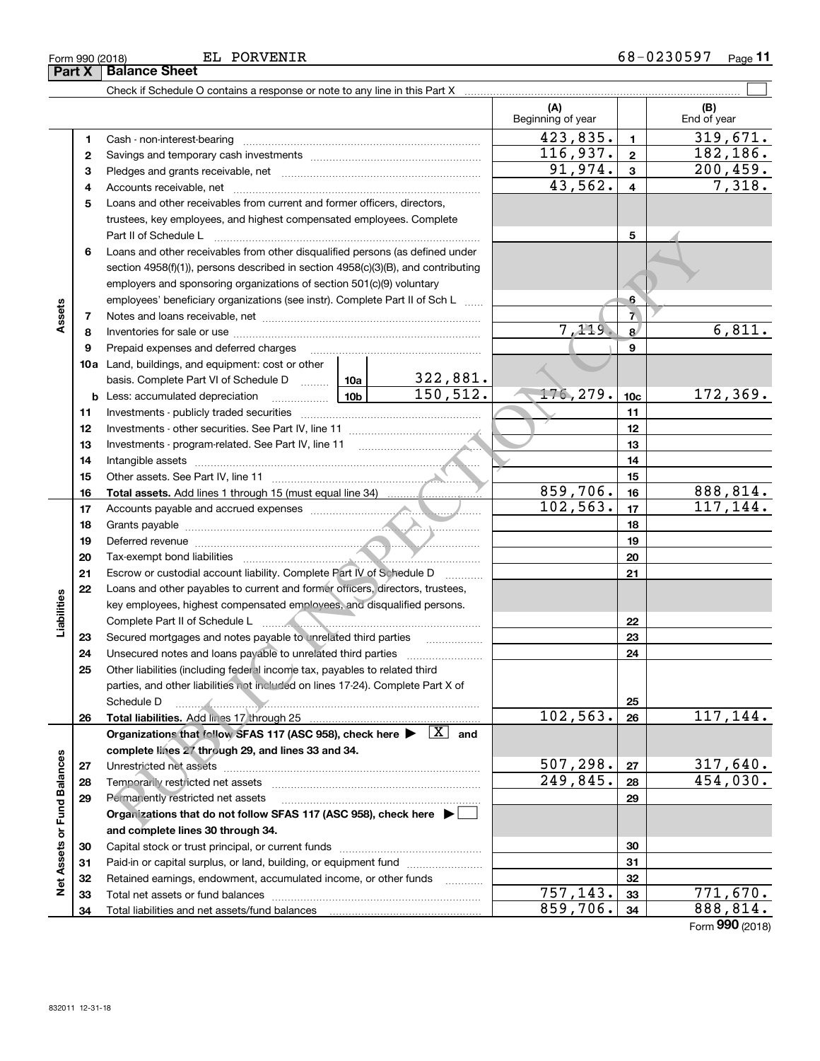Form 990 (2018) EL PORVENIR 68-0230597 Page 11

## Part X Balance Sheet

Check if Schedule O contains a response or note to any line in this Part X

| | | | (A) Beginning of year | | (B) End of year |
|---|---|---|---|---|---|
| Assets | 1 | Cash - non-interest-bearing | 423,835. | 1 | 319,671. |
| | 2 | Savings and temporary cash investments | 116,937. | 2 | 182,186. |
| | 3 | Pledges and grants receivable, net | 91,974. | 3 | 200,459. |
| | 4 | Accounts receivable, net | 43,562. | 4 | 7,318. |
| | 5 | Loans and other receivables from current and former officers, directors, trustees, key employees, and highest compensated employees. Complete Part II of Schedule L | | 5 | |
| | 6 | Loans and other receivables from other disqualified persons (as defined under section 4958(f)(1)), persons described in section 4958(c)(3)(B), and contributing employers and sponsoring organizations of section 501(c)(9) voluntary employees' beneficiary organizations (see instr). Complete Part II of Sch L | | 6 | |
| | 7 | Notes and loans receivable, net | | 7 | |
| | 8 | Inventories for sale or use | 7,119. | 8 | 6,811. |
| | 9 | Prepaid expenses and deferred charges | | 9 | |
| | 10a | Land, buildings, and equipment: cost or other basis. Complete Part VI of Schedule D — 10a: 322,881. | | | |
| | b | Less: accumulated depreciation — 10b: 150,512. | 176,279. | 10c | 172,369. |
| | 11 | Investments - publicly traded securities | | 11 | |
| | 12 | Investments - other securities. See Part IV, line 11 | | 12 | |
| | 13 | Investments - program-related. See Part IV, line 11 | | 13 | |
| | 14 | Intangible assets | | 14 | |
| | 15 | Other assets. See Part IV, line 11 | | 15 | |
| | 16 | **Total assets.** Add lines 1 through 15 (must equal line 34) | 859,706. | 16 | 888,814. |
| Liabilities | 17 | Accounts payable and accrued expenses | 102,563. | 17 | 117,144. |
| | 18 | Grants payable | | 18 | |
| | 19 | Deferred revenue | | 19 | |
| | 20 | Tax-exempt bond liabilities | | 20 | |
| | 21 | Escrow or custodial account liability. Complete Part IV of Schedule D | | 21 | |
| | 22 | Loans and other payables to current and former officers, directors, trustees, key employees, highest compensated employees, and disqualified persons. Complete Part II of Schedule L | | 22 | |
| | 23 | Secured mortgages and notes payable to unrelated third parties | | 23 | |
| | 24 | Unsecured notes and loans payable to unrelated third parties | | 24 | |
| | 25 | Other liabilities (including federal income tax, payables to related third parties, and other liabilities not included on lines 17-24). Complete Part X of Schedule D | | 25 | |
| | 26 | **Total liabilities.** Add lines 17 through 25 | 102,563. | 26 | 117,144. |
| Net Assets or Fund Balances | | **Organizations that follow SFAS 117 (ASC 958), check here ▶ [X] and complete lines 27 through 29, and lines 33 and 34.** | | | |
| | 27 | Unrestricted net assets | 507,298. | 27 | 317,640. |
| | 28 | Temporarily restricted net assets | 249,845. | 28 | 454,030. |
| | 29 | Permanently restricted net assets | | 29 | |
| | | **Organizations that do not follow SFAS 117 (ASC 958), check here ▶ [ ] and complete lines 30 through 34.** | | | |
| | 30 | Capital stock or trust principal, or current funds | | 30 | |
| | 31 | Paid-in or capital surplus, or land, building, or equipment fund | | 31 | |
| | 32 | Retained earnings, endowment, accumulated income, or other funds | | 32 | |
| | 33 | Total net assets or fund balances | 757,143. | 33 | 771,670. |
| | 34 | Total liabilities and net assets/fund balances | 859,706. | 34 | 888,814. |

Form **990** (2018)

832011 12-31-18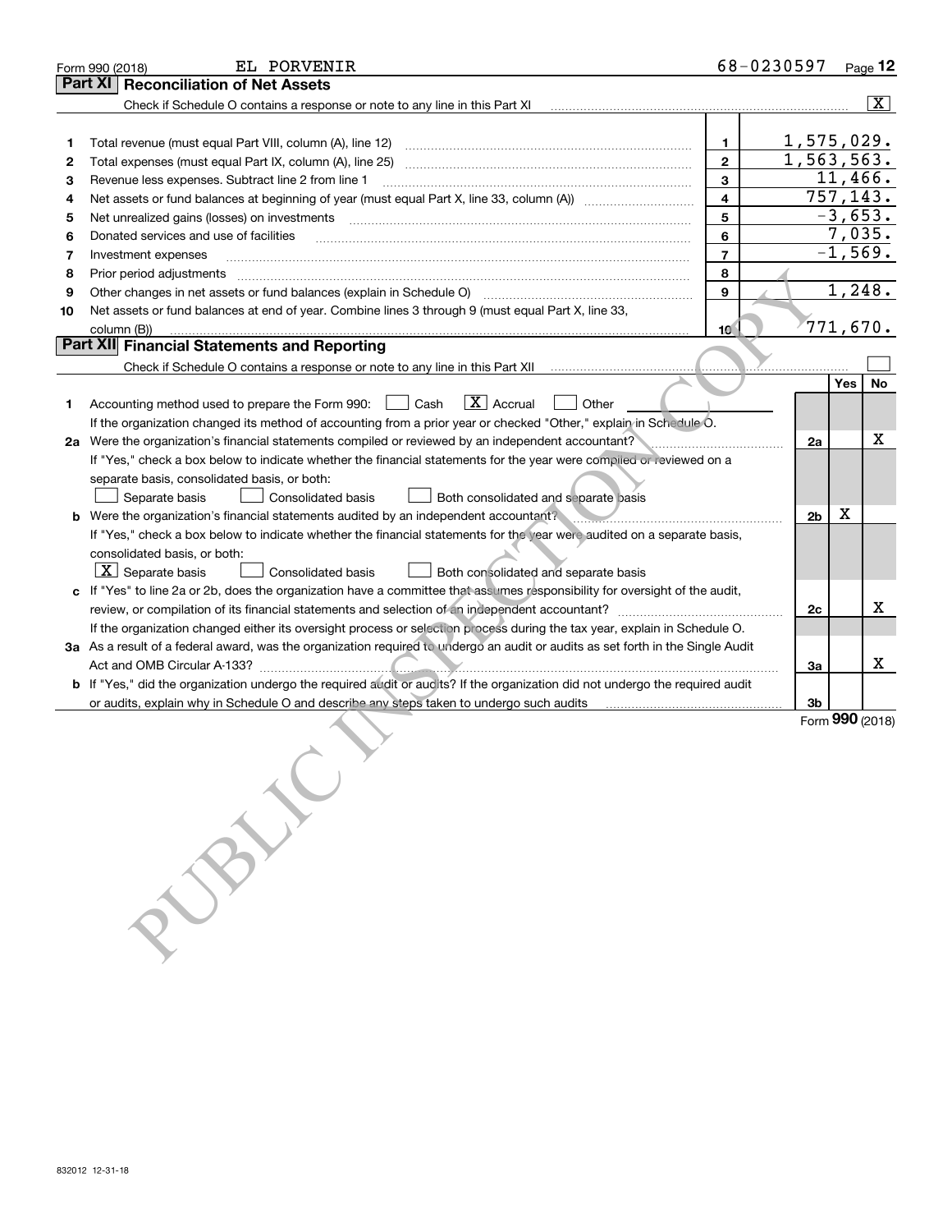Form 990 (2018) EL PORVENIR 68-0230597 Page **12**

## Part XI Reconciliation of Net Assets

Check if Schedule O contains a response or note to any line in this Part XI ..... [X]

| | | | |
|---|---|---|---|
| 1 | Total revenue (must equal Part VIII, column (A), line 12) | 1 | 1,575,029. |
| 2 | Total expenses (must equal Part IX, column (A), line 25) | 2 | 1,563,563. |
| 3 | Revenue less expenses. Subtract line 2 from line 1 | 3 | 11,466. |
| 4 | Net assets or fund balances at beginning of year (must equal Part X, line 33, column (A)) | 4 | 757,143. |
| 5 | Net unrealized gains (losses) on investments | 5 | -3,653. |
| 6 | Donated services and use of facilities | 6 | 7,035. |
| 7 | Investment expenses | 7 | -1,569. |
| 8 | Prior period adjustments | 8 | |
| 9 | Other changes in net assets or fund balances (explain in Schedule O) | 9 | 1,248. |
| 10 | Net assets or fund balances at end of year. Combine lines 3 through 9 (must equal Part X, line 33, column (B)) | 10 | 771,670. |

## Part XII Financial Statements and Reporting

Check if Schedule O contains a response or note to any line in this Part XII ..... [ ]

| | | | Yes | No |
|---|---|---|---|---|
| 1 | Accounting method used to prepare the Form 990: [ ] Cash [X] Accrual [ ] Other<br>If the organization changed its method of accounting from a prior year or checked "Other," explain in Schedule O. | | | |
| 2a | Were the organization's financial statements compiled or reviewed by an independent accountant?<br>If "Yes," check a box below to indicate whether the financial statements for the year were compiled or reviewed on a separate basis, consolidated basis, or both:<br>[ ] Separate basis [ ] Consolidated basis [ ] Both consolidated and separate basis | 2a | | X |
| b | Were the organization's financial statements audited by an independent accountant?<br>If "Yes," check a box below to indicate whether the financial statements for the year were audited on a separate basis, consolidated basis, or both:<br>[X] Separate basis [ ] Consolidated basis [ ] Both consolidated and separate basis | 2b | X | |
| c | If "Yes" to line 2a or 2b, does the organization have a committee that assumes responsibility for oversight of the audit, review, or compilation of its financial statements and selection of an independent accountant?<br>If the organization changed either its oversight process or selection process during the tax year, explain in Schedule O. | 2c | | X |
| 3a | As a result of a federal award, was the organization required to undergo an audit or audits as set forth in the Single Audit Act and OMB Circular A-133? | 3a | | X |
| b | If "Yes," did the organization undergo the required audit or audits? If the organization did not undergo the required audit or audits, explain why in Schedule O and describe any steps taken to undergo such audits | 3b | | |

Form **990** (2018)

832012 12-31-18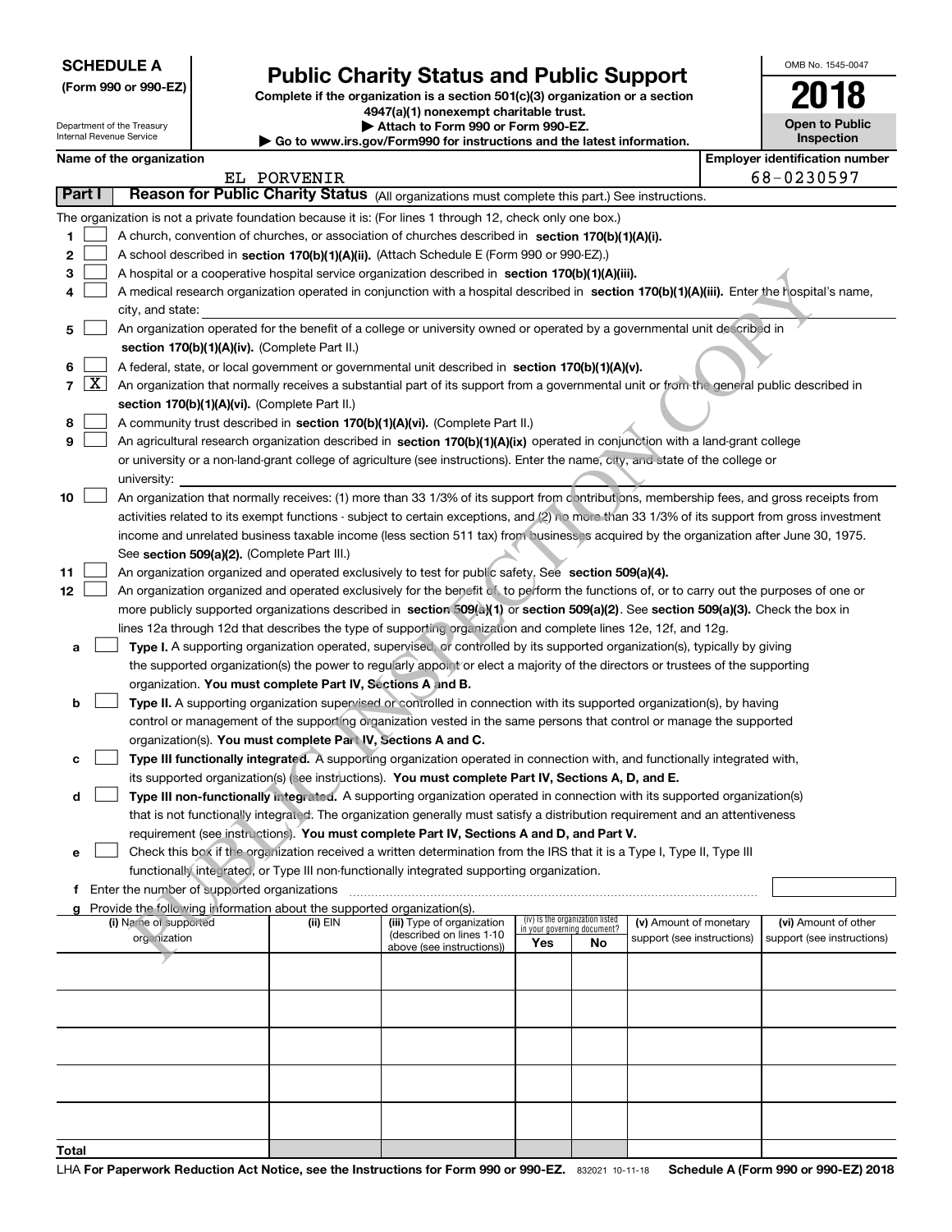**SCHEDULE A**
**(Form 990 or 990-EZ)**

Department of the Treasury
Internal Revenue Service

# Public Charity Status and Public Support

**Complete if the organization is a section 501(c)(3) organization or a section 4947(a)(1) nonexempt charitable trust.**
**▶ Attach to Form 990 or Form 990-EZ.**
**▶ Go to www.irs.gov/Form990 for instructions and the latest information.**

OMB No. 1545-0047
**2018**
**Open to Public Inspection**

**Name of the organization:** EL PORVENIR
**Employer identification number:** 68-0230597

**Part I — Reason for Public Charity Status** (All organizations must complete this part.) See instructions.

The organization is not a private foundation because it is: (For lines 1 through 12, check only one box.)

1. ☐ A church, convention of churches, or association of churches described in **section 170(b)(1)(A)(i).**
2. ☐ A school described in **section 170(b)(1)(A)(ii).** (Attach Schedule E (Form 990 or 990-EZ).)
3. ☐ A hospital or a cooperative hospital service organization described in **section 170(b)(1)(A)(iii).**
4. ☐ A medical research organization operated in conjunction with a hospital described in **section 170(b)(1)(A)(iii).** Enter the hospital's name, city, and state:
5. ☐ An organization operated for the benefit of a college or university owned or operated by a governmental unit described in **section 170(b)(1)(A)(iv).** (Complete Part II.)
6. ☐ A federal, state, or local government or governmental unit described in **section 170(b)(1)(A)(v).**
7. ☒ An organization that normally receives a substantial part of its support from a governmental unit or from the general public described in **section 170(b)(1)(A)(vi).** (Complete Part II.)
8. ☐ A community trust described in **section 170(b)(1)(A)(vi).** (Complete Part II.)
9. ☐ An agricultural research organization described in **section 170(b)(1)(A)(ix)** operated in conjunction with a land-grant college or university or a non-land-grant college of agriculture (see instructions). Enter the name, city, and state of the college or university:
10. ☐ An organization that normally receives: (1) more than 33 1/3% of its support from contributions, membership fees, and gross receipts from activities related to its exempt functions - subject to certain exceptions, and (2) no more than 33 1/3% of its support from gross investment income and unrelated business taxable income (less section 511 tax) from businesses acquired by the organization after June 30, 1975. See **section 509(a)(2).** (Complete Part III.)
11. ☐ An organization organized and operated exclusively to test for public safety. See **section 509(a)(4).**
12. ☐ An organization organized and operated exclusively for the benefit of, to perform the functions of, or to carry out the purposes of one or more publicly supported organizations described in **section 509(a)(1)** or **section 509(a)(2)**. See **section 509(a)(3).** Check the box in lines 12a through 12d that describes the type of supporting organization and complete lines 12e, 12f, and 12g.
   - **a** ☐ **Type I.** A supporting organization operated, supervised, or controlled by its supported organization(s), typically by giving the supported organization(s) the power to regularly appoint or elect a majority of the directors or trustees of the supporting organization. **You must complete Part IV, Sections A and B.**
   - **b** ☐ **Type II.** A supporting organization supervised or controlled in connection with its supported organization(s), by having control or management of the supporting organization vested in the same persons that control or manage the supported organization(s). **You must complete Part IV, Sections A and C.**
   - **c** ☐ **Type III functionally integrated.** A supporting organization operated in connection with, and functionally integrated with, its supported organization(s) (see instructions). **You must complete Part IV, Sections A, D, and E.**
   - **d** ☐ **Type III non-functionally integrated.** A supporting organization operated in connection with its supported organization(s) that is not functionally integrated. The organization generally must satisfy a distribution requirement and an attentiveness requirement (see instructions). **You must complete Part IV, Sections A and D, and Part V.**
   - **e** ☐ Check this box if the organization received a written determination from the IRS that it is a Type I, Type II, Type III functionally integrated, or Type III non-functionally integrated supporting organization.
   - **f** Enter the number of supported organizations
   - **g** Provide the following information about the supported organization(s).

| (i) Name of supported organization | (ii) EIN | (iii) Type of organization (described on lines 1-10 above (see instructions)) | (iv) Is the organization listed in your governing document? Yes | No | (v) Amount of monetary support (see instructions) | (vi) Amount of other support (see instructions) |
|---|---|---|---|---|---|---|
| | | | | | | |
| | | | | | | |
| | | | | | | |
| | | | | | | |
| | | | | | | |
| **Total** | | | | | | |

LHA **For Paperwork Reduction Act Notice, see the Instructions for Form 990 or 990-EZ.** 832021 10-11-18 **Schedule A (Form 990 or 990-EZ) 2018**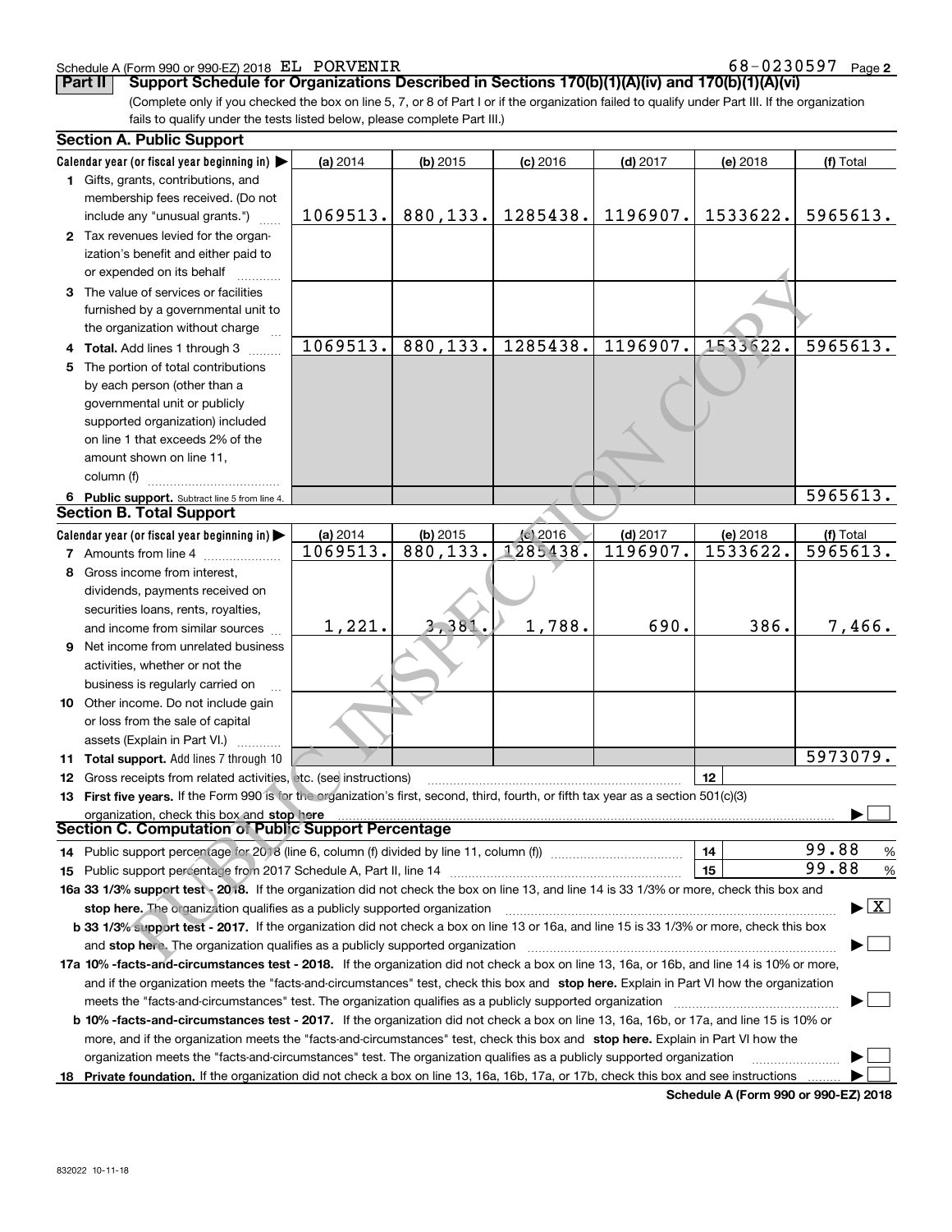Schedule A (Form 990 or 990-EZ) 2018 EL PORVENIR 68-0230597 Page 2

**Part II** **Support Schedule for Organizations Described in Sections 170(b)(1)(A)(iv) and 170(b)(1)(A)(vi)**

(Complete only if you checked the box on line 5, 7, or 8 of Part I or if the organization failed to qualify under Part III. If the organization fails to qualify under the tests listed below, please complete Part III.)

## Section A. Public Support

| Calendar year (or fiscal year beginning in) ▶ | (a) 2014 | (b) 2015 | (c) 2016 | (d) 2017 | (e) 2018 | (f) Total |
|---|---|---|---|---|---|---|
| **1** Gifts, grants, contributions, and membership fees received. (Do not include any "unusual grants.") | 1069513. | 880,133. | 1285438. | 1196907. | 1533622. | 5965613. |
| **2** Tax revenues levied for the organization's benefit and either paid to or expended on its behalf | | | | | | |
| **3** The value of services or facilities furnished by a governmental unit to the organization without charge | | | | | | |
| **4 Total.** Add lines 1 through 3 | 1069513. | 880,133. | 1285438. | 1196907. | 1533622. | 5965613. |
| **5** The portion of total contributions by each person (other than a governmental unit or publicly supported organization) included on line 1 that exceeds 2% of the amount shown on line 11, column (f) | | | | | | |
| **6 Public support.** Subtract line 5 from line 4. | | | | | | 5965613. |

## Section B. Total Support

| Calendar year (or fiscal year beginning in) ▶ | (a) 2014 | (b) 2015 | (c) 2016 | (d) 2017 | (e) 2018 | (f) Total |
|---|---|---|---|---|---|---|
| **7** Amounts from line 4 | 1069513. | 880,133. | 1285438. | 1196907. | 1533622. | 5965613. |
| **8** Gross income from interest, dividends, payments received on securities loans, rents, royalties, and income from similar sources | 1,221. | 3,381. | 1,788. | 690. | 386. | 7,466. |
| **9** Net income from unrelated business activities, whether or not the business is regularly carried on | | | | | | |
| **10** Other income. Do not include gain or loss from the sale of capital assets (Explain in Part VI.) | | | | | | |
| **11 Total support.** Add lines 7 through 10 | | | | | | 5973079. |

**12** Gross receipts from related activities, etc. (see instructions) | **12** |

**13 First five years.** If the Form 990 is for the organization's first, second, third, fourth, or fifth tax year as a section 501(c)(3) organization, check this box and **stop here** ▶ ☐

## Section C. Computation of Public Support Percentage

**14** Public support percentage for 2018 (line 6, column (f) divided by line 11, column (f)) | **14** | 99.88 %

**15** Public support percentage from 2017 Schedule A, Part II, line 14 | **15** | 99.88 %

**16a 33 1/3% support test - 2018.** If the organization did not check the box on line 13, and line 14 is 33 1/3% or more, check this box and **stop here.** The organization qualifies as a publicly supported organization ▶ ☒

**b 33 1/3% support test - 2017.** If the organization did not check a box on line 13 or 16a, and line 15 is 33 1/3% or more, check this box and **stop here.** The organization qualifies as a publicly supported organization ▶ ☐

**17a 10% -facts-and-circumstances test - 2018.** If the organization did not check a box on line 13, 16a, or 16b, and line 14 is 10% or more, and if the organization meets the "facts-and-circumstances" test, check this box and **stop here.** Explain in Part VI how the organization meets the "facts-and-circumstances" test. The organization qualifies as a publicly supported organization ▶ ☐

**b 10% -facts-and-circumstances test - 2017.** If the organization did not check a box on line 13, 16a, 16b, or 17a, and line 15 is 10% or more, and if the organization meets the "facts-and-circumstances" test, check this box and **stop here.** Explain in Part VI how the organization meets the "facts-and-circumstances" test. The organization qualifies as a publicly supported organization ▶ ☐

**18 Private foundation.** If the organization did not check a box on line 13, 16a, 16b, 17a, or 17b, check this box and see instructions ▶ ☐

**Schedule A (Form 990 or 990-EZ) 2018**

832022 10-11-18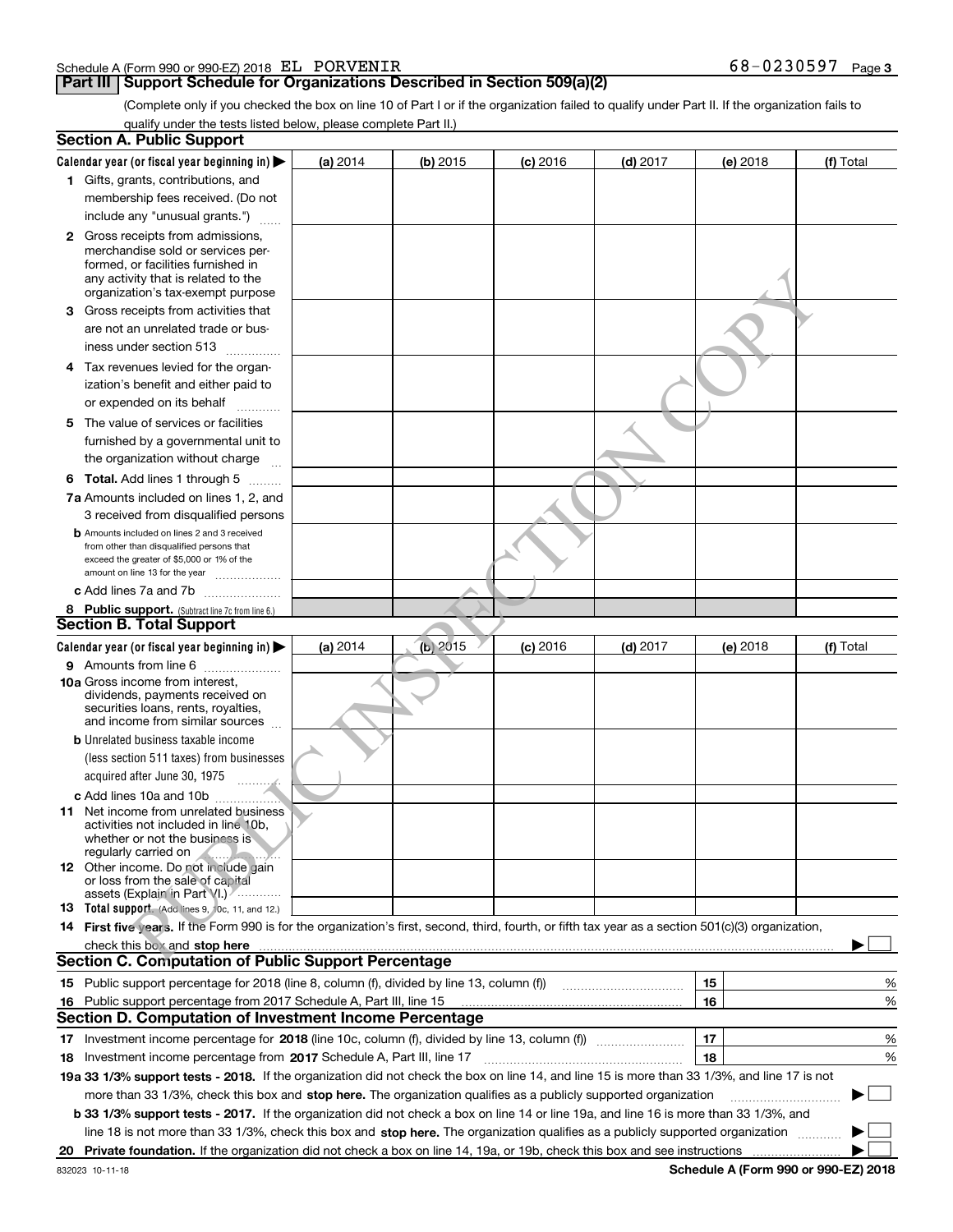Schedule A (Form 990 or 990-EZ) 2018 EL PORVENIR 68-0230597

## Part III Support Schedule for Organizations Described in Section 509(a)(2)

(Complete only if you checked the box on line 10 of Part I or if the organization failed to qualify under Part II. If the organization fails to qualify under the tests listed below, please complete Part II.)

### Section A. Public Support

| Calendar year (or fiscal year beginning in) ▶ | (a) 2014 | (b) 2015 | (c) 2016 | (d) 2017 | (e) 2018 | (f) Total |
|---|---|---|---|---|---|---|
| 1 Gifts, grants, contributions, and membership fees received. (Do not include any "unusual grants.") | | | | | | |
| 2 Gross receipts from admissions, merchandise sold or services performed, or facilities furnished in any activity that is related to the organization's tax-exempt purpose | | | | | | |
| 3 Gross receipts from activities that are not an unrelated trade or business under section 513 | | | | | | |
| 4 Tax revenues levied for the organization's benefit and either paid to or expended on its behalf | | | | | | |
| 5 The value of services or facilities furnished by a governmental unit to the organization without charge | | | | | | |
| 6 Total. Add lines 1 through 5 | | | | | | |
| 7a Amounts included on lines 1, 2, and 3 received from disqualified persons | | | | | | |
| b Amounts included on lines 2 and 3 received from other than disqualified persons that exceed the greater of $5,000 or 1% of the amount on line 13 for the year | | | | | | |
| c Add lines 7a and 7b | | | | | | |
| 8 Public support. (Subtract line 7c from line 6.) | | | | | | |

### Section B. Total Support

| Calendar year (or fiscal year beginning in) ▶ | (a) 2014 | (b) 2015 | (c) 2016 | (d) 2017 | (e) 2018 | (f) Total |
|---|---|---|---|---|---|---|
| 9 Amounts from line 6 | | | | | | |
| 10a Gross income from interest, dividends, payments received on securities loans, rents, royalties, and income from similar sources | | | | | | |
| b Unrelated business taxable income (less section 511 taxes) from businesses acquired after June 30, 1975 | | | | | | |
| c Add lines 10a and 10b | | | | | | |
| 11 Net income from unrelated business activities not included in line 10b, whether or not the business is regularly carried on | | | | | | |
| 12 Other income. Do not include gain or loss from the sale of capital assets (Explain in Part VI.) | | | | | | |
| 13 Total support. (Add lines 9, 10c, 11, and 12.) | | | | | | |

14 **First five years.** If the Form 990 is for the organization's first, second, third, fourth, or fifth tax year as a section 501(c)(3) organization, check this box and **stop here** ▶ ☐

### Section C. Computation of Public Support Percentage

15 Public support percentage for 2018 (line 8, column (f), divided by line 13, column (f)) | 15 | %

16 Public support percentage from 2017 Schedule A, Part III, line 15 | 16 | %

### Section D. Computation of Investment Income Percentage

17 Investment income percentage for **2018** (line 10c, column (f), divided by line 13, column (f)) | 17 | %

18 Investment income percentage from **2017** Schedule A, Part III, line 17 | 18 | %

**19a 33 1/3% support tests - 2018.** If the organization did not check the box on line 14, and line 15 is more than 33 1/3%, and line 17 is not more than 33 1/3%, check this box and **stop here.** The organization qualifies as a publicly supported organization ▶ ☐

**b 33 1/3% support tests - 2017.** If the organization did not check a box on line 14 or line 19a, and line 16 is more than 33 1/3%, and line 18 is not more than 33 1/3%, check this box and **stop here.** The organization qualifies as a publicly supported organization ▶ ☐

**20 Private foundation.** If the organization did not check a box on line 14, 19a, or 19b, check this box and see instructions ▶ ☐

832023 10-11-18 **Schedule A (Form 990 or 990-EZ) 2018**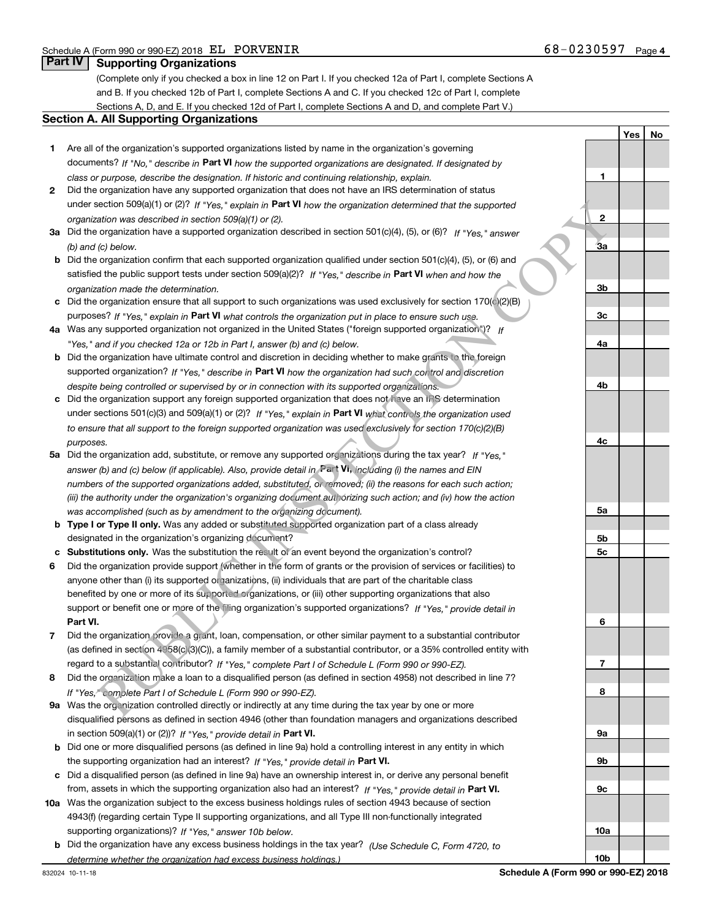Schedule A (Form 990 or 990-EZ) 2018 EL PORVENIR 68-0230597

## Part IV Supporting Organizations

(Complete only if you checked a box in line 12 on Part I. If you checked 12a of Part I, complete Sections A and B. If you checked 12b of Part I, complete Sections A and C. If you checked 12c of Part I, complete Sections A, D, and E. If you checked 12d of Part I, complete Sections A and D, and complete Part V.)

### Section A. All Supporting Organizations

| | | Line | Yes | No |
|---|---|---|---|---|
| **1** | Are all of the organization's supported organizations listed by name in the organization's governing documents? *If "No," describe in* **Part VI** *how the supported organizations are designated. If designated by class or purpose, describe the designation. If historic and continuing relationship, explain.* | 1 | | |
| **2** | Did the organization have any supported organization that does not have an IRS determination of status under section 509(a)(1) or (2)? *If "Yes," explain in* **Part VI** *how the organization determined that the supported organization was described in section 509(a)(1) or (2).* | 2 | | |
| **3a** | Did the organization have a supported organization described in section 501(c)(4), (5), or (6)? *If "Yes," answer (b) and (c) below.* | 3a | | |
| **b** | Did the organization confirm that each supported organization qualified under section 501(c)(4), (5), or (6) and satisfied the public support tests under section 509(a)(2)? *If "Yes," describe in* **Part VI** *when and how the organization made the determination.* | 3b | | |
| **c** | Did the organization ensure that all support to such organizations was used exclusively for section 170(c)(2)(B) purposes? *If "Yes," explain in* **Part VI** *what controls the organization put in place to ensure such use.* | 3c | | |
| **4a** | Was any supported organization not organized in the United States ("foreign supported organization")? *If "Yes," and if you checked 12a or 12b in Part I, answer (b) and (c) below.* | 4a | | |
| **b** | Did the organization have ultimate control and discretion in deciding whether to make grants to the foreign supported organization? *If "Yes," describe in* **Part VI** *how the organization had such control and discretion despite being controlled or supervised by or in connection with its supported organizations.* | 4b | | |
| **c** | Did the organization support any foreign supported organization that does not have an IRS determination under sections 501(c)(3) and 509(a)(1) or (2)? *If "Yes," explain in* **Part VI** *what controls the organization used to ensure that all support to the foreign supported organization was used exclusively for section 170(c)(2)(B) purposes.* | 4c | | |
| **5a** | Did the organization add, substitute, or remove any supported organizations during the tax year? *If "Yes," answer (b) and (c) below (if applicable). Also, provide detail in* **Part VI**, *including (i) the names and EIN numbers of the supported organizations added, substituted, or removed; (ii) the reasons for each such action; (iii) the authority under the organization's organizing document authorizing such action; and (iv) how the action was accomplished (such as by amendment to the organizing document).* | 5a | | |
| **b** | **Type I or Type II only.** Was any added or substituted supported organization part of a class already designated in the organization's organizing document? | 5b | | |
| **c** | **Substitutions only.** Was the substitution the result of an event beyond the organization's control? | 5c | | |
| **6** | Did the organization provide support (whether in the form of grants or the provision of services or facilities) to anyone other than (i) its supported organizations, (ii) individuals that are part of the charitable class benefited by one or more of its supported organizations, or (iii) other supporting organizations that also support or benefit one or more of the filing organization's supported organizations? *If "Yes," provide detail in* **Part VI.** | 6 | | |
| **7** | Did the organization provide a grant, loan, compensation, or other similar payment to a substantial contributor (as defined in section 4958(c)(3)(C)), a family member of a substantial contributor, or a 35% controlled entity with regard to a substantial contributor? *If "Yes," complete Part I of Schedule L (Form 990 or 990-EZ).* | 7 | | |
| **8** | Did the organization make a loan to a disqualified person (as defined in section 4958) not described in line 7? *If "Yes," complete Part I of Schedule L (Form 990 or 990-EZ).* | 8 | | |
| **9a** | Was the organization controlled directly or indirectly at any time during the tax year by one or more disqualified persons as defined in section 4946 (other than foundation managers and organizations described in section 509(a)(1) or (2))? *If "Yes," provide detail in* **Part VI.** | 9a | | |
| **b** | Did one or more disqualified persons (as defined in line 9a) hold a controlling interest in any entity in which the supporting organization had an interest? *If "Yes," provide detail in* **Part VI.** | 9b | | |
| **c** | Did a disqualified person (as defined in line 9a) have an ownership interest in, or derive any personal benefit from, assets in which the supporting organization also had an interest? *If "Yes," provide detail in* **Part VI.** | 9c | | |
| **10a** | Was the organization subject to the excess business holdings rules of section 4943 because of section 4943(f) (regarding certain Type II supporting organizations, and all Type III non-functionally integrated supporting organizations)? *If "Yes," answer 10b below.* | 10a | | |
| **b** | Did the organization have any excess business holdings in the tax year? *(Use Schedule C, Form 4720, to determine whether the organization had excess business holdings.)* | 10b | | |

832024 10-11-18 **Schedule A (Form 990 or 990-EZ) 2018**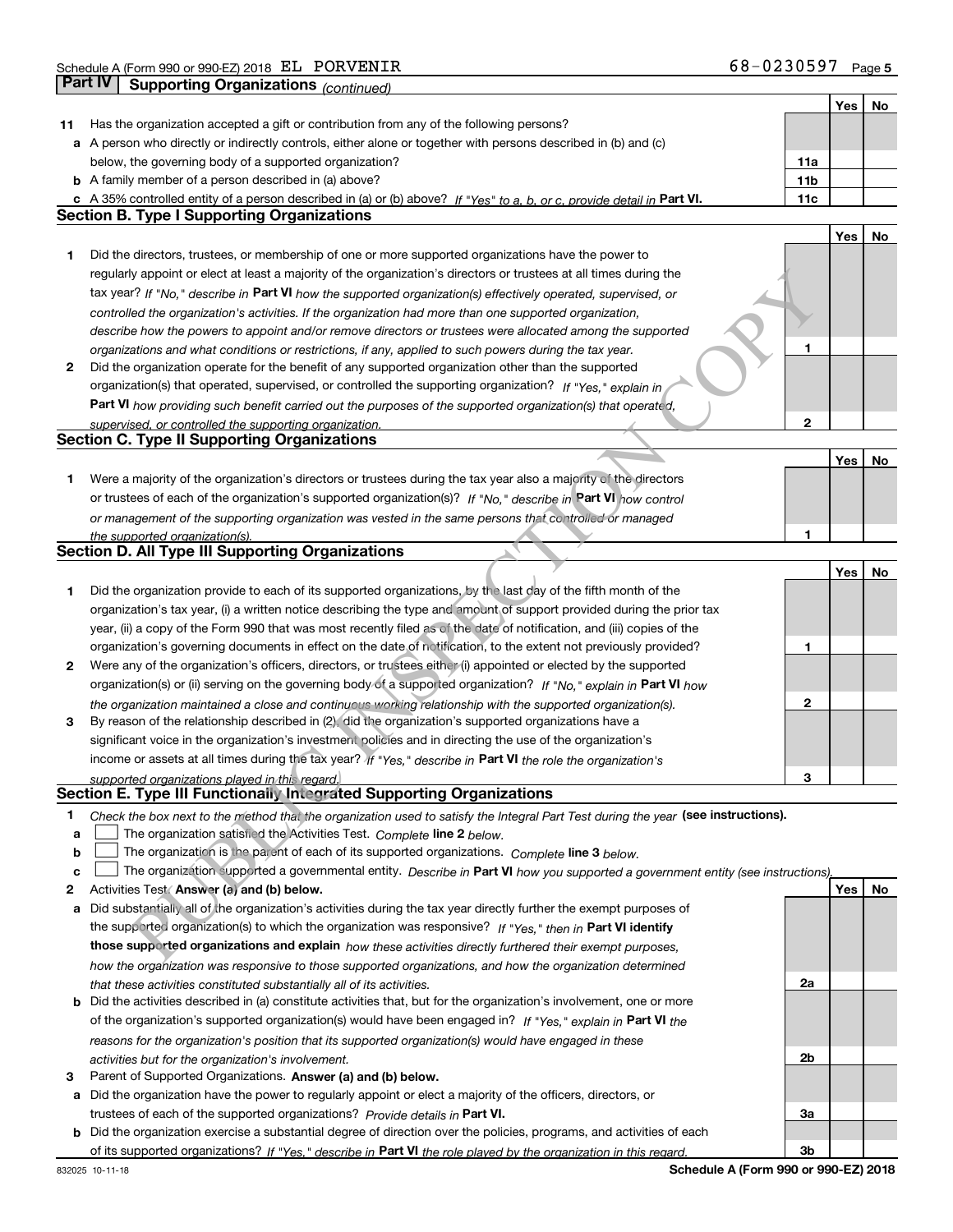Schedule A (Form 990 or 990-EZ) 2018 EL PORVENIR 68-0230597

## Part IV Supporting Organizations *(continued)*

| | | | Yes | No |
|---|---|---|---|---|
| **11** | Has the organization accepted a gift or contribution from any of the following persons? | | | |
| **a** | A person who directly or indirectly controls, either alone or together with persons described in (b) and (c) below, the governing body of a supported organization? | **11a** | | |
| **b** | A family member of a person described in (a) above? | **11b** | | |
| **c** | A 35% controlled entity of a person described in (a) or (b) above? *If "Yes" to a, b, or c, provide detail in* **Part VI.** | **11c** | | |

### Section B. Type I Supporting Organizations

| | | | Yes | No |
|---|---|---|---|---|
| **1** | Did the directors, trustees, or membership of one or more supported organizations have the power to regularly appoint or elect at least a majority of the organization's directors or trustees at all times during the tax year? *If "No," describe in* **Part VI** *how the supported organization(s) effectively operated, supervised, or controlled the organization's activities. If the organization had more than one supported organization, describe how the powers to appoint and/or remove directors or trustees were allocated among the supported organizations and what conditions or restrictions, if any, applied to such powers during the tax year.* | **1** | | |
| **2** | Did the organization operate for the benefit of any supported organization other than the supported organization(s) that operated, supervised, or controlled the supporting organization? *If "Yes," explain in* **Part VI** *how providing such benefit carried out the purposes of the supported organization(s) that operated, supervised, or controlled the supporting organization.* | **2** | | |

### Section C. Type II Supporting Organizations

| | | | Yes | No |
|---|---|---|---|---|
| **1** | Were a majority of the organization's directors or trustees during the tax year also a majority of the directors or trustees of each of the organization's supported organization(s)? *If "No," describe in* **Part VI** *how control or management of the supporting organization was vested in the same persons that controlled or managed the supported organization(s).* | **1** | | |

### Section D. All Type III Supporting Organizations

| | | | Yes | No |
|---|---|---|---|---|
| **1** | Did the organization provide to each of its supported organizations, by the last day of the fifth month of the organization's tax year, (i) a written notice describing the type and amount of support provided during the prior tax year, (ii) a copy of the Form 990 that was most recently filed as of the date of notification, and (iii) copies of the organization's governing documents in effect on the date of notification, to the extent not previously provided? | **1** | | |
| **2** | Were any of the organization's officers, directors, or trustees either (i) appointed or elected by the supported organization(s) or (ii) serving on the governing body of a supported organization? *If "No," explain in* **Part VI** *how the organization maintained a close and continuous working relationship with the supported organization(s).* | **2** | | |
| **3** | By reason of the relationship described in (2), did the organization's supported organizations have a significant voice in the organization's investment policies and in directing the use of the organization's income or assets at all times during the tax year? *If "Yes," describe in* **Part VI** *the role the organization's supported organizations played in this regard.* | **3** | | |

### Section E. Type III Functionally Integrated Supporting Organizations

**1** *Check the box next to the method that the organization used to satisfy the Integral Part Test during the year* **(see instructions).**

**a** ☐ The organization satisfied the Activities Test. *Complete* **line 2** *below.*

**b** ☐ The organization is the parent of each of its supported organizations. *Complete* **line 3** *below.*

**c** ☐ The organization supported a governmental entity. *Describe in* **Part VI** *how you supported a government entity (see instructions).*

| | | | Yes | No |
|---|---|---|---|---|
| **2** | Activities Test. **Answer (a) and (b) below.** | | | |
| **a** | Did substantially all of the organization's activities during the tax year directly further the exempt purposes of the supported organization(s) to which the organization was responsive? *If "Yes," then in* **Part VI identify those supported organizations and explain** *how these activities directly furthered their exempt purposes, how the organization was responsive to those supported organizations, and how the organization determined that these activities constituted substantially all of its activities.* | **2a** | | |
| **b** | Did the activities described in (a) constitute activities that, but for the organization's involvement, one or more of the organization's supported organization(s) would have been engaged in? *If "Yes," explain in* **Part VI** *the reasons for the organization's position that its supported organization(s) would have engaged in these activities but for the organization's involvement.* | **2b** | | |
| **3** | Parent of Supported Organizations. **Answer (a) and (b) below.** | | | |
| **a** | Did the organization have the power to regularly appoint or elect a majority of the officers, directors, or trustees of each of the supported organizations? *Provide details in* **Part VI.** | **3a** | | |
| **b** | Did the organization exercise a substantial degree of direction over the policies, programs, and activities of each of its supported organizations? *If "Yes," describe in* **Part VI** *the role played by the organization in this regard.* | **3b** | | |

832025 10-11-18 **Schedule A (Form 990 or 990-EZ) 2018**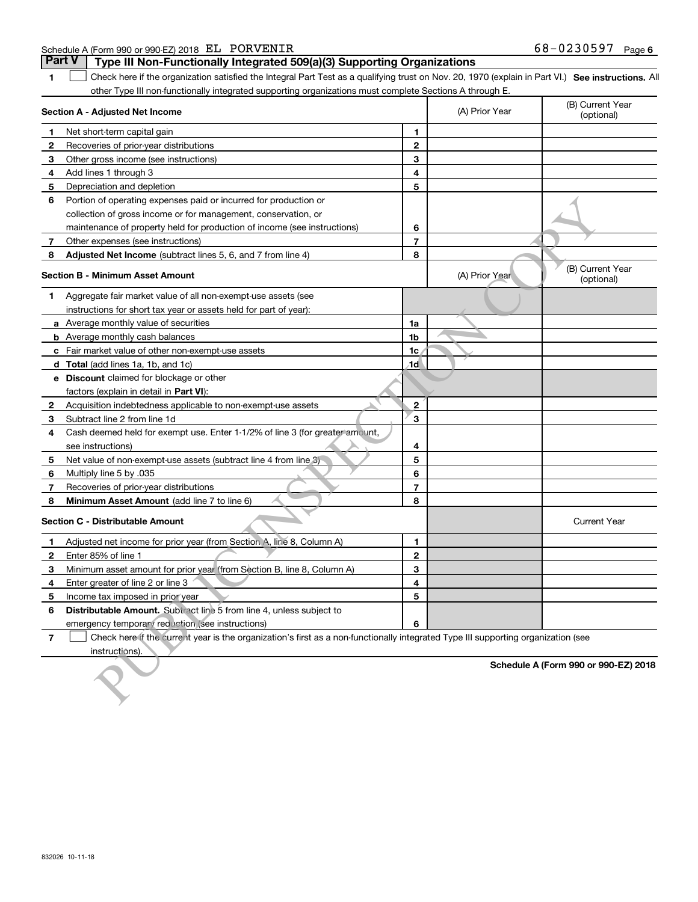Schedule A (Form 990 or 990-EZ) 2018 EL PORVENIR 68-0230597

## Part V Type III Non-Functionally Integrated 509(a)(3) Supporting Organizations

1 ☐ Check here if the organization satisfied the Integral Part Test as a qualifying trust on Nov. 20, 1970 (explain in Part VI.) **See instructions.** All other Type III non-functionally integrated supporting organizations must complete Sections A through E.

| **Section A - Adjusted Net Income** | | | (A) Prior Year | (B) Current Year (optional) |
|---|---|---|---|---|
| 1 | Net short-term capital gain | 1 | | |
| 2 | Recoveries of prior-year distributions | 2 | | |
| 3 | Other gross income (see instructions) | 3 | | |
| 4 | Add lines 1 through 3 | 4 | | |
| 5 | Depreciation and depletion | 5 | | |
| 6 | Portion of operating expenses paid or incurred for production or collection of gross income or for management, conservation, or maintenance of property held for production of income (see instructions) | 6 | | |
| 7 | Other expenses (see instructions) | 7 | | |
| 8 | **Adjusted Net Income** (subtract lines 5, 6, and 7 from line 4) | 8 | | |

| **Section B - Minimum Asset Amount** | | | (A) Prior Year | (B) Current Year (optional) |
|---|---|---|---|---|
| 1 | Aggregate fair market value of all non-exempt-use assets (see instructions for short tax year or assets held for part of year): | | | |
| a | Average monthly value of securities | 1a | | |
| b | Average monthly cash balances | 1b | | |
| c | Fair market value of other non-exempt-use assets | 1c | | |
| d | **Total** (add lines 1a, 1b, and 1c) | 1d | | |
| e | **Discount** claimed for blockage or other factors (explain in detail in **Part VI**): | | | |
| 2 | Acquisition indebtedness applicable to non-exempt-use assets | 2 | | |
| 3 | Subtract line 2 from line 1d | 3 | | |
| 4 | Cash deemed held for exempt use. Enter 1-1/2% of line 3 (for greater amount, see instructions) | 4 | | |
| 5 | Net value of non-exempt-use assets (subtract line 4 from line 3) | 5 | | |
| 6 | Multiply line 5 by .035 | 6 | | |
| 7 | Recoveries of prior-year distributions | 7 | | |
| 8 | **Minimum Asset Amount** (add line 7 to line 6) | 8 | | |

| **Section C - Distributable Amount** | | | | Current Year |
|---|---|---|---|---|
| 1 | Adjusted net income for prior year (from Section A, line 8, Column A) | 1 | | |
| 2 | Enter 85% of line 1 | 2 | | |
| 3 | Minimum asset amount for prior year (from Section B, line 8, Column A) | 3 | | |
| 4 | Enter greater of line 2 or line 3 | 4 | | |
| 5 | Income tax imposed in prior year | 5 | | |
| 6 | **Distributable Amount.** Subtract line 5 from line 4, unless subject to emergency temporary reduction (see instructions) | 6 | | |

7 ☐ Check here if the current year is the organization's first as a non-functionally integrated Type III supporting organization (see instructions).

**Schedule A (Form 990 or 990-EZ) 2018**

832026 10-11-18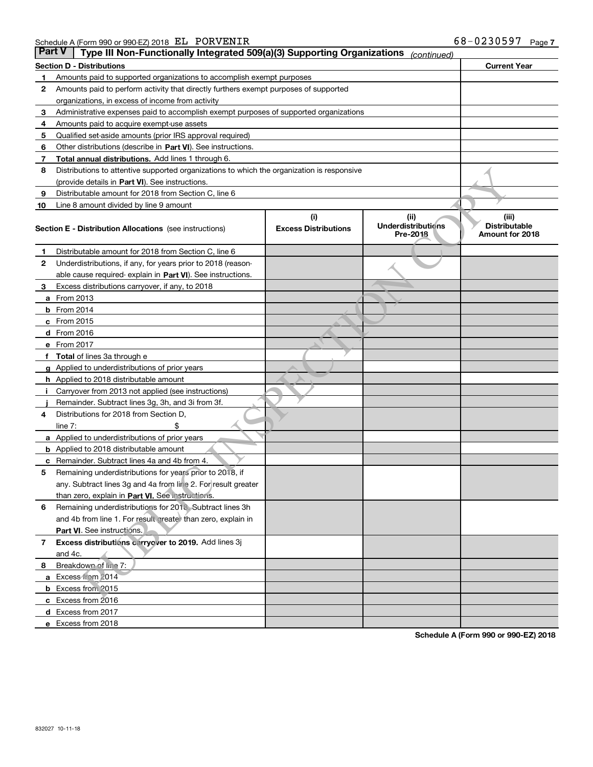Schedule A (Form 990 or 990-EZ) 2018 EL PORVENIR 68-0230597

## Part V Type III Non-Functionally Integrated 509(a)(3) Supporting Organizations *(continued)*

| Section D - Distributions | | Current Year |
|---|---|---|
| 1 | Amounts paid to supported organizations to accomplish exempt purposes | |
| 2 | Amounts paid to perform activity that directly furthers exempt purposes of supported organizations, in excess of income from activity | |
| 3 | Administrative expenses paid to accomplish exempt purposes of supported organizations | |
| 4 | Amounts paid to acquire exempt-use assets | |
| 5 | Qualified set-aside amounts (prior IRS approval required) | |
| 6 | Other distributions (describe in **Part VI**). See instructions. | |
| 7 | **Total annual distributions.** Add lines 1 through 6. | |
| 8 | Distributions to attentive supported organizations to which the organization is responsive (provide details in **Part VI**). See instructions. | |
| 9 | Distributable amount for 2018 from Section C, line 6 | |
| 10 | Line 8 amount divided by line 9 amount | |

| Section E - Distribution Allocations (see instructions) | (i) Excess Distributions | (ii) Underdistributions Pre-2018 | (iii) Distributable Amount for 2018 |
|---|---|---|---|
| **1** Distributable amount for 2018 from Section C, line 6 | | | |
| **2** Underdistributions, if any, for years prior to 2018 (reasonable cause required- explain in **Part VI**). See instructions. | | | |
| **3** Excess distributions carryover, if any, to 2018 | | | |
| **a** From 2013 | | | |
| **b** From 2014 | | | |
| **c** From 2015 | | | |
| **d** From 2016 | | | |
| **e** From 2017 | | | |
| **f** **Total** of lines 3a through e | | | |
| **g** Applied to underdistributions of prior years | | | |
| **h** Applied to 2018 distributable amount | | | |
| **i** Carryover from 2013 not applied (see instructions) | | | |
| **j** Remainder. Subtract lines 3g, 3h, and 3i from 3f. | | | |
| **4** Distributions for 2018 from Section D, line 7: $ | | | |
| **a** Applied to underdistributions of prior years | | | |
| **b** Applied to 2018 distributable amount | | | |
| **c** Remainder. Subtract lines 4a and 4b from 4. | | | |
| **5** Remaining underdistributions for years prior to 2018, if any. Subtract lines 3g and 4a from line 2. For result greater than zero, explain in **Part VI.** See instructions. | | | |
| **6** Remaining underdistributions for 2018. Subtract lines 3h and 4b from line 1. For result greater than zero, explain in **Part VI**. See instructions. | | | |
| **7** **Excess distributions carryover to 2019.** Add lines 3j and 4c. | | | |
| **8** Breakdown of line 7: | | | |
| **a** Excess from 2014 | | | |
| **b** Excess from 2015 | | | |
| **c** Excess from 2016 | | | |
| **d** Excess from 2017 | | | |
| **e** Excess from 2018 | | | |

**Schedule A (Form 990 or 990-EZ) 2018**

832027 10-11-18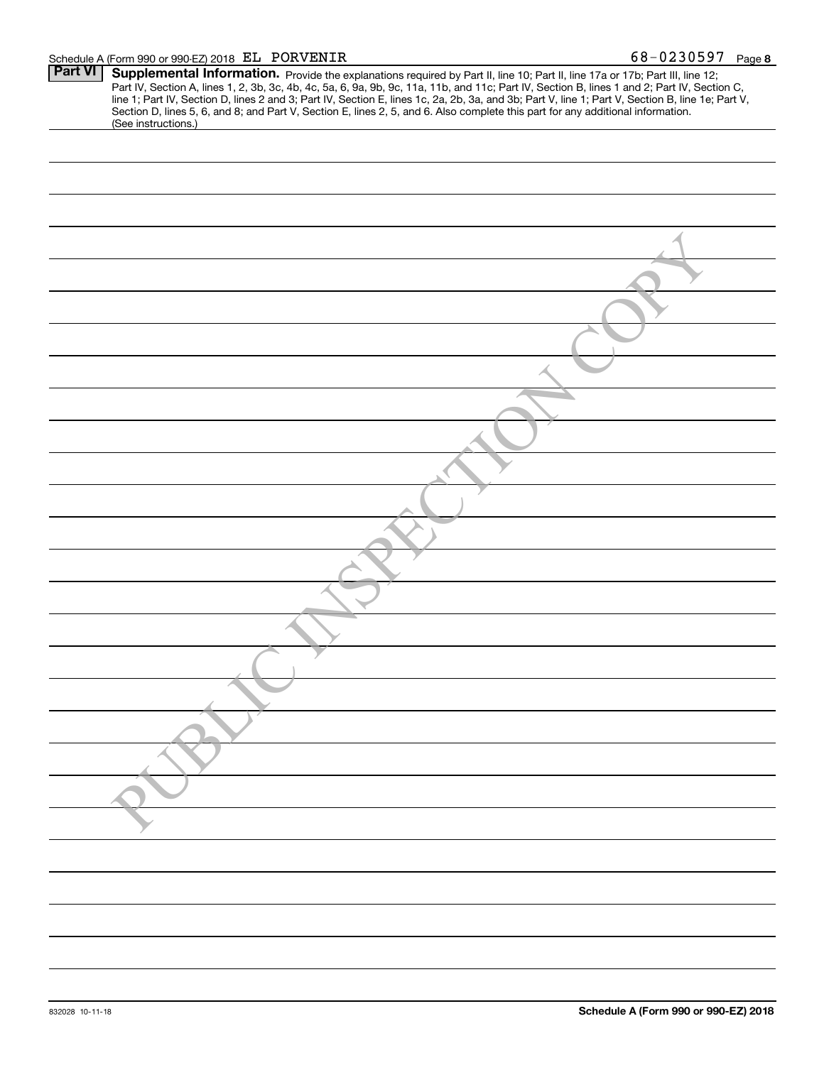Schedule A (Form 990 or 990-EZ) 2018 EL PORVENIR 68-0230597 Page 8

**Part VI** **Supplemental Information.** Provide the explanations required by Part II, line 10; Part II, line 17a or 17b; Part III, line 12; Part IV, Section A, lines 1, 2, 3b, 3c, 4b, 4c, 5a, 6, 9a, 9b, 9c, 11a, 11b, and 11c; Part IV, Section B, lines 1 and 2; Part IV, Section C, line 1; Part IV, Section D, lines 2 and 3; Part IV, Section E, lines 1c, 2a, 2b, 3a, and 3b; Part V, line 1; Part V, Section B, line 1e; Part V, Section D, lines 5, 6, and 8; and Part V, Section E, lines 2, 5, and 6. Also complete this part for any additional information. (See instructions.)

PUBLIC INSPECTION COPY

832028 10-11-18 **Schedule A (Form 990 or 990-EZ) 2018**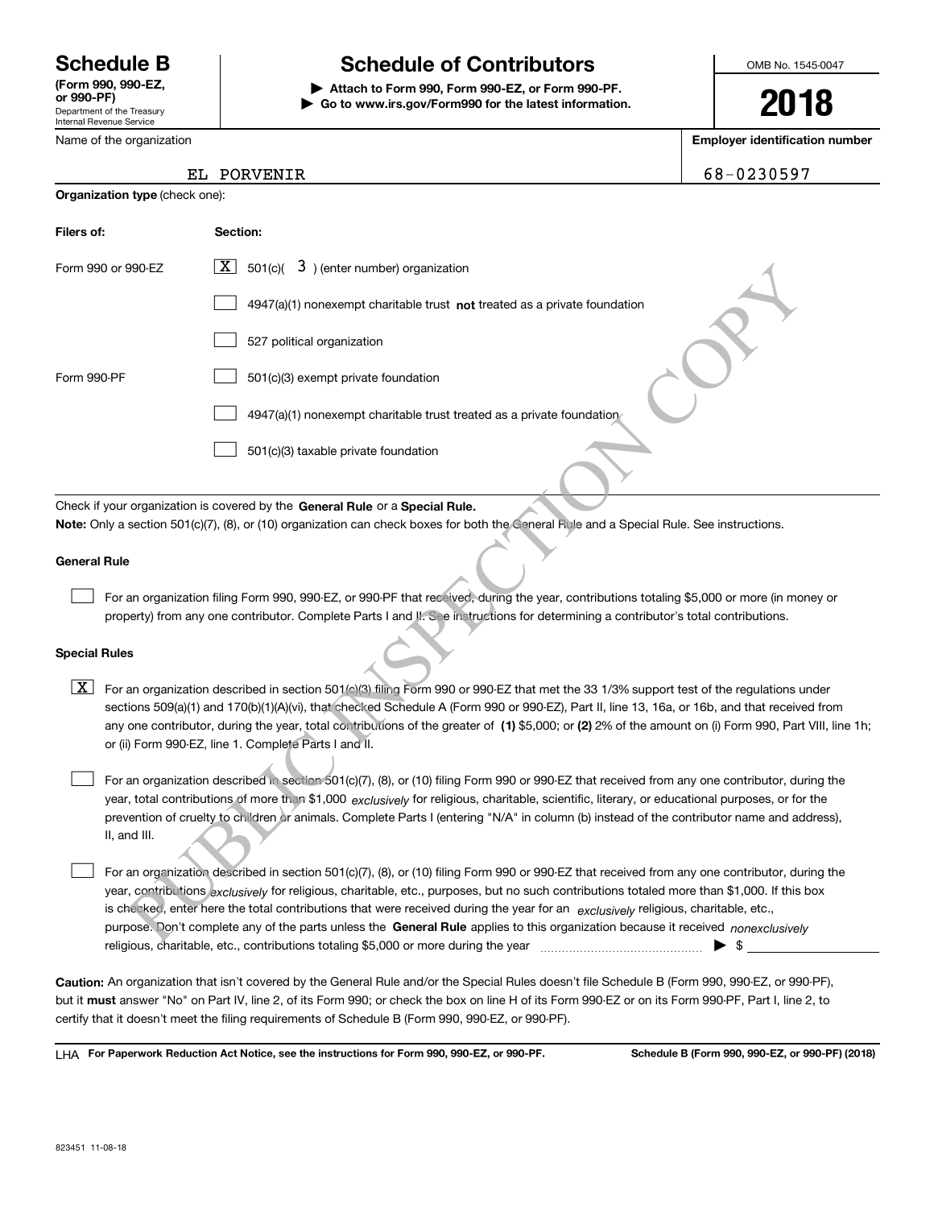# Schedule B

**(Form 990, 990-EZ, or 990-PF)**
Department of the Treasury
Internal Revenue Service

# Schedule of Contributors

**▶ Attach to Form 990, Form 990-EZ, or Form 990-PF.**
**▶ Go to www.irs.gov/Form990 for the latest information.**

OMB No. 1545-0047

**2018**

Name of the organization: EL PORVENIR

**Employer identification number:** 68-0230597

**Organization type** (check one):

| **Filers of:** | **Section:** |
|---|---|
| Form 990 or 990-EZ | [X] 501(c)( 3 ) (enter number) organization |
| | [ ] 4947(a)(1) nonexempt charitable trust **not** treated as a private foundation |
| | [ ] 527 political organization |
| Form 990-PF | [ ] 501(c)(3) exempt private foundation |
| | [ ] 4947(a)(1) nonexempt charitable trust treated as a private foundation |
| | [ ] 501(c)(3) taxable private foundation |

Check if your organization is covered by the **General Rule** or a **Special Rule.**

**Note:** Only a section 501(c)(7), (8), or (10) organization can check boxes for both the General Rule and a Special Rule. See instructions.

### General Rule

[ ] For an organization filing Form 990, 990-EZ, or 990-PF that received, during the year, contributions totaling $5,000 or more (in money or property) from any one contributor. Complete Parts I and II. See instructions for determining a contributor's total contributions.

### Special Rules

[X] For an organization described in section 501(c)(3) filing Form 990 or 990-EZ that met the 33 1/3% support test of the regulations under sections 509(a)(1) and 170(b)(1)(A)(vi), that checked Schedule A (Form 990 or 990-EZ), Part II, line 13, 16a, or 16b, and that received from any one contributor, during the year, total contributions of the greater of **(1)** $5,000; or **(2)** 2% of the amount on (i) Form 990, Part VIII, line 1h; or (ii) Form 990-EZ, line 1. Complete Parts I and II.

[ ] For an organization described in section 501(c)(7), (8), or (10) filing Form 990 or 990-EZ that received from any one contributor, during the year, total contributions of more than $1,000 *exclusively* for religious, charitable, scientific, literary, or educational purposes, or for the prevention of cruelty to children or animals. Complete Parts I (entering "N/A" in column (b) instead of the contributor name and address), II, and III.

[ ] For an organization described in section 501(c)(7), (8), or (10) filing Form 990 or 990-EZ that received from any one contributor, during the year, contributions *exclusively* for religious, charitable, etc., purposes, but no such contributions totaled more than $1,000. If this box is checked, enter here the total contributions that were received during the year for an *exclusively* religious, charitable, etc., purpose. Don't complete any of the parts unless the **General Rule** applies to this organization because it received *nonexclusively* religious, charitable, etc., contributions totaling $5,000 or more during the year ▶ $ ____________

**Caution:** An organization that isn't covered by the General Rule and/or the Special Rules doesn't file Schedule B (Form 990, 990-EZ, or 990-PF), but it **must** answer "No" on Part IV, line 2, of its Form 990; or check the box on line H of its Form 990-EZ or on its Form 990-PF, Part I, line 2, to certify that it doesn't meet the filing requirements of Schedule B (Form 990, 990-EZ, or 990-PF).

LHA **For Paperwork Reduction Act Notice, see the instructions for Form 990, 990-EZ, or 990-PF.** **Schedule B (Form 990, 990-EZ, or 990-PF) (2018)**

823451 11-08-18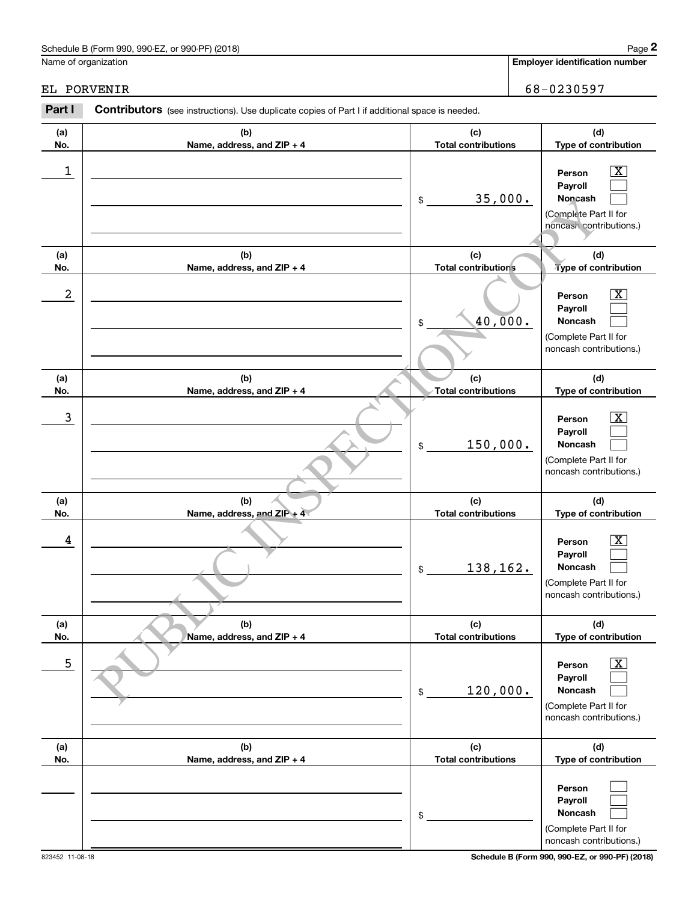Schedule B (Form 990, 990-EZ, or 990-PF) (2018)

Name of organization: EL PORVENIR

**Employer identification number**: 68-0230597

**Part I** **Contributors** (see instructions). Use duplicate copies of Part I if additional space is needed.

| (a) No. | (b) Name, address, and ZIP + 4 | (c) Total contributions | (d) Type of contribution |
|---|---|---|---|
| 1 | | $ 35,000. | Person [X] Payroll [ ] Noncash [ ] (Complete Part II for noncash contributions.) |
| 2 | | $ 40,000. | Person [X] Payroll [ ] Noncash [ ] (Complete Part II for noncash contributions.) |
| 3 | | $ 150,000. | Person [X] Payroll [ ] Noncash [ ] (Complete Part II for noncash contributions.) |
| 4 | | $ 138,162. | Person [X] Payroll [ ] Noncash [ ] (Complete Part II for noncash contributions.) |
| 5 | | $ 120,000. | Person [X] Payroll [ ] Noncash [ ] (Complete Part II for noncash contributions.) |
| | | $ | Person [ ] Payroll [ ] Noncash [ ] (Complete Part II for noncash contributions.) |

PUBLIC INSPECTION COPY

823452 11-08-18

**Schedule B (Form 990, 990-EZ, or 990-PF) (2018)**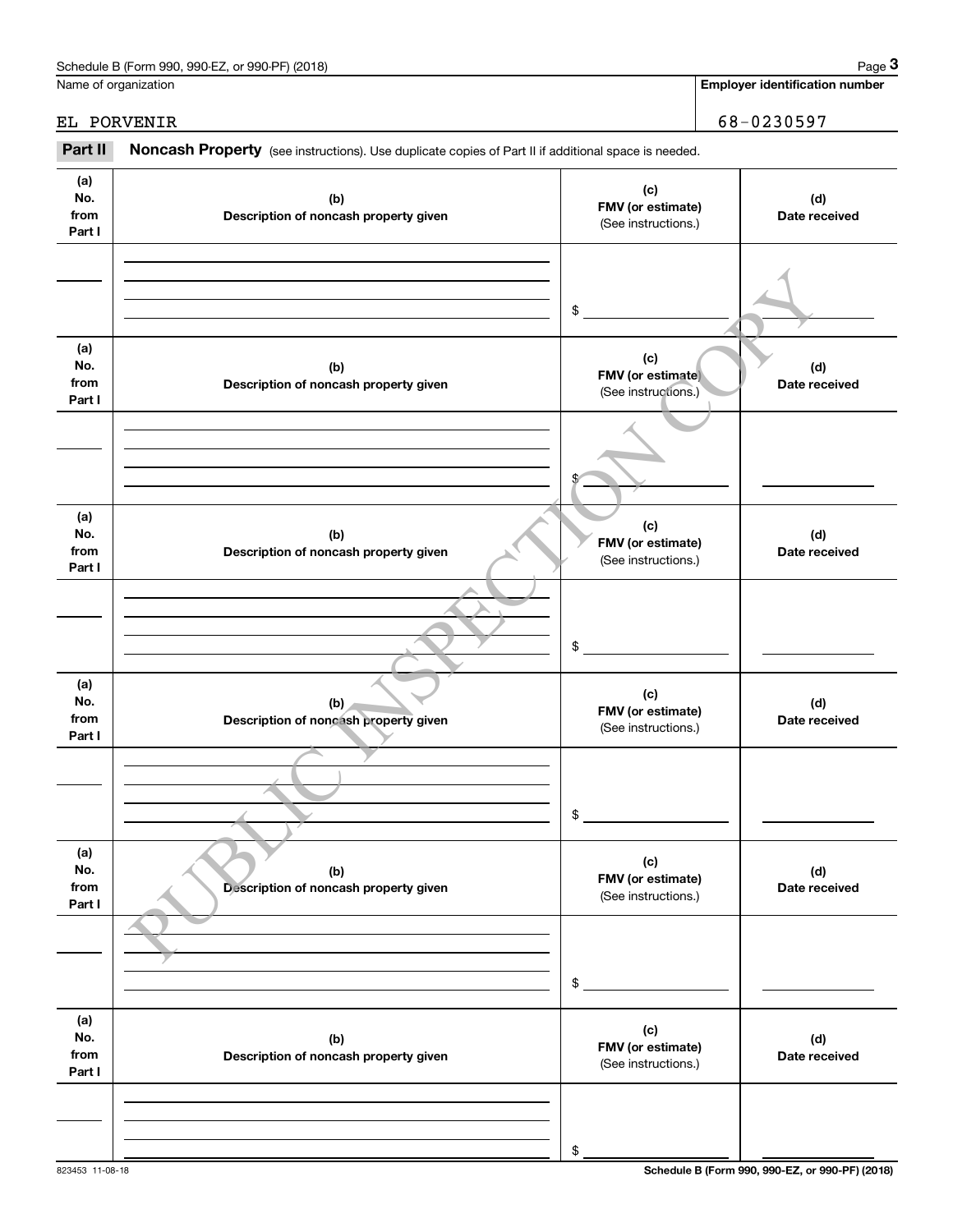Schedule B (Form 990, 990-EZ, or 990-PF) (2018)

Name of organization: EL PORVENIR

**Employer identification number:** 68-0230597

## Part II Noncash Property

(see instructions). Use duplicate copies of Part II if additional space is needed.

| (a) No. from Part I | (b) Description of noncash property given | (c) FMV (or estimate) (See instructions.) | (d) Date received |
|---|---|---|---|
| | | $ | |

| (a) No. from Part I | (b) Description of noncash property given | (c) FMV (or estimate) (See instructions.) | (d) Date received |
|---|---|---|---|
| | | $ | |

| (a) No. from Part I | (b) Description of noncash property given | (c) FMV (or estimate) (See instructions.) | (d) Date received |
|---|---|---|---|
| | | $ | |

| (a) No. from Part I | (b) Description of noncash property given | (c) FMV (or estimate) (See instructions.) | (d) Date received |
|---|---|---|---|
| | | $ | |

| (a) No. from Part I | (b) Description of noncash property given | (c) FMV (or estimate) (See instructions.) | (d) Date received |
|---|---|---|---|
| | | $ | |

| (a) No. from Part I | (b) Description of noncash property given | (c) FMV (or estimate) (See instructions.) | (d) Date received |
|---|---|---|---|
| | | $ | |

PUBLIC INSPECTION COPY

823453 11-08-18

Schedule B (Form 990, 990-EZ, or 990-PF) (2018)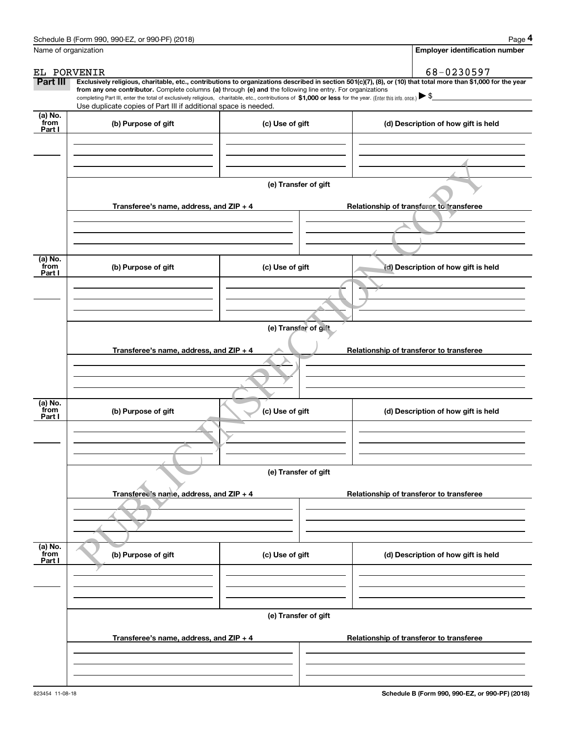Schedule B (Form 990, 990-EZ, or 990-PF) (2018)

Name of organization: EL PORVENIR

Employer identification number: 68-0230597

**Part III** **Exclusively religious, charitable, etc., contributions to organizations described in section 501(c)(7), (8), or (10) that total more than $1,000 for the year from any one contributor.** Complete columns **(a)** through **(e) and** the following line entry. For organizations completing Part III, enter the total of exclusively religious, charitable, etc., contributions of **$1,000 or less** for the year. (Enter this info. once.) ▶ $

Use duplicate copies of Part III if additional space is needed.

| (a) No. from Part I | (b) Purpose of gift | (c) Use of gift | (d) Description of how gift is held |
|---|---|---|---|
| | | | |

(e) Transfer of gift

| Transferee's name, address, and ZIP + 4 | Relationship of transferor to transferee |
|---|---|
| | |

| (a) No. from Part I | (b) Purpose of gift | (c) Use of gift | (d) Description of how gift is held |
|---|---|---|---|
| | | | |

(e) Transfer of gift

| Transferee's name, address, and ZIP + 4 | Relationship of transferor to transferee |
|---|---|
| | |

| (a) No. from Part I | (b) Purpose of gift | (c) Use of gift | (d) Description of how gift is held |
|---|---|---|---|
| | | | |

(e) Transfer of gift

| Transferee's name, address, and ZIP + 4 | Relationship of transferor to transferee |
|---|---|
| | |

| (a) No. from Part I | (b) Purpose of gift | (c) Use of gift | (d) Description of how gift is held |
|---|---|---|---|
| | | | |

(e) Transfer of gift

| Transferee's name, address, and ZIP + 4 | Relationship of transferor to transferee |
|---|---|
| | |

PUBLIC INSPECTION COPY

823454 11-08-18

Schedule B (Form 990, 990-EZ, or 990-PF) (2018)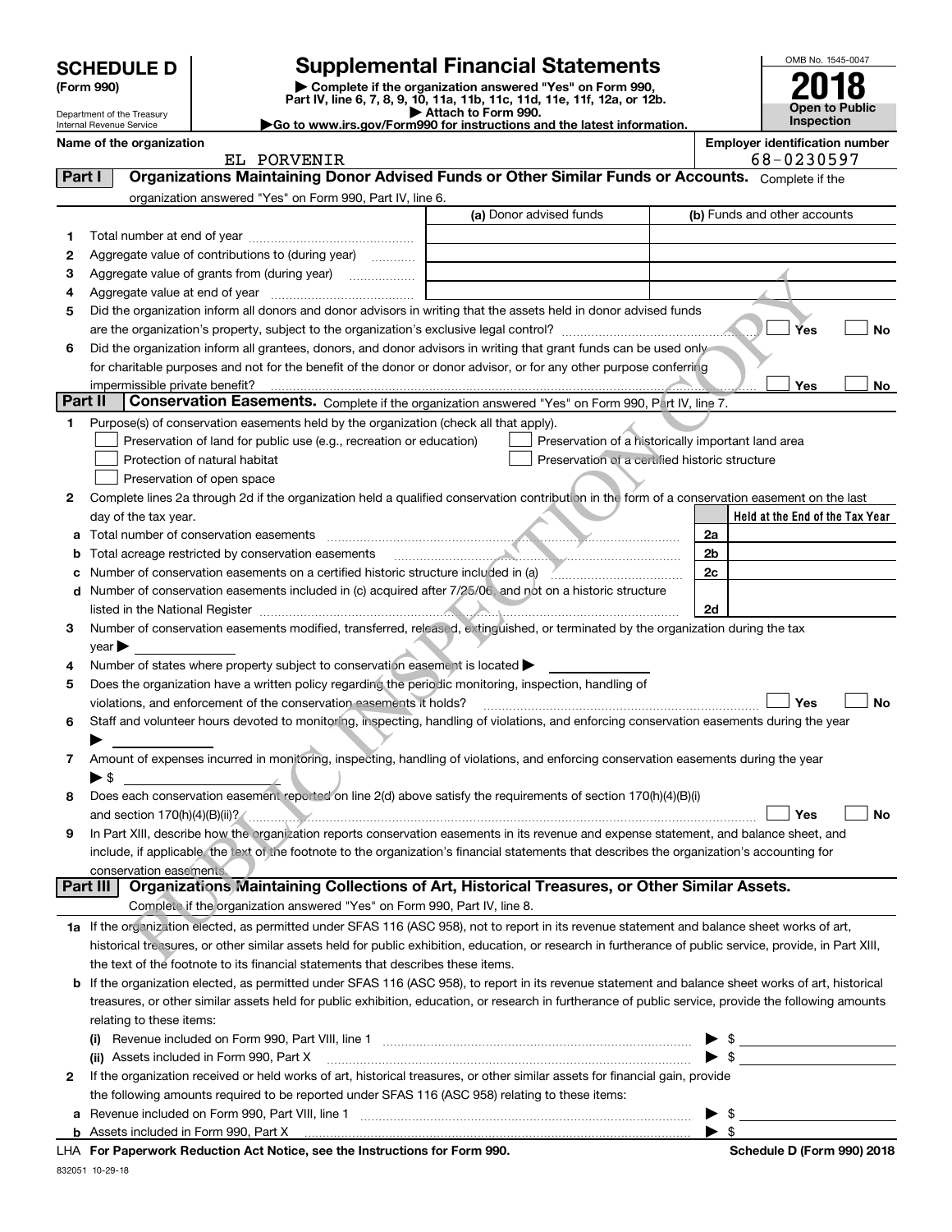# SCHEDULE D (Form 990)

Department of the Treasury
Internal Revenue Service

## Supplemental Financial Statements

▶ Complete if the organization answered "Yes" on Form 990, Part IV, line 6, 7, 8, 9, 10, 11a, 11b, 11c, 11d, 11e, 11f, 12a, or 12b.
▶ Attach to Form 990.
▶ Go to www.irs.gov/Form990 for instructions and the latest information.

OMB No. 1545-0047

**2018**

**Open to Public Inspection**

**Name of the organization:** EL PORVENIR

**Employer identification number:** 68-0230597

### Part I — Organizations Maintaining Donor Advised Funds or Other Similar Funds or Accounts.

Complete if the organization answered "Yes" on Form 990, Part IV, line 6.

| | | (a) Donor advised funds | (b) Funds and other accounts |
|---|---|---|---|
| 1 | Total number at end of year | | |
| 2 | Aggregate value of contributions to (during year) | | |
| 3 | Aggregate value of grants from (during year) | | |
| 4 | Aggregate value at end of year | | |

5 Did the organization inform all donors and donor advisors in writing that the assets held in donor advised funds are the organization's property, subject to the organization's exclusive legal control? ☐ Yes ☐ No

6 Did the organization inform all grantees, donors, and donor advisors in writing that grant funds can be used only for charitable purposes and not for the benefit of the donor or donor advisor, or for any other purpose conferring impermissible private benefit? ☐ Yes ☐ No

### Part II — Conservation Easements.

Complete if the organization answered "Yes" on Form 990, Part IV, line 7.

1 Purpose(s) of conservation easements held by the organization (check all that apply).

- ☐ Preservation of land for public use (e.g., recreation or education)
- ☐ Protection of natural habitat
- ☐ Preservation of open space
- ☐ Preservation of a historically important land area
- ☐ Preservation of a certified historic structure

2 Complete lines 2a through 2d if the organization held a qualified conservation contribution in the form of a conservation easement on the last day of the tax year.

| | | | Held at the End of the Tax Year |
|---|---|---|---|
| a | Total number of conservation easements | 2a | |
| b | Total acreage restricted by conservation easements | 2b | |
| c | Number of conservation easements on a certified historic structure included in (a) | 2c | |
| d | Number of conservation easements included in (c) acquired after 7/25/06, and not on a historic structure listed in the National Register | 2d | |

3 Number of conservation easements modified, transferred, released, extinguished, or terminated by the organization during the tax year ▶

4 Number of states where property subject to conservation easement is located ▶

5 Does the organization have a written policy regarding the periodic monitoring, inspection, handling of violations, and enforcement of the conservation easements it holds? ☐ Yes ☐ No

6 Staff and volunteer hours devoted to monitoring, inspecting, handling of violations, and enforcing conservation easements during the year ▶

7 Amount of expenses incurred in monitoring, inspecting, handling of violations, and enforcing conservation easements during the year ▶ $

8 Does each conservation easement reported on line 2(d) above satisfy the requirements of section 170(h)(4)(B)(i) and section 170(h)(4)(B)(ii)? ☐ Yes ☐ No

9 In Part XIII, describe how the organization reports conservation easements in its revenue and expense statement, and balance sheet, and include, if applicable, the text of the footnote to the organization's financial statements that describes the organization's accounting for conservation easements.

### Part III — Organizations Maintaining Collections of Art, Historical Treasures, or Other Similar Assets.

Complete if the organization answered "Yes" on Form 990, Part IV, line 8.

1a If the organization elected, as permitted under SFAS 116 (ASC 958), not to report in its revenue statement and balance sheet works of art, historical treasures, or other similar assets held for public exhibition, education, or research in furtherance of public service, provide, in Part XIII, the text of the footnote to its financial statements that describes these items.

b If the organization elected, as permitted under SFAS 116 (ASC 958), to report in its revenue statement and balance sheet works of art, historical treasures, or other similar assets held for public exhibition, education, or research in furtherance of public service, provide the following amounts relating to these items:

(i) Revenue included on Form 990, Part VIII, line 1 ▶ $

(ii) Assets included in Form 990, Part X ▶ $

2 If the organization received or held works of art, historical treasures, or other similar assets for financial gain, provide the following amounts required to be reported under SFAS 116 (ASC 958) relating to these items:

a Revenue included on Form 990, Part VIII, line 1 ▶ $

b Assets included in Form 990, Part X ▶ $

LHA For Paperwork Reduction Act Notice, see the Instructions for Form 990. Schedule D (Form 990) 2018

832051 10-29-18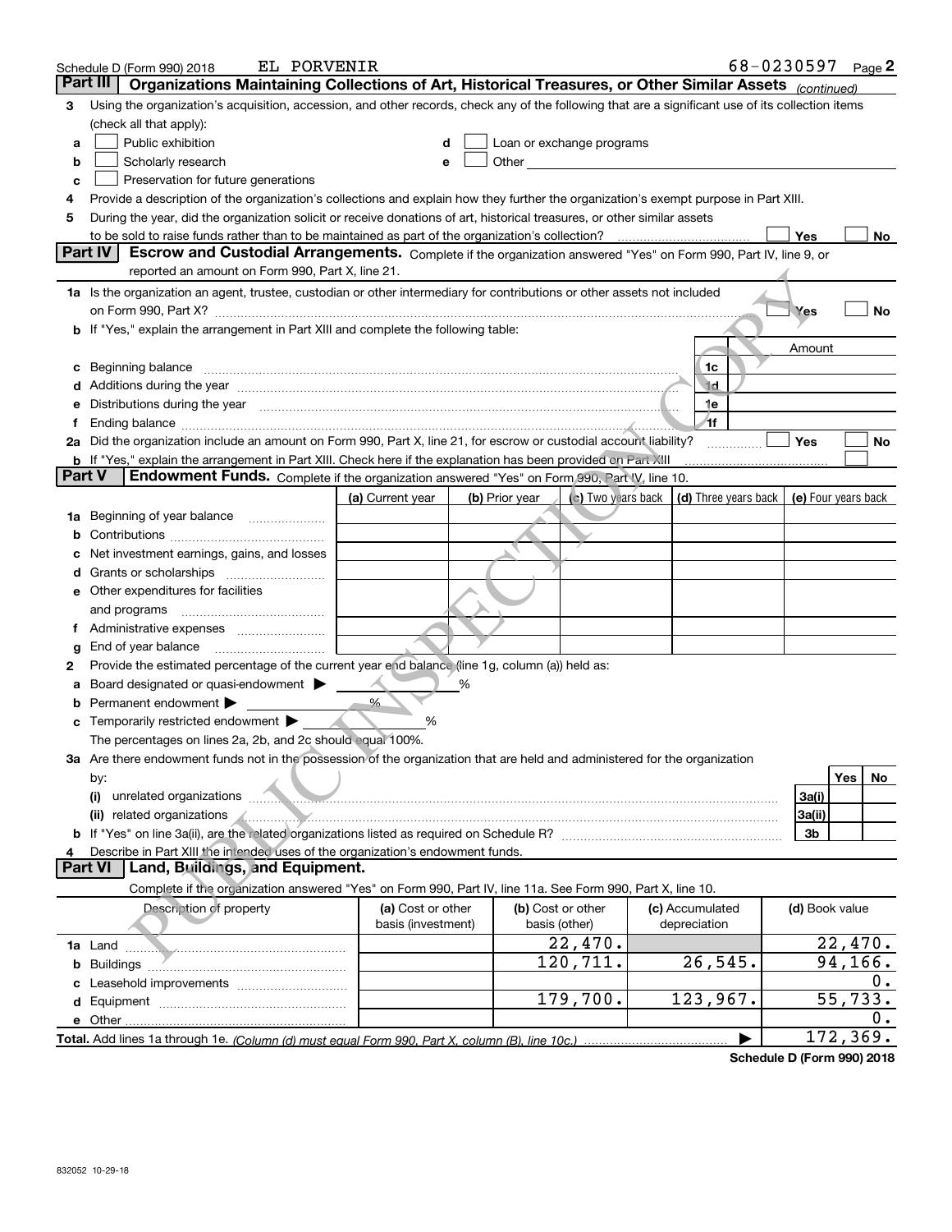Schedule D (Form 990) 2018 EL PORVENIR 68-0230597 Page 2

## Part III Organizations Maintaining Collections of Art, Historical Treasures, or Other Similar Assets *(continued)*

3 Using the organization's acquisition, accession, and other records, check any of the following that are a significant use of its collection items (check all that apply):

- a ☐ Public exhibition
- b ☐ Scholarly research
- c ☐ Preservation for future generations
- d ☐ Loan or exchange programs
- e ☐ Other

4 Provide a description of the organization's collections and explain how they further the organization's exempt purpose in Part XIII.

5 During the year, did the organization solicit or receive donations of art, historical treasures, or other similar assets to be sold to raise funds rather than to be maintained as part of the organization's collection? ☐ Yes ☐ No

## Part IV Escrow and Custodial Arrangements.

Complete if the organization answered "Yes" on Form 990, Part IV, line 9, or reported an amount on Form 990, Part X, line 21.

1a Is the organization an agent, trustee, custodian or other intermediary for contributions or other assets not included on Form 990, Part X? ☐ Yes ☐ No

b If "Yes," explain the arrangement in Part XIII and complete the following table:

| | | | Amount |
|---|---|---|---|
| c | Beginning balance | 1c | |
| d | Additions during the year | 1d | |
| e | Distributions during the year | 1e | |
| f | Ending balance | 1f | |

2a Did the organization include an amount on Form 990, Part X, line 21, for escrow or custodial account liability? ☐ Yes ☐ No

b If "Yes," explain the arrangement in Part XIII. Check here if the explanation has been provided on Part XIII ☐

## Part V Endowment Funds.

Complete if the organization answered "Yes" on Form 990, Part IV, line 10.

| | (a) Current year | (b) Prior year | (c) Two years back | (d) Three years back | (e) Four years back |
|---|---|---|---|---|---|
| 1a Beginning of year balance | | | | | |
| b Contributions | | | | | |
| c Net investment earnings, gains, and losses | | | | | |
| d Grants or scholarships | | | | | |
| e Other expenditures for facilities and programs | | | | | |
| f Administrative expenses | | | | | |
| g End of year balance | | | | | |

2 Provide the estimated percentage of the current year end balance (line 1g, column (a)) held as:

a Board designated or quasi-endowment ▶ %

b Permanent endowment ▶ %

c Temporarily restricted endowment ▶ %

The percentages on lines 2a, 2b, and 2c should equal 100%.

3a Are there endowment funds not in the possession of the organization that are held and administered for the organization by:

| | | Yes | No |
|---|---|---|---|
| (i) unrelated organizations | 3a(i) | | |
| (ii) related organizations | 3a(ii) | | |
| b If "Yes" on line 3a(ii), are the related organizations listed as required on Schedule R? | 3b | | |

4 Describe in Part XIII the intended uses of the organization's endowment funds.

## Part VI Land, Buildings, and Equipment.

Complete if the organization answered "Yes" on Form 990, Part IV, line 11a. See Form 990, Part X, line 10.

| Description of property | (a) Cost or other basis (investment) | (b) Cost or other basis (other) | (c) Accumulated depreciation | (d) Book value |
|---|---|---|---|---|
| 1a Land | | 22,470. | | 22,470. |
| b Buildings | | 120,711. | 26,545. | 94,166. |
| c Leasehold improvements | | | | 0. |
| d Equipment | | 179,700. | 123,967. | 55,733. |
| e Other | | | | 0. |
| **Total.** Add lines 1a through 1e. *(Column (d) must equal Form 990, Part X, column (B), line 10c.)* ▶ | | | | 172,369. |

**Schedule D (Form 990) 2018**

832052 10-29-18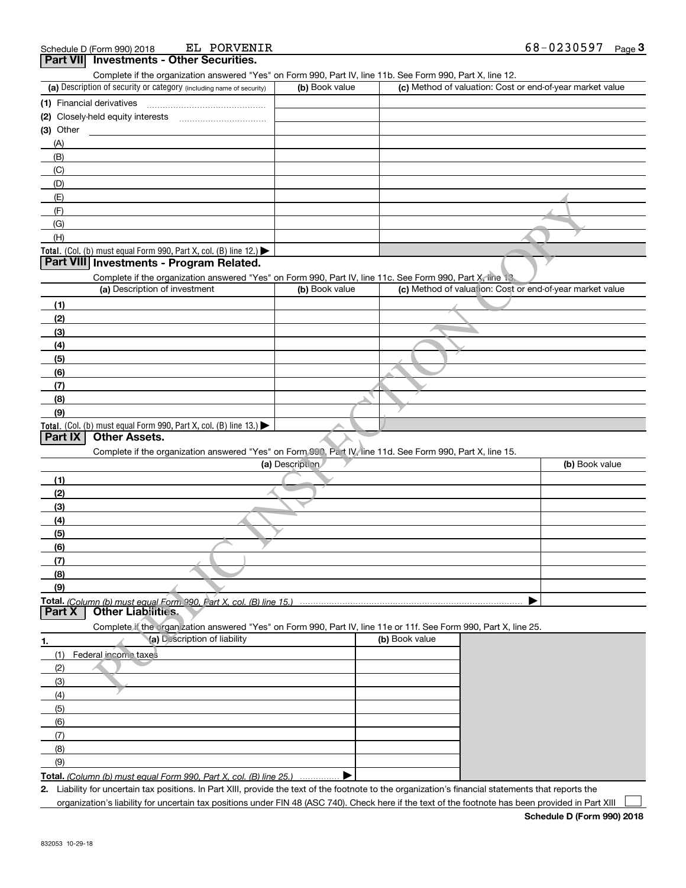Schedule D (Form 990) 2018 EL PORVENIR 68-0230597 Page 3

## Part VII Investments - Other Securities.

Complete if the organization answered "Yes" on Form 990, Part IV, line 11b. See Form 990, Part X, line 12.

| (a) Description of security or category (including name of security) | (b) Book value | (c) Method of valuation: Cost or end-of-year market value |
|---|---|---|
| (1) Financial derivatives | | |
| (2) Closely-held equity interests | | |
| (3) Other | | |
| (A) | | |
| (B) | | |
| (C) | | |
| (D) | | |
| (E) | | |
| (F) | | |
| (G) | | |
| (H) | | |
| Total. (Col. (b) must equal Form 990, Part X, col. (B) line 12.) ▶ | | |

## Part VIII Investments - Program Related.

Complete if the organization answered "Yes" on Form 990, Part IV, line 11c. See Form 990, Part X, line 13.

| (a) Description of investment | (b) Book value | (c) Method of valuation: Cost or end-of-year market value |
|---|---|---|
| (1) | | |
| (2) | | |
| (3) | | |
| (4) | | |
| (5) | | |
| (6) | | |
| (7) | | |
| (8) | | |
| (9) | | |
| Total. (Col. (b) must equal Form 990, Part X, col. (B) line 13.) ▶ | | |

## Part IX Other Assets.

Complete if the organization answered "Yes" on Form 990, Part IV, line 11d. See Form 990, Part X, line 15.

| (a) Description | (b) Book value |
|---|---|
| (1) | |
| (2) | |
| (3) | |
| (4) | |
| (5) | |
| (6) | |
| (7) | |
| (8) | |
| (9) | |
| Total. (Column (b) must equal Form 990, Part X, col. (B) line 15.) ▶ | |

## Part X Other Liabilities.

Complete if the organization answered "Yes" on Form 990, Part IV, line 11e or 11f. See Form 990, Part X, line 25.

| 1. (a) Description of liability | (b) Book value |
|---|---|
| (1) Federal income taxes | |
| (2) | |
| (3) | |
| (4) | |
| (5) | |
| (6) | |
| (7) | |
| (8) | |
| (9) | |
| Total. (Column (b) must equal Form 990, Part X, col. (B) line 25.) ▶ | |

2. Liability for uncertain tax positions. In Part XIII, provide the text of the footnote to the organization's financial statements that reports the organization's liability for uncertain tax positions under FIN 48 (ASC 740). Check here if the text of the footnote has been provided in Part XIII ☐

Schedule D (Form 990) 2018

832053 10-29-18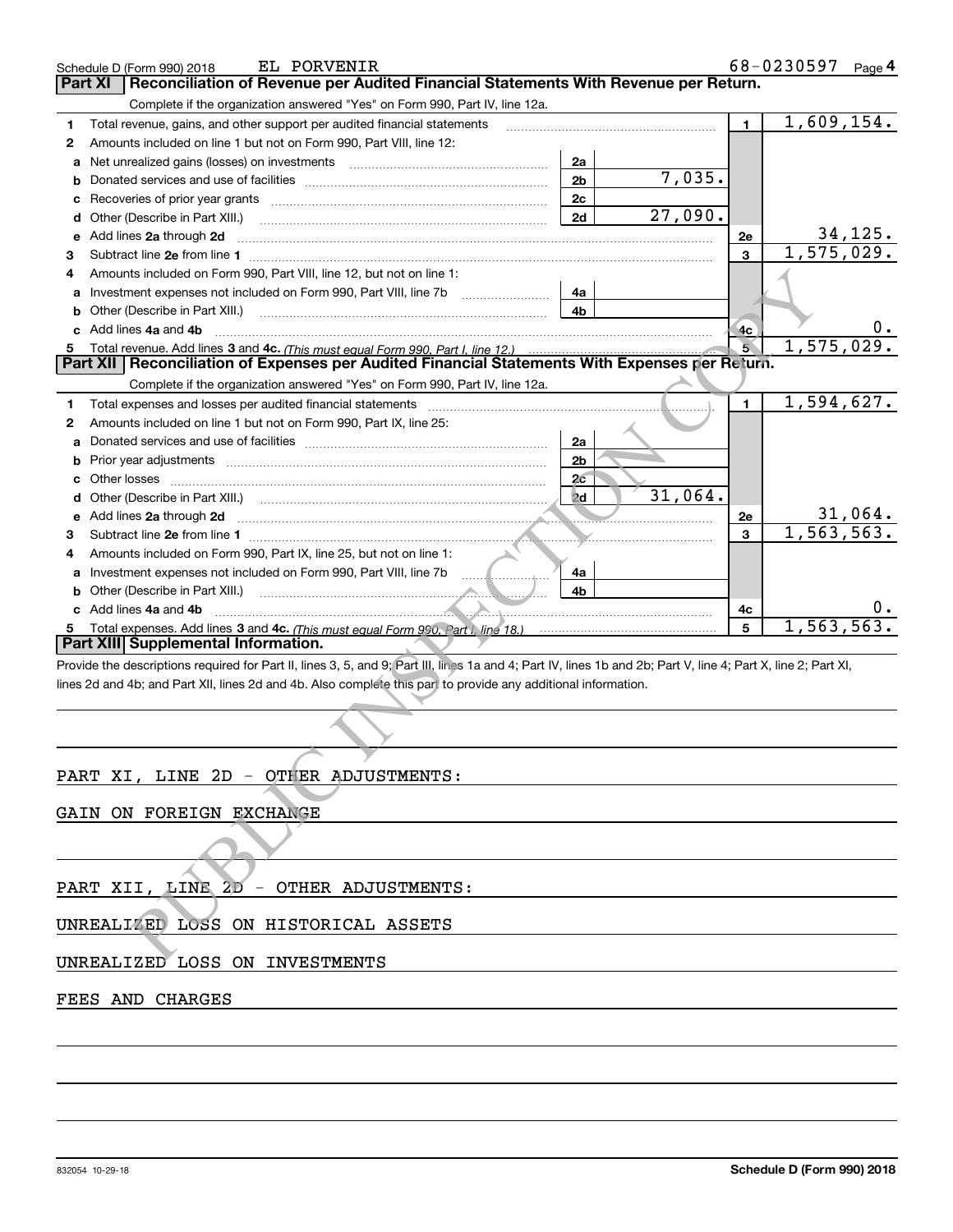Schedule D (Form 990) 2018 EL PORVENIR 68-0230597 Page 4

## Part XI Reconciliation of Revenue per Audited Financial Statements With Revenue per Return.

Complete if the organization answered "Yes" on Form 990, Part IV, line 12a.

| | | | | | |
|---|---|---|---|---|---|
| 1 | Total revenue, gains, and other support per audited financial statements | | | 1 | 1,609,154. |
| 2 | Amounts included on line 1 but not on Form 990, Part VIII, line 12: | | | | |
| a | Net unrealized gains (losses) on investments | 2a | | | |
| b | Donated services and use of facilities | 2b | 7,035. | | |
| c | Recoveries of prior year grants | 2c | | | |
| d | Other (Describe in Part XIII.) | 2d | 27,090. | | |
| e | Add lines 2a through 2d | | | 2e | 34,125. |
| 3 | Subtract line 2e from line 1 | | | 3 | 1,575,029. |
| 4 | Amounts included on Form 990, Part VIII, line 12, but not on line 1: | | | | |
| a | Investment expenses not included on Form 990, Part VIII, line 7b | 4a | | | |
| b | Other (Describe in Part XIII.) | 4b | | | |
| c | Add lines 4a and 4b | | | 4c | 0. |
| 5 | Total revenue. Add lines 3 and 4c. *(This must equal Form 990, Part I, line 12.)* | | | 5 | 1,575,029. |

## Part XII Reconciliation of Expenses per Audited Financial Statements With Expenses per Return.

Complete if the organization answered "Yes" on Form 990, Part IV, line 12a.

| | | | | | |
|---|---|---|---|---|---|
| 1 | Total expenses and losses per audited financial statements | | | 1 | 1,594,627. |
| 2 | Amounts included on line 1 but not on Form 990, Part IX, line 25: | | | | |
| a | Donated services and use of facilities | 2a | | | |
| b | Prior year adjustments | 2b | | | |
| c | Other losses | 2c | | | |
| d | Other (Describe in Part XIII.) | 2d | 31,064. | | |
| e | Add lines 2a through 2d | | | 2e | 31,064. |
| 3 | Subtract line 2e from line 1 | | | 3 | 1,563,563. |
| 4 | Amounts included on Form 990, Part IX, line 25, but not on line 1: | | | | |
| a | Investment expenses not included on Form 990, Part VIII, line 7b | 4a | | | |
| b | Other (Describe in Part XIII.) | 4b | | | |
| c | Add lines 4a and 4b | | | 4c | 0. |
| 5 | Total expenses. Add lines 3 and 4c. *(This must equal Form 990, Part I, line 18.)* | | | 5 | 1,563,563. |

## Part XIII Supplemental Information.

Provide the descriptions required for Part II, lines 3, 5, and 9; Part III, lines 1a and 4; Part IV, lines 1b and 2b; Part V, line 4; Part X, line 2; Part XI, lines 2d and 4b; and Part XII, lines 2d and 4b. Also complete this part to provide any additional information.

PART XI, LINE 2D - OTHER ADJUSTMENTS:

GAIN ON FOREIGN EXCHANGE

PART XII, LINE 2D - OTHER ADJUSTMENTS:

UNREALIZED LOSS ON HISTORICAL ASSETS

UNREALIZED LOSS ON INVESTMENTS

FEES AND CHARGES

832054 10-29-18 Schedule D (Form 990) 2018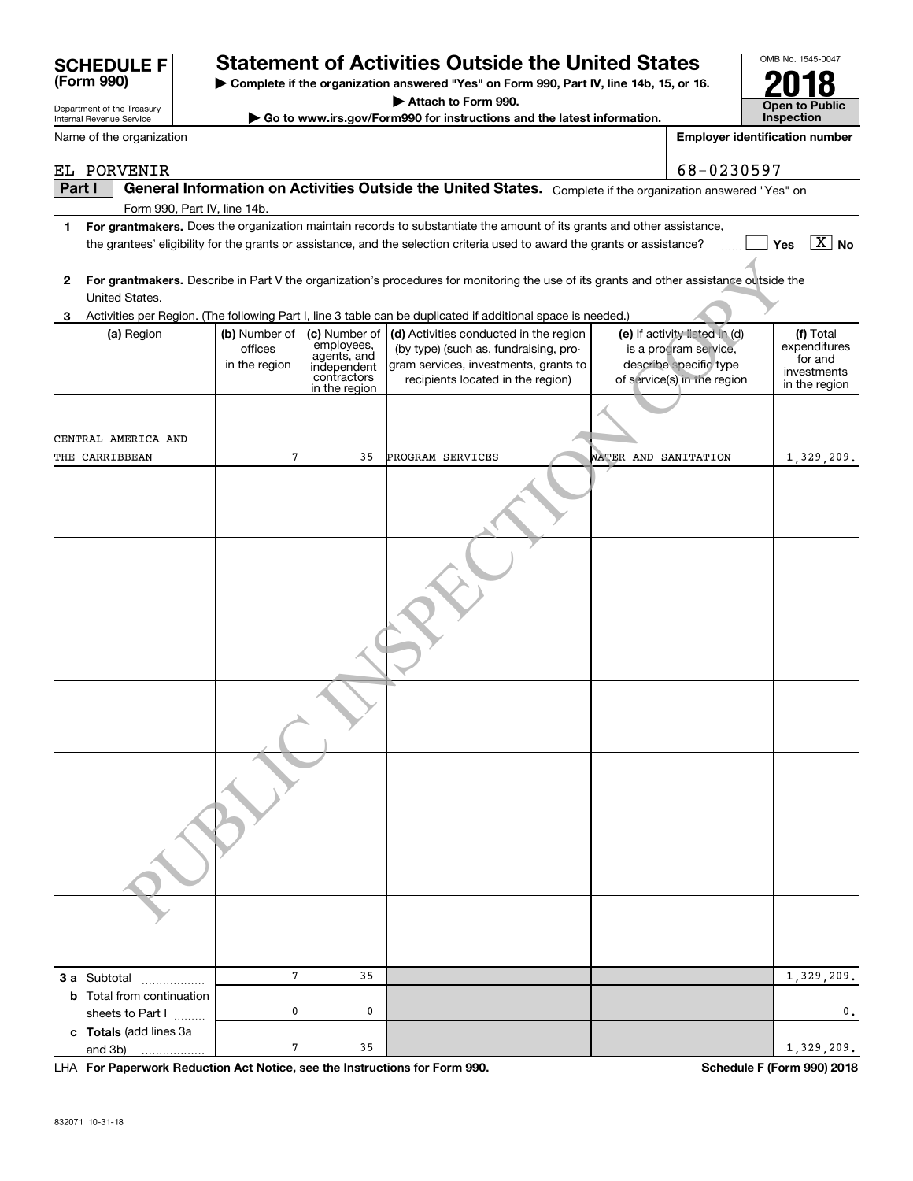# SCHEDULE F (Form 990)

Department of the Treasury
Internal Revenue Service

# Statement of Activities Outside the United States

▶ Complete if the organization answered "Yes" on Form 990, Part IV, line 14b, 15, or 16.
▶ Attach to Form 990.
▶ Go to www.irs.gov/Form990 for instructions and the latest information.

OMB No. 1545-0047

**2018**

**Open to Public Inspection**

Name of the organization: EL PORVENIR

Employer identification number: 68-0230597

**Part I** **General Information on Activities Outside the United States.** Complete if the organization answered "Yes" on Form 990, Part IV, line 14b.

**1** **For grantmakers.** Does the organization maintain records to substantiate the amount of its grants and other assistance, the grantees' eligibility for the grants or assistance, and the selection criteria used to award the grants or assistance? ☐ Yes ☒ No

**2** **For grantmakers.** Describe in Part V the organization's procedures for monitoring the use of its grants and other assistance outside the United States.

**3** Activities per Region. (The following Part I, line 3 table can be duplicated if additional space is needed.)

| (a) Region | (b) Number of offices in the region | (c) Number of employees, agents, and independent contractors in the region | (d) Activities conducted in the region (by type) (such as, fundraising, program services, investments, grants to recipients located in the region) | (e) If activity listed in (d) is a program service, describe specific type of service(s) in the region | (f) Total expenditures for and investments in the region |
|---|---|---|---|---|---|
| CENTRAL AMERICA AND THE CARRIBBEAN | 7 | 35 | PROGRAM SERVICES | WATER AND SANITATION | 1,329,209. |
| | | | | | |
| | | | | | |
| | | | | | |
| | | | | | |
| | | | | | |
| | | | | | |
| | | | | | |
| **3 a** Subtotal | 7 | 35 | | | 1,329,209. |
| **b** Total from continuation sheets to Part I | 0 | 0 | | | 0. |
| **c Totals** (add lines 3a and 3b) | 7 | 35 | | | 1,329,209. |

LHA **For Paperwork Reduction Act Notice, see the Instructions for Form 990.** **Schedule F (Form 990) 2018**

832071 10-31-18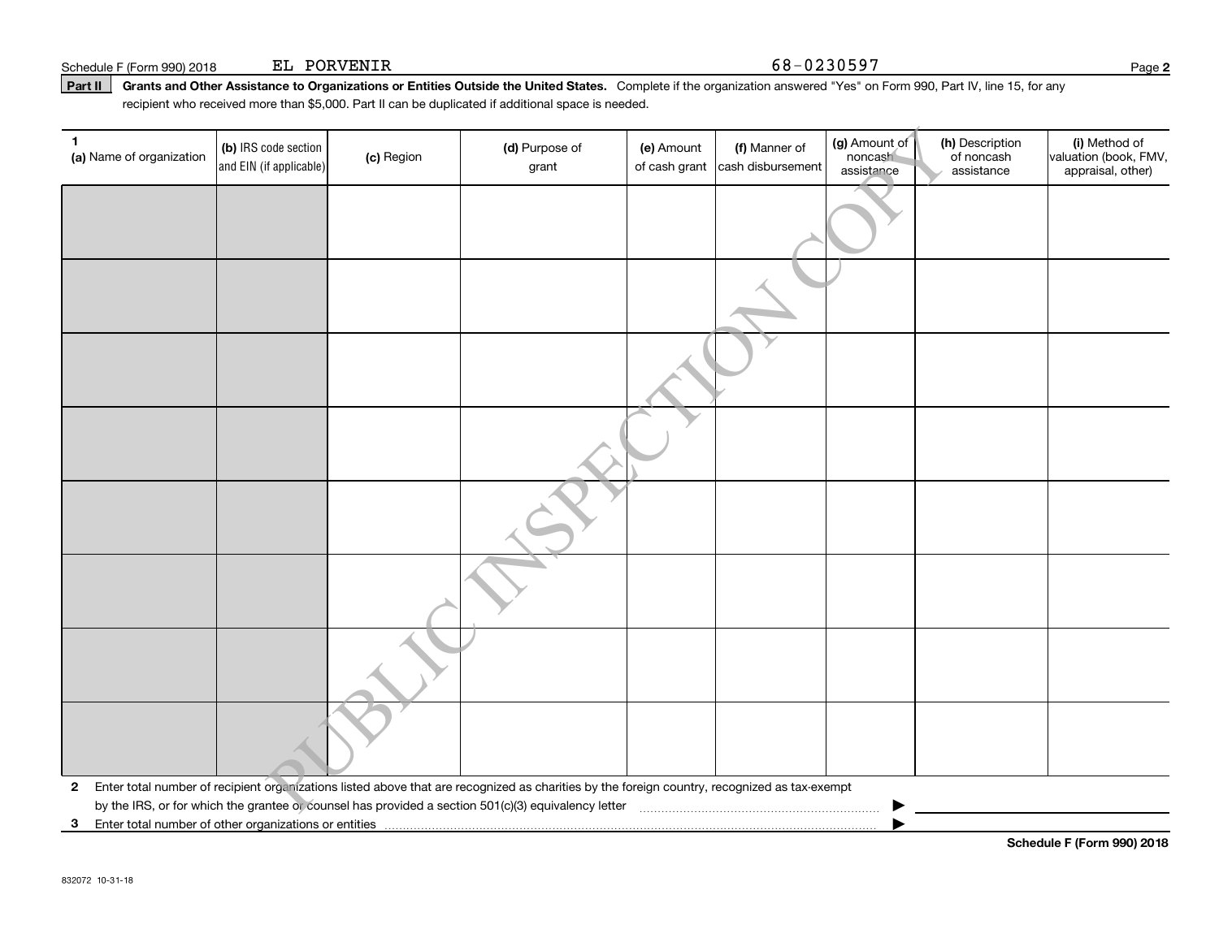Schedule F (Form 990) 2018 EL PORVENIR 68-0230597

**Part II** **Grants and Other Assistance to Organizations or Entities Outside the United States.** Complete if the organization answered "Yes" on Form 990, Part IV, line 15, for any recipient who received more than $5,000. Part II can be duplicated if additional space is needed.

| 1 (a) Name of organization | (b) IRS code section and EIN (if applicable) | (c) Region | (d) Purpose of grant | (e) Amount of cash grant | (f) Manner of cash disbursement | (g) Amount of noncash assistance | (h) Description of noncash assistance | (i) Method of valuation (book, FMV, appraisal, other) |
|---|---|---|---|---|---|---|---|---|
| | | | | | | | | |
| | | | | | | | | |
| | | | | | | | | |
| | | | | | | | | |
| | | | | | | | | |
| | | | | | | | | |
| | | | | | | | | |
| | | | | | | | | |

**2** Enter total number of recipient organizations listed above that are recognized as charities by the foreign country, recognized as tax-exempt by the IRS, or for which the grantee or counsel has provided a section 501(c)(3) equivalency letter ▶

**3** Enter total number of other organizations or entities ▶

**Schedule F (Form 990) 2018**

832072 10-31-18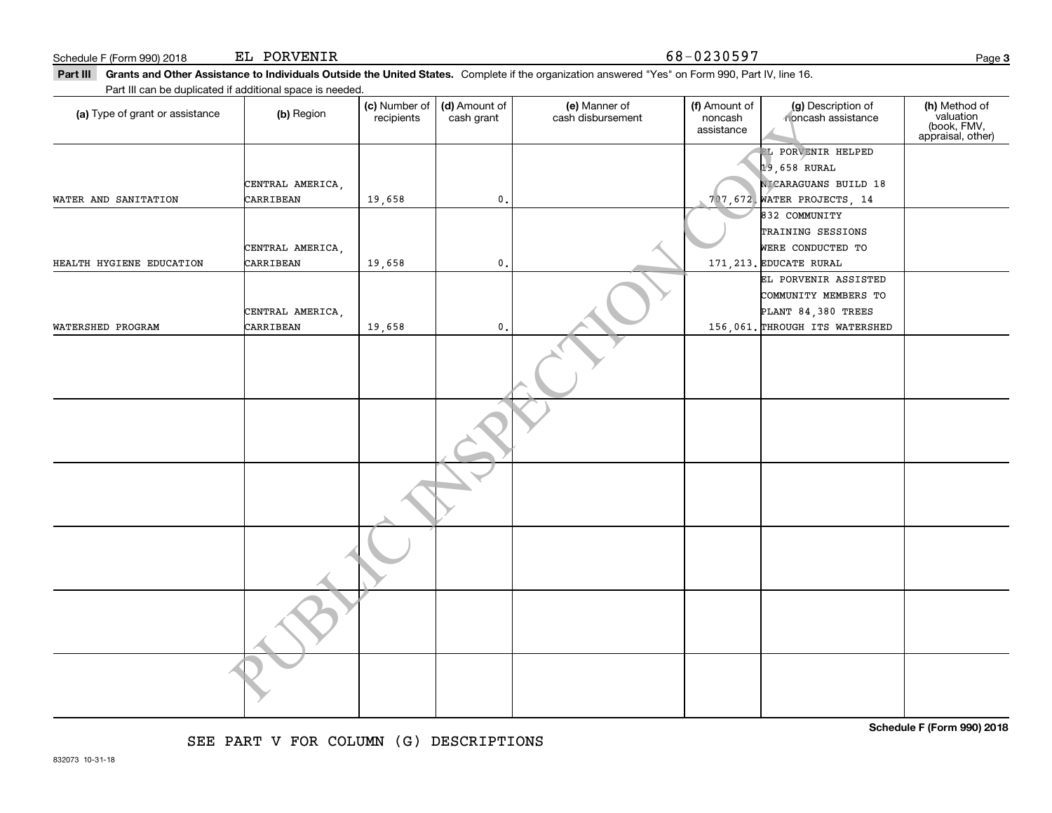Schedule F (Form 990) 2018 EL PORVENIR 68-0230597

**Part III Grants and Other Assistance to Individuals Outside the United States.** Complete if the organization answered "Yes" on Form 990, Part IV, line 16.

Part III can be duplicated if additional space is needed.

| (a) Type of grant or assistance | (b) Region | (c) Number of recipients | (d) Amount of cash grant | (e) Manner of cash disbursement | (f) Amount of noncash assistance | (g) Description of noncash assistance | (h) Method of valuation (book, FMV, appraisal, other) |
|---|---|---|---|---|---|---|---|
| WATER AND SANITATION | CENTRAL AMERICA, CARRIBEAN | 19,658 | 0. | | 707,672. | EL PORVENIR HELPED 19,658 RURAL NICARAGUANS BUILD 18 WATER PROJECTS, 14 | |
| HEALTH HYGIENE EDUCATION | CENTRAL AMERICA, CARRIBEAN | 19,658 | 0. | | 171,213. | 832 COMMUNITY TRAINING SESSIONS WERE CONDUCTED TO EDUCATE RURAL | |
| WATERSHED PROGRAM | CENTRAL AMERICA, CARRIBEAN | 19,658 | 0. | | 156,061. | EL PORVENIR ASSISTED COMMUNITY MEMBERS TO PLANT 84,380 TREES THROUGH ITS WATERSHED | |
| | | | | | | | |
| | | | | | | | |
| | | | | | | | |
| | | | | | | | |
| | | | | | | | |
| | | | | | | | |

SEE PART V FOR COLUMN (G) DESCRIPTIONS

Schedule F (Form 990) 2018

832073 10-31-18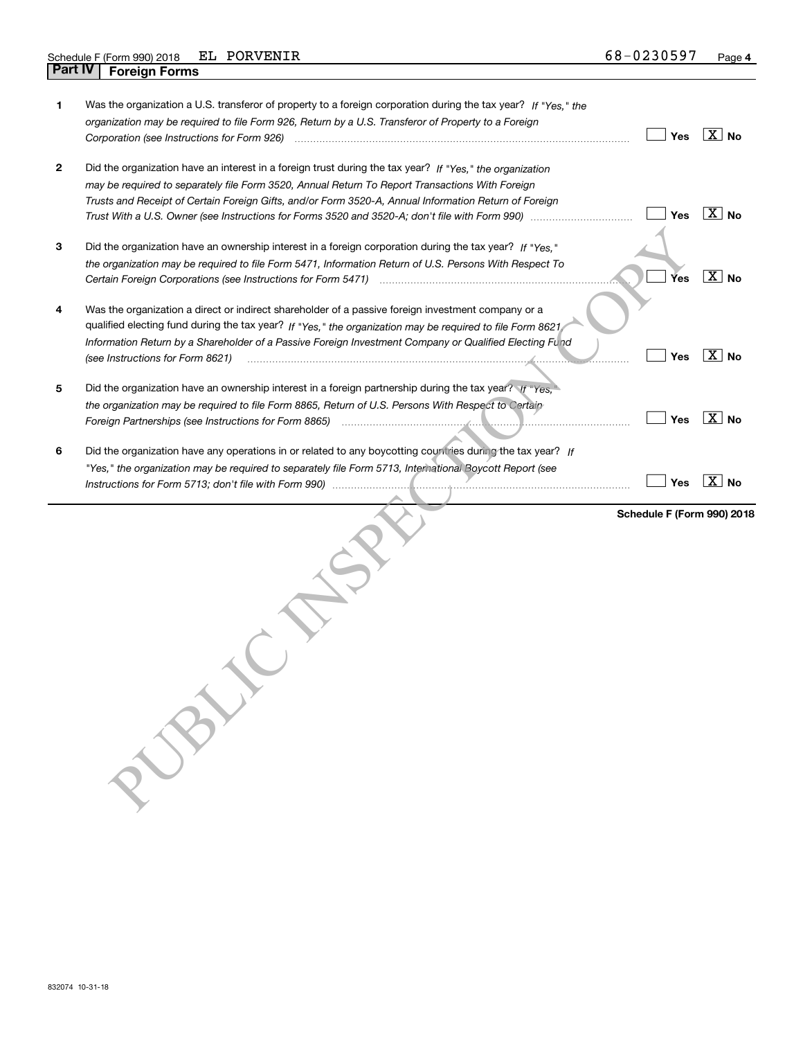Schedule F (Form 990) 2018 EL PORVENIR 68-0230597

## Part IV Foreign Forms

1 Was the organization a U.S. transferor of property to a foreign corporation during the tax year? *If "Yes," the organization may be required to file Form 926, Return by a U.S. Transferor of Property to a Foreign Corporation (see Instructions for Form 926)* — [ ] Yes [X] No

2 Did the organization have an interest in a foreign trust during the tax year? *If "Yes," the organization may be required to separately file Form 3520, Annual Return To Report Transactions With Foreign Trusts and Receipt of Certain Foreign Gifts, and/or Form 3520-A, Annual Information Return of Foreign Trust With a U.S. Owner (see Instructions for Forms 3520 and 3520-A; don't file with Form 990)* — [ ] Yes [X] No

3 Did the organization have an ownership interest in a foreign corporation during the tax year? *If "Yes," the organization may be required to file Form 5471, Information Return of U.S. Persons With Respect To Certain Foreign Corporations (see Instructions for Form 5471)* — [ ] Yes [X] No

4 Was the organization a direct or indirect shareholder of a passive foreign investment company or a qualified electing fund during the tax year? *If "Yes," the organization may be required to file Form 8621, Information Return by a Shareholder of a Passive Foreign Investment Company or Qualified Electing Fund (see Instructions for Form 8621)* — [ ] Yes [X] No

5 Did the organization have an ownership interest in a foreign partnership during the tax year? *If "Yes," the organization may be required to file Form 8865, Return of U.S. Persons With Respect to Certain Foreign Partnerships (see Instructions for Form 8865)* — [ ] Yes [X] No

6 Did the organization have any operations in or related to any boycotting countries during the tax year? *If "Yes," the organization may be required to separately file Form 5713, International Boycott Report (see Instructions for Form 5713; don't file with Form 990)* — [ ] Yes [X] No

**Schedule F (Form 990) 2018**

832074 10-31-18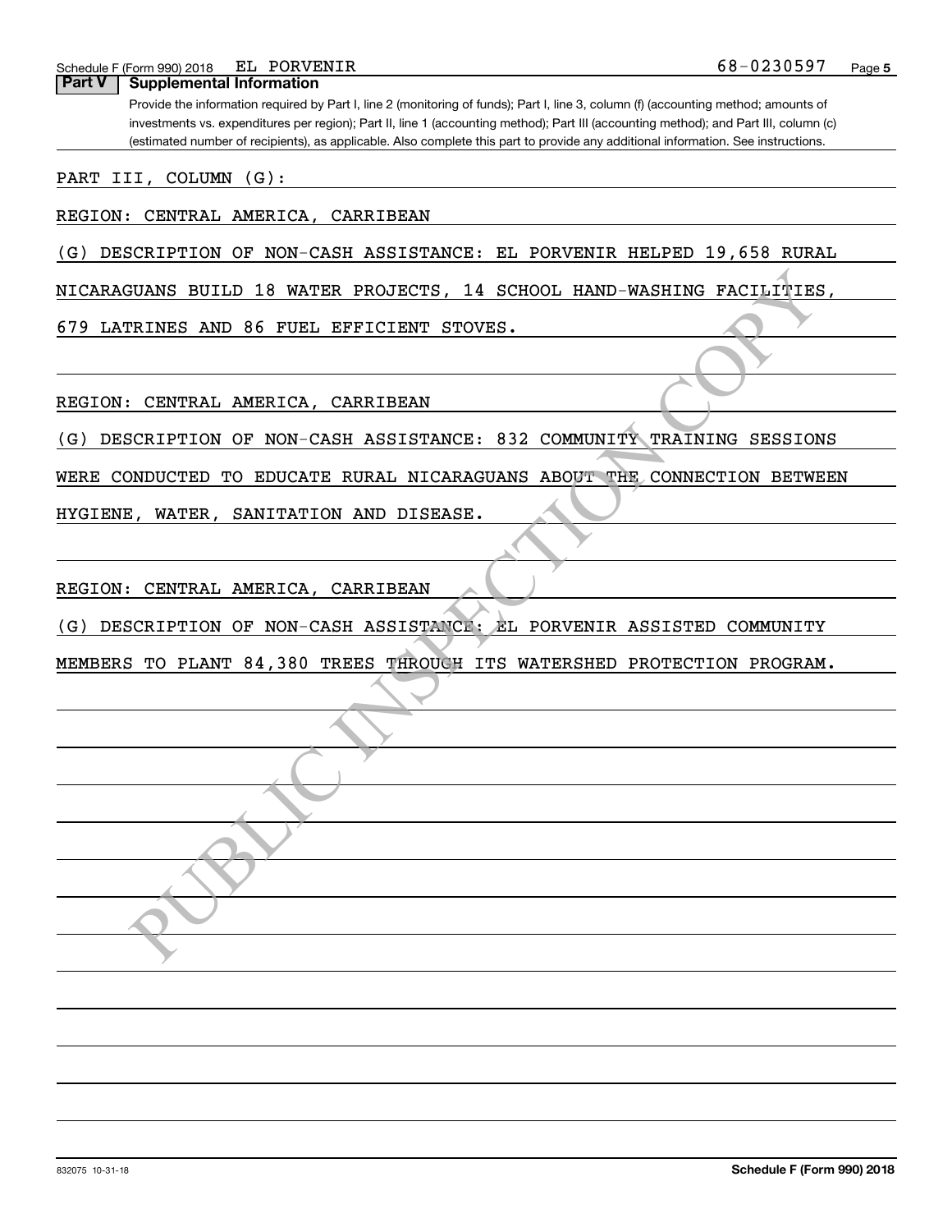Schedule F (Form 990) 2018 EL PORVENIR 68-0230597

**Part V Supplemental Information**

Provide the information required by Part I, line 2 (monitoring of funds); Part I, line 3, column (f) (accounting method; amounts of investments vs. expenditures per region); Part II, line 1 (accounting method); Part III (accounting method); and Part III, column (c) (estimated number of recipients), as applicable. Also complete this part to provide any additional information. See instructions.

PART III, COLUMN (G):

REGION: CENTRAL AMERICA, CARRIBEAN

(G) DESCRIPTION OF NON-CASH ASSISTANCE: EL PORVENIR HELPED 19,658 RURAL NICARAGUANS BUILD 18 WATER PROJECTS, 14 SCHOOL HAND-WASHING FACILITIES, 679 LATRINES AND 86 FUEL EFFICIENT STOVES.

REGION: CENTRAL AMERICA, CARRIBEAN

(G) DESCRIPTION OF NON-CASH ASSISTANCE: 832 COMMUNITY TRAINING SESSIONS WERE CONDUCTED TO EDUCATE RURAL NICARAGUANS ABOUT THE CONNECTION BETWEEN HYGIENE, WATER, SANITATION AND DISEASE.

REGION: CENTRAL AMERICA, CARRIBEAN

(G) DESCRIPTION OF NON-CASH ASSISTANCE: EL PORVENIR ASSISTED COMMUNITY MEMBERS TO PLANT 84,380 TREES THROUGH ITS WATERSHED PROTECTION PROGRAM.

832075 10-31-18 **Schedule F (Form 990) 2018**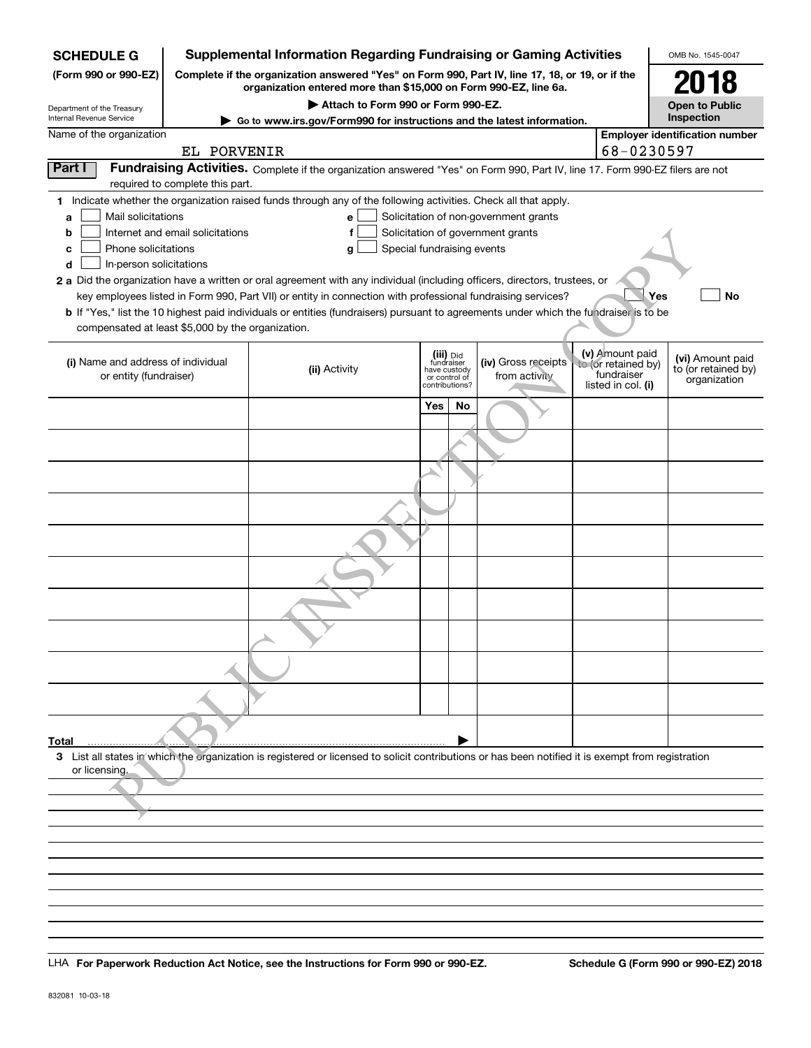**SCHEDULE G (Form 990 or 990-EZ)**

Department of the Treasury
Internal Revenue Service

# Supplemental Information Regarding Fundraising or Gaming Activities

**Complete if the organization answered "Yes" on Form 990, Part IV, line 17, 18, or 19, or if the organization entered more than $15,000 on Form 990-EZ, line 6a.**

**▶ Attach to Form 990 or Form 990-EZ.**

**▶ Go to www.irs.gov/Form990 for instructions and the latest information.**

OMB No. 1545-0047

**2018**

**Open to Public Inspection**

Name of the organization: EL PORVENIR

**Employer identification number:** 68-0230597

**Part I** **Fundraising Activities.** Complete if the organization answered "Yes" on Form 990, Part IV, line 17. Form 990-EZ filers are not required to complete this part.

**1** Indicate whether the organization raised funds through any of the following activities. Check all that apply.

- **a** ☐ Mail solicitations
- **b** ☐ Internet and email solicitations
- **c** ☐ Phone solicitations
- **d** ☐ In-person solicitations
- **e** ☐ Solicitation of non-government grants
- **f** ☐ Solicitation of government grants
- **g** ☐ Special fundraising events

**2 a** Did the organization have a written or oral agreement with any individual (including officers, directors, trustees, or key employees listed in Form 990, Part VII) or entity in connection with professional fundraising services? ☐ **Yes** ☐ **No**

**b** If "Yes," list the 10 highest paid individuals or entities (fundraisers) pursuant to agreements under which the fundraiser is to be compensated at least $5,000 by the organization.

| (i) Name and address of individual or entity (fundraiser) | (ii) Activity | (iii) Did fundraiser have custody or control of contributions? Yes | No | (iv) Gross receipts from activity | (v) Amount paid to (or retained by) fundraiser listed in col. (i) | (vi) Amount paid to (or retained by) organization |
|---|---|---|---|---|---|---|
| | | | | | | |
| | | | | | | |
| | | | | | | |
| | | | | | | |
| | | | | | | |
| | | | | | | |
| | | | | | | |
| | | | | | | |
| | | | | | | |
| | | | | | | |
| **Total** ▶ | | | | | | |

**3** List all states in which the organization is registered or licensed to solicit contributions or has been notified it is exempt from registration or licensing.

LHA **For Paperwork Reduction Act Notice, see the Instructions for Form 990 or 990-EZ.** **Schedule G (Form 990 or 990-EZ) 2018**

832081 10-03-18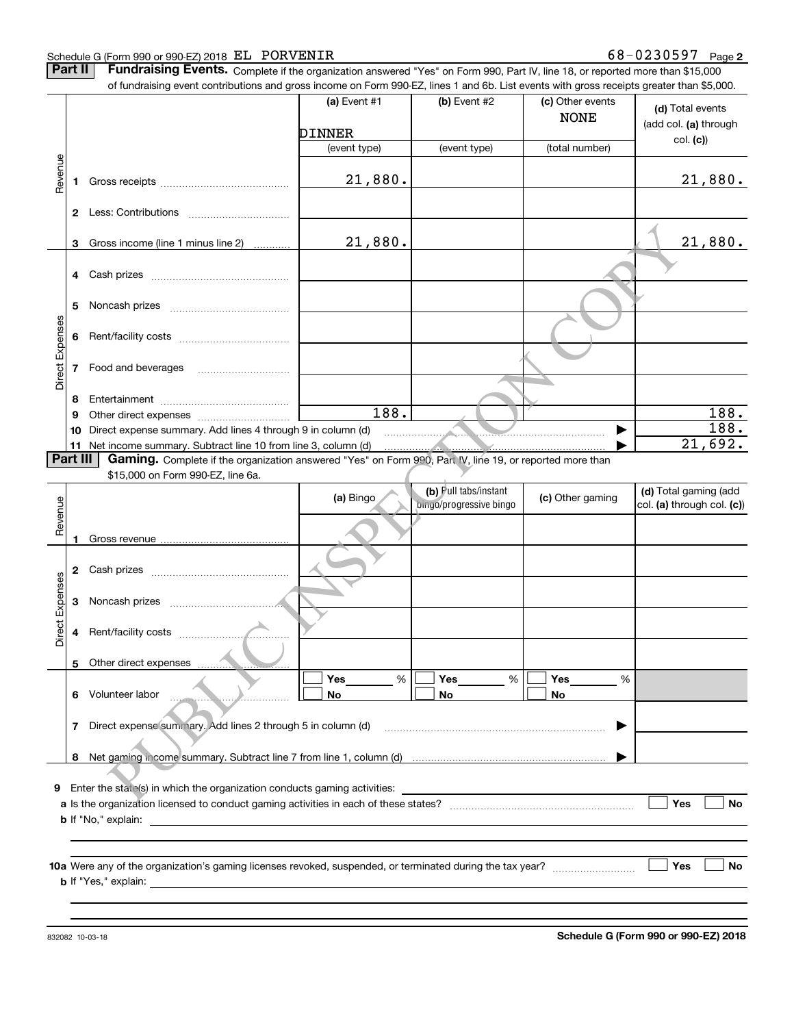Schedule G (Form 990 or 990-EZ) 2018 EL PORVENIR 68-0230597 Page **2**

**Part II** **Fundraising Events.** Complete if the organization answered "Yes" on Form 990, Part IV, line 18, or reported more than $15,000 of fundraising event contributions and gross income on Form 990-EZ, lines 1 and 6b. List events with gross receipts greater than $5,000.

| | | (a) Event #1 | (b) Event #2 | (c) Other events | (d) Total events (add col. (a) through col. (c)) |
|---|---|---|---|---|---|
| | | DINNER | | NONE | |
| | | (event type) | (event type) | (total number) | |
| Revenue | 1 Gross receipts | 21,880. | | | 21,880. |
| | 2 Less: Contributions | | | | |
| | 3 Gross income (line 1 minus line 2) | 21,880. | | | 21,880. |
| Direct Expenses | 4 Cash prizes | | | | |
| | 5 Noncash prizes | | | | |
| | 6 Rent/facility costs | | | | |
| | 7 Food and beverages | | | | |
| | 8 Entertainment | | | | |
| | 9 Other direct expenses | 188. | | | 188. |
| | 10 Direct expense summary. Add lines 4 through 9 in column (d) | | | ▶ | 188. |
| | 11 Net income summary. Subtract line 10 from line 3, column (d) | | | ▶ | 21,692. |

**Part III** **Gaming.** Complete if the organization answered "Yes" on Form 990, Part IV, line 19, or reported more than $15,000 on Form 990-EZ, line 6a.

| | | (a) Bingo | (b) Pull tabs/instant bingo/progressive bingo | (c) Other gaming | (d) Total gaming (add col. (a) through col. (c)) |
|---|---|---|---|---|---|
| Revenue | 1 Gross revenue | | | | |
| Direct Expenses | 2 Cash prizes | | | | |
| | 3 Noncash prizes | | | | |
| | 4 Rent/facility costs | | | | |
| | 5 Other direct expenses | | | | |
| | 6 Volunteer labor | ☐ Yes ____ % ☐ No | ☐ Yes ____ % ☐ No | ☐ Yes ____ % ☐ No | |
| | 7 Direct expense summary. Add lines 2 through 5 in column (d) | | | ▶ | |
| | 8 Net gaming income summary. Subtract line 7 from line 1, column (d) | | | ▶ | |

**9** Enter the state(s) in which the organization conducts gaming activities: ____________

**a** Is the organization licensed to conduct gaming activities in each of these states? ☐ Yes ☐ No

**b** If "No," explain: ____________

**10a** Were any of the organization's gaming licenses revoked, suspended, or terminated during the tax year? ☐ Yes ☐ No

**b** If "Yes," explain: ____________

832082 10-03-18 **Schedule G (Form 990 or 990-EZ) 2018**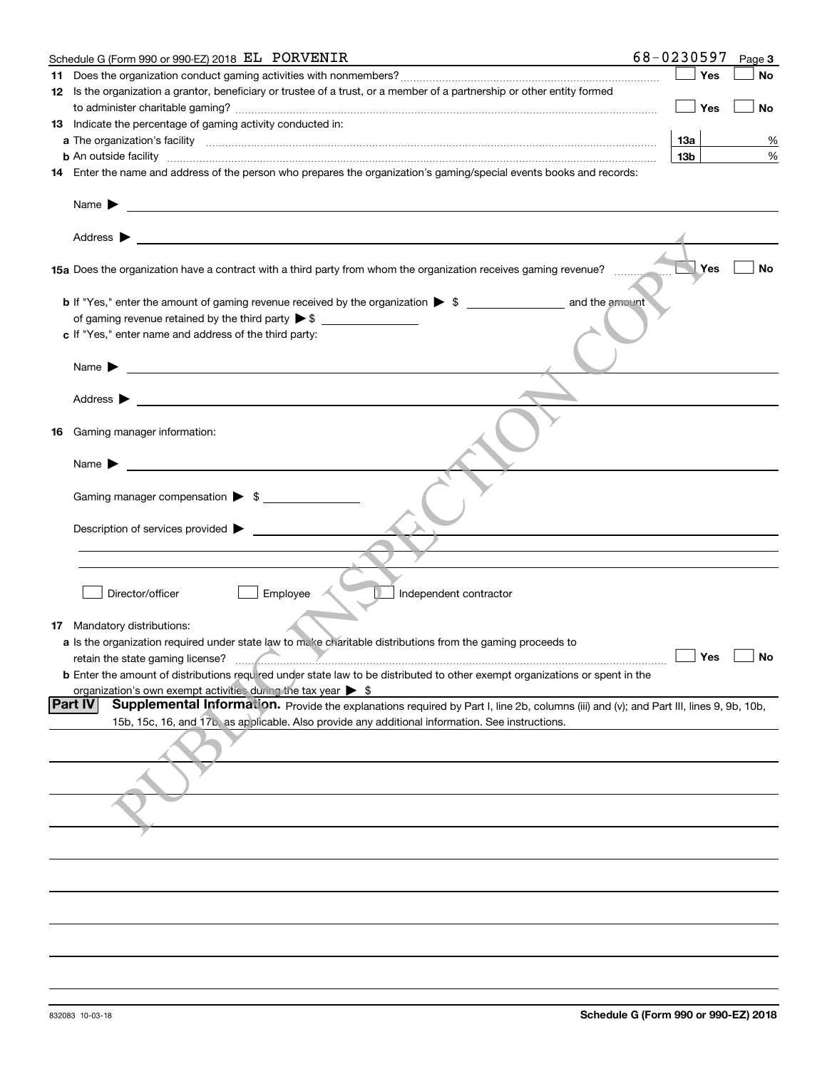Schedule G (Form 990 or 990-EZ) 2018 EL PORVENIR 68-0230597 Page 3

**11** Does the organization conduct gaming activities with nonmembers? ☐ Yes ☐ No

**12** Is the organization a grantor, beneficiary or trustee of a trust, or a member of a partnership or other entity formed to administer charitable gaming? ☐ Yes ☐ No

**13** Indicate the percentage of gaming activity conducted in:

**a** The organization's facility **13a** %

**b** An outside facility **13b** %

**14** Enter the name and address of the person who prepares the organization's gaming/special events books and records:

Name ▶

Address ▶

**15a** Does the organization have a contract with a third party from whom the organization receives gaming revenue? ☐ Yes ☐ No

**b** If "Yes," enter the amount of gaming revenue received by the organization ▶ $ ______ and the amount of gaming revenue retained by the third party ▶ $ ______

**c** If "Yes," enter name and address of the third party:

Name ▶

Address ▶

**16** Gaming manager information:

Name ▶

Gaming manager compensation ▶ $

Description of services provided ▶

☐ Director/officer ☐ Employee ☐ Independent contractor

**17** Mandatory distributions:

**a** Is the organization required under state law to make charitable distributions from the gaming proceeds to retain the state gaming license? ☐ Yes ☐ No

**b** Enter the amount of distributions required under state law to be distributed to other exempt organizations or spent in the organization's own exempt activities during the tax year ▶ $

**Part IV** **Supplemental Information.** Provide the explanations required by Part I, line 2b, columns (iii) and (v); and Part III, lines 9, 9b, 10b, 15b, 15c, 16, and 17b, as applicable. Also provide any additional information. See instructions.

PUBLIC INSPECTION COPY

832083 10-03-18 **Schedule G (Form 990 or 990-EZ) 2018**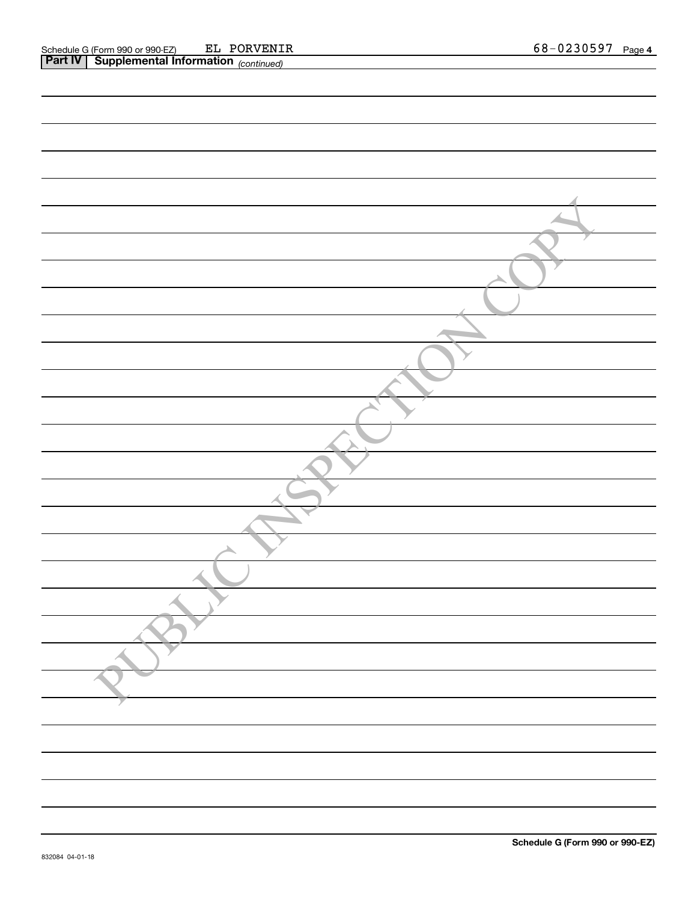Schedule G (Form 990 or 990-EZ) EL PORVENIR 68-0230597 Page 4

**Part IV | Supplemental Information** *(continued)*

PUBLIC INSPECTION COPY

**Schedule G (Form 990 or 990-EZ)**

832084 04-01-18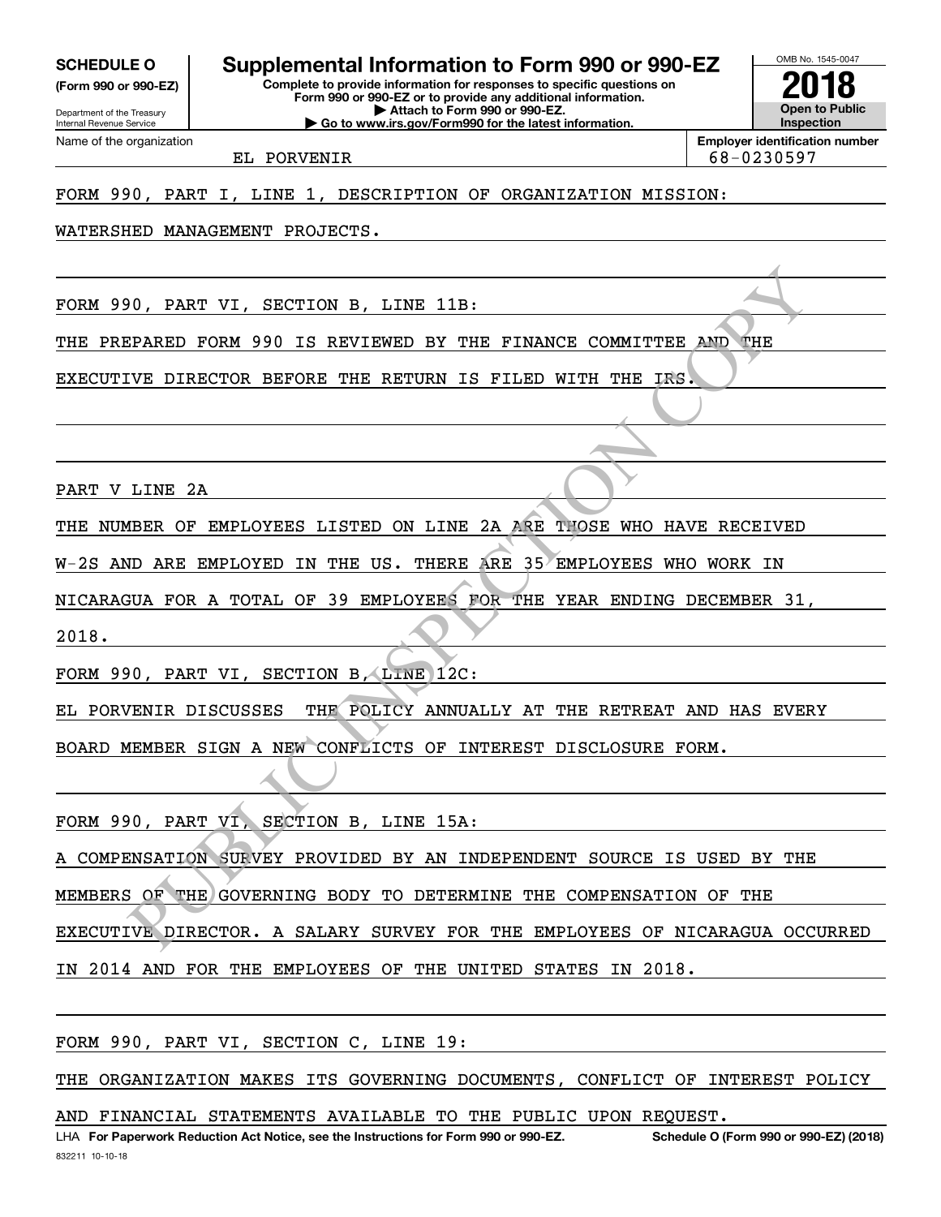**SCHEDULE O**
**(Form 990 or 990-EZ)**

Department of the Treasury
Internal Revenue Service

# Supplemental Information to Form 990 or 990-EZ

**Complete to provide information for responses to specific questions on Form 990 or 990-EZ or to provide any additional information.**
**▶ Attach to Form 990 or 990-EZ.**
**▶ Go to www.irs.gov/Form990 for the latest information.**

OMB No. 1545-0047
**2018**
**Open to Public Inspection**

Name of the organization: EL PORVENIR
**Employer identification number**: 68-0230597

FORM 990, PART I, LINE 1, DESCRIPTION OF ORGANIZATION MISSION:

WATERSHED MANAGEMENT PROJECTS.

FORM 990, PART VI, SECTION B, LINE 11B:

THE PREPARED FORM 990 IS REVIEWED BY THE FINANCE COMMITTEE AND THE EXECUTIVE DIRECTOR BEFORE THE RETURN IS FILED WITH THE IRS.

PART V LINE 2A

THE NUMBER OF EMPLOYEES LISTED ON LINE 2A ARE THOSE WHO HAVE RECEIVED W-2S AND ARE EMPLOYED IN THE US. THERE ARE 35 EMPLOYEES WHO WORK IN NICARAGUA FOR A TOTAL OF 39 EMPLOYEES FOR THE YEAR ENDING DECEMBER 31, 2018.

FORM 990, PART VI, SECTION B, LINE 12C:

EL PORVENIR DISCUSSES THE POLICY ANNUALLY AT THE RETREAT AND HAS EVERY BOARD MEMBER SIGN A NEW CONFLICTS OF INTEREST DISCLOSURE FORM.

FORM 990, PART VI, SECTION B, LINE 15A:

A COMPENSATION SURVEY PROVIDED BY AN INDEPENDENT SOURCE IS USED BY THE MEMBERS OF THE GOVERNING BODY TO DETERMINE THE COMPENSATION OF THE EXECUTIVE DIRECTOR. A SALARY SURVEY FOR THE EMPLOYEES OF NICARAGUA OCCURRED IN 2014 AND FOR THE EMPLOYEES OF THE UNITED STATES IN 2018.

FORM 990, PART VI, SECTION C, LINE 19:

THE ORGANIZATION MAKES ITS GOVERNING DOCUMENTS, CONFLICT OF INTEREST POLICY AND FINANCIAL STATEMENTS AVAILABLE TO THE PUBLIC UPON REQUEST.

LHA **For Paperwork Reduction Act Notice, see the Instructions for Form 990 or 990-EZ.** **Schedule O (Form 990 or 990-EZ) (2018)**

832211 10-10-18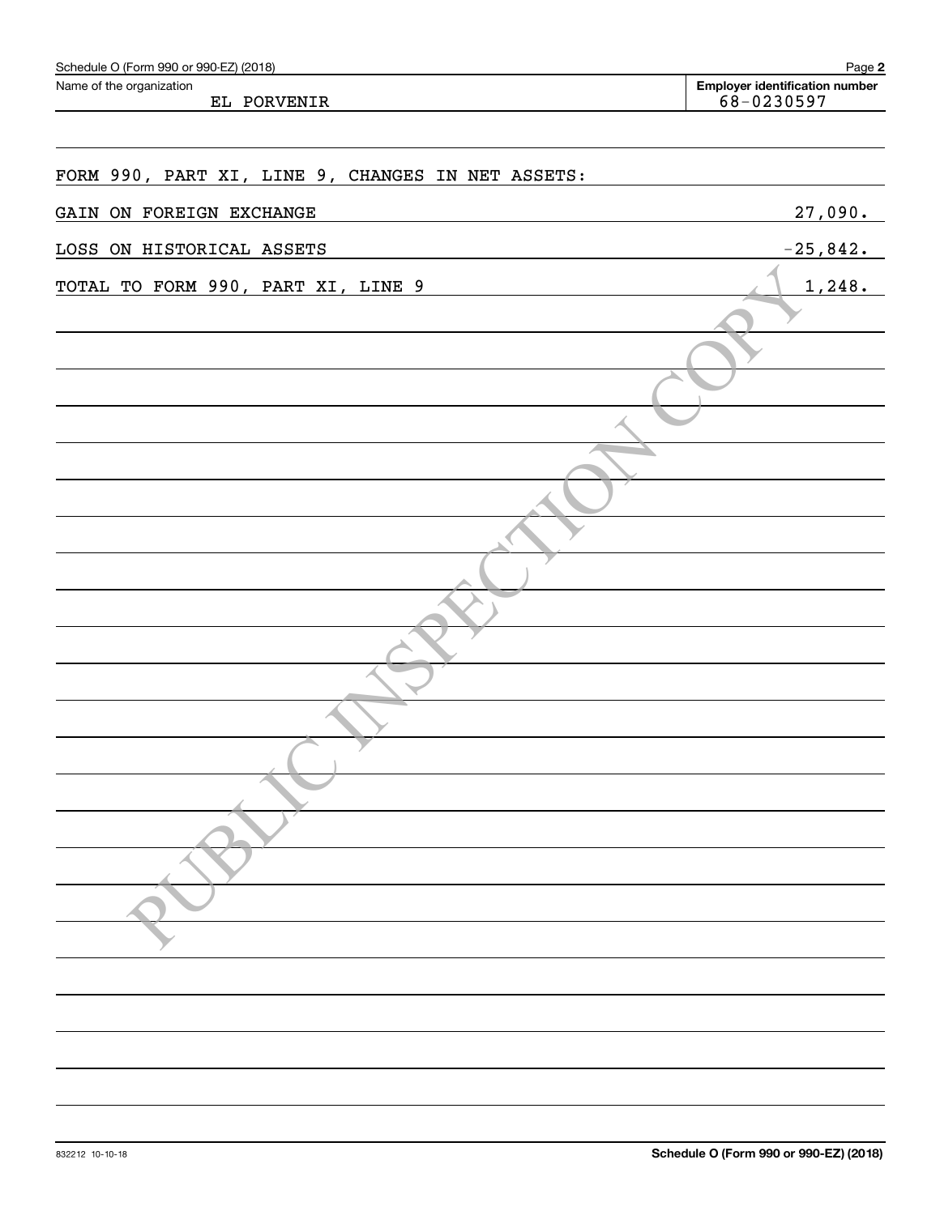Schedule O (Form 990 or 990-EZ) (2018)

| Name of the organization | Employer identification number |
| --- | --- |
| EL PORVENIR | 68-0230597 |

FORM 990, PART XI, LINE 9, CHANGES IN NET ASSETS:

| | |
| --- | --- |
| GAIN ON FOREIGN EXCHANGE | 27,090. |
| LOSS ON HISTORICAL ASSETS | -25,842. |
| TOTAL TO FORM 990, PART XI, LINE 9 | 1,248. |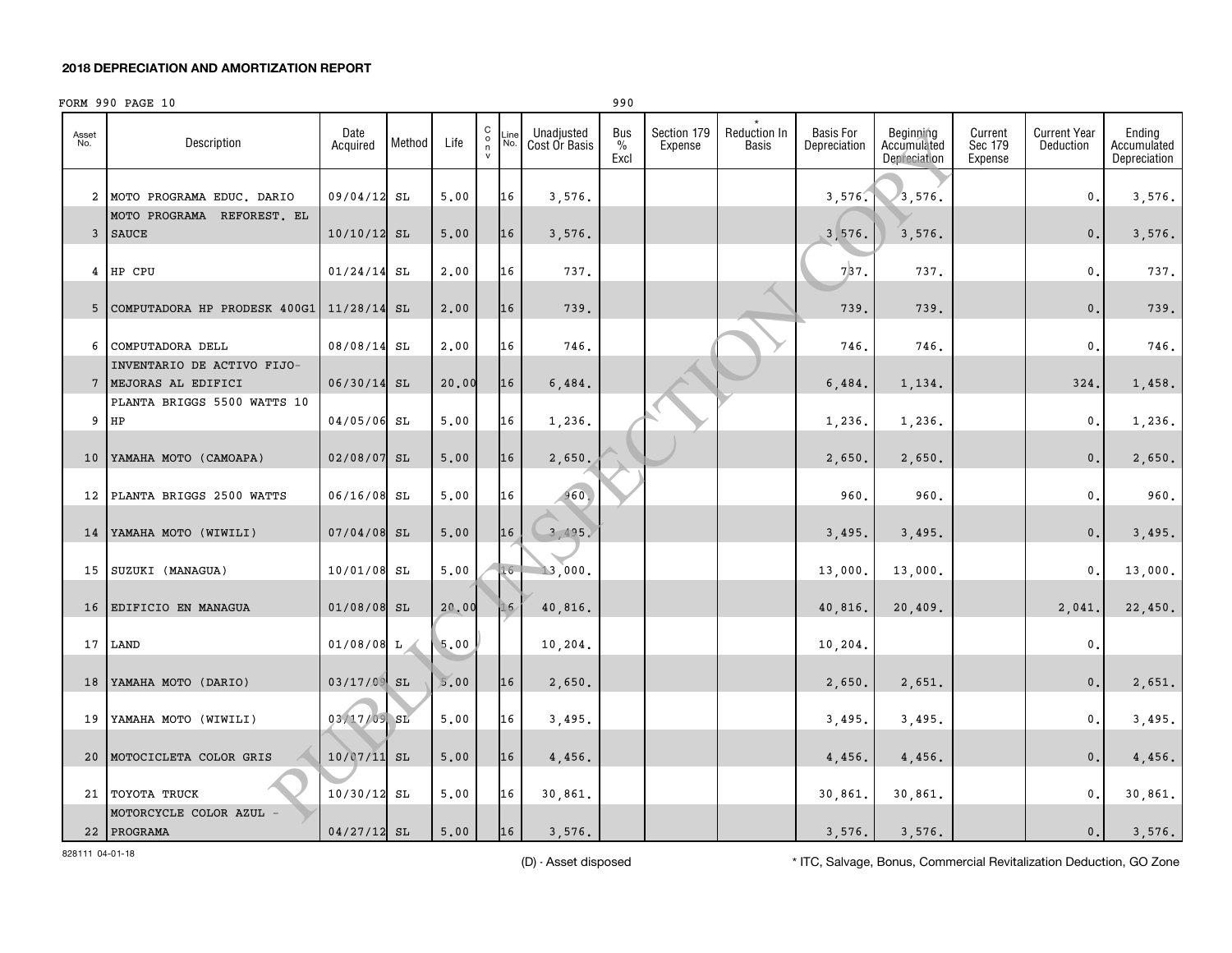## 2018 DEPRECIATION AND AMORTIZATION REPORT

FORM 990 PAGE 10

990

| Asset No. | Description | Date Acquired | Method | Life | C o n v | Line No. | Unadjusted Cost Or Basis | Bus % Excl | Section 179 Expense | * Reduction In Basis | Basis For Depreciation | Beginning Accumulated Depreciation | Current Sec 179 Expense | Current Year Deduction | Ending Accumulated Depreciation |
|---|---|---|---|---|---|---|---|---|---|---|---|---|---|---|---|
| 2 | MOTO PROGRAMA EDUC. DARIO | 09/04/12 | SL | 5.00 | | 16 | 3,576. | | | | 3,576. | 3,576. | | 0. | 3,576. |
| 3 | MOTO PROGRAMA REFOREST. EL SAUCE | 10/10/12 | SL | 5.00 | | 16 | 3,576. | | | | 3,576. | 3,576. | | 0. | 3,576. |
| 4 | HP CPU | 01/24/14 | SL | 2.00 | | 16 | 737. | | | | 737. | 737. | | 0. | 737. |
| 5 | COMPUTADORA HP PRODESK 400G1 | 11/28/14 | SL | 2.00 | | 16 | 739. | | | | 739. | 739. | | 0. | 739. |
| 6 | COMPUTADORA DELL | 08/08/14 | SL | 2.00 | | 16 | 746. | | | | 746. | 746. | | 0. | 746. |
| 7 | INVENTARIO DE ACTIVO FIJO-MEJORAS AL EDIFICI | 06/30/14 | SL | 20.00 | | 16 | 6,484. | | | | 6,484. | 1,134. | | 324. | 1,458. |
| 9 | PLANTA BRIGGS 5500 WATTS 10 HP | 04/05/06 | SL | 5.00 | | 16 | 1,236. | | | | 1,236. | 1,236. | | 0. | 1,236. |
| 10 | YAMAHA MOTO (CAMOAPA) | 02/08/07 | SL | 5.00 | | 16 | 2,650. | | | | 2,650. | 2,650. | | 0. | 2,650. |
| 12 | PLANTA BRIGGS 2500 WATTS | 06/16/08 | SL | 5.00 | | 16 | 960. | | | | 960. | 960. | | 0. | 960. |
| 14 | YAMAHA MOTO (WIWILI) | 07/04/08 | SL | 5.00 | | 16 | 3,495. | | | | 3,495. | 3,495. | | 0. | 3,495. |
| 15 | SUZUKI (MANAGUA) | 10/01/08 | SL | 5.00 | | 16 | 13,000. | | | | 13,000. | 13,000. | | 0. | 13,000. |
| 16 | EDIFICIO EN MANAGUA | 01/08/08 | SL | 20.00 | | 16 | 40,816. | | | | 40,816. | 20,409. | | 2,041. | 22,450. |
| 17 | LAND | 01/08/08 | L | 5.00 | | | 10,204. | | | | 10,204. | | | 0. | |
| 18 | YAMAHA MOTO (DARIO) | 03/17/09 | SL | 5.00 | | 16 | 2,650. | | | | 2,650. | 2,651. | | 0. | 2,651. |
| 19 | YAMAHA MOTO (WIWILI) | 03/17/09 | SL | 5.00 | | 16 | 3,495. | | | | 3,495. | 3,495. | | 0. | 3,495. |
| 20 | MOTOCICLETA COLOR GRIS | 10/07/11 | SL | 5.00 | | 16 | 4,456. | | | | 4,456. | 4,456. | | 0. | 4,456. |
| 21 | TOYOTA TRUCK | 10/30/12 | SL | 5.00 | | 16 | 30,861. | | | | 30,861. | 30,861. | | 0. | 30,861. |
| 22 | MOTORCYCLE COLOR AZUL - PROGRAMA | 04/27/12 | SL | 5.00 | | 16 | 3,576. | | | | 3,576. | 3,576. | | 0. | 3,576. |

828111 04-01-18

(D) - Asset disposed

* ITC, Salvage, Bonus, Commercial Revitalization Deduction, GO Zone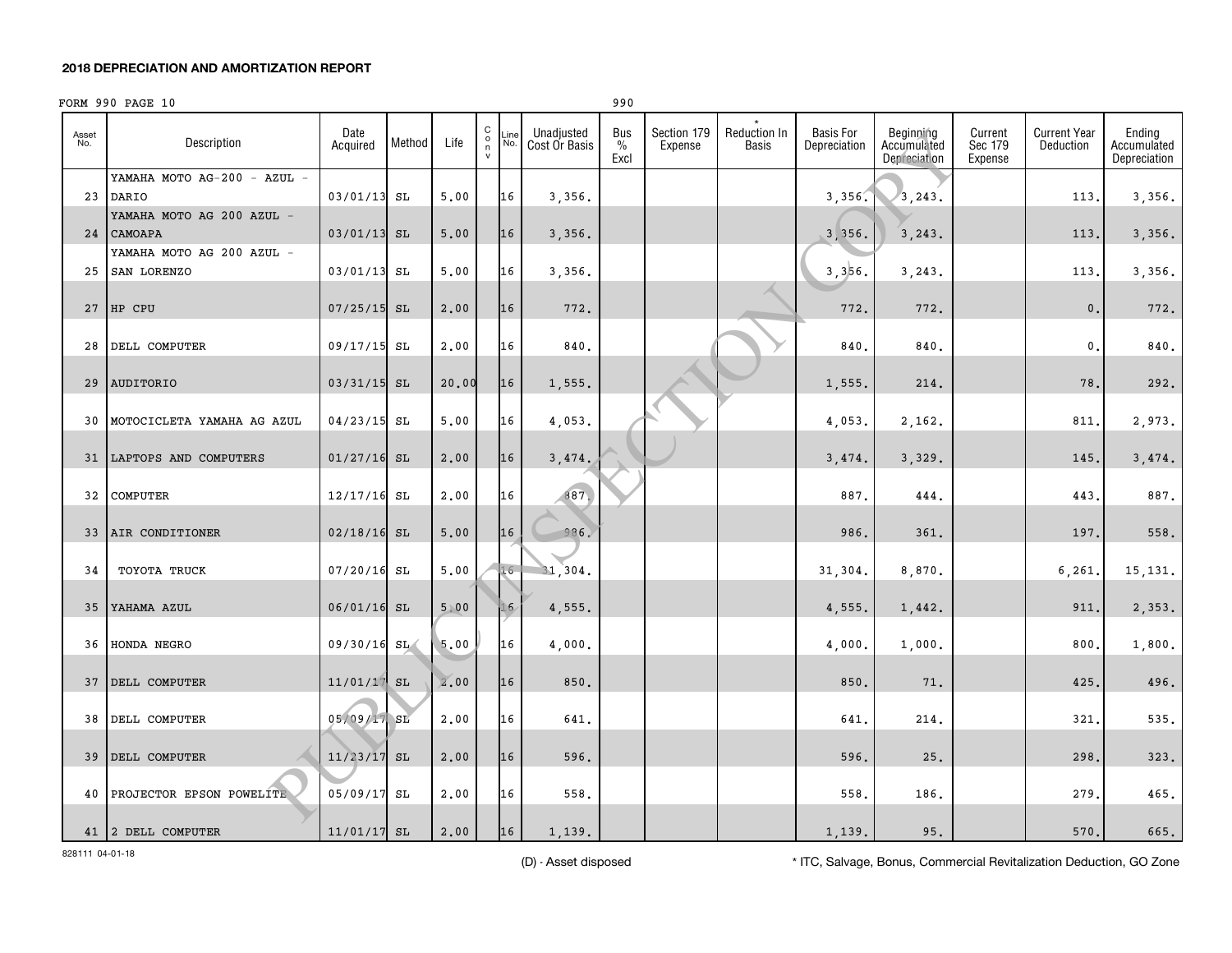## 2018 DEPRECIATION AND AMORTIZATION REPORT

FORM 990 PAGE 10 990

| Asset No. | Description | Date Acquired | Method | Life | C o n v | Line No. | Unadjusted Cost Or Basis | Bus % Excl | Section 179 Expense | * Reduction In Basis | Basis For Depreciation | Beginning Accumulated Depreciation | Current Sec 179 Expense | Current Year Deduction | Ending Accumulated Depreciation |
|---|---|---|---|---|---|---|---|---|---|---|---|---|---|---|---|
| 23 | YAMAHA MOTO AG-200 - AZUL - DARIO | 03/01/13 | SL | 5.00 | | 16 | 3,356. | | | | 3,356. | 3,243. | | 113. | 3,356. |
| 24 | YAMAHA MOTO AG 200 AZUL - CAMOAPA | 03/01/13 | SL | 5.00 | | 16 | 3,356. | | | | 3,356. | 3,243. | | 113. | 3,356. |
| 25 | YAMAHA MOTO AG 200 AZUL - SAN LORENZO | 03/01/13 | SL | 5.00 | | 16 | 3,356. | | | | 3,356. | 3,243. | | 113. | 3,356. |
| 27 | HP CPU | 07/25/15 | SL | 2.00 | | 16 | 772. | | | | 772. | 772. | | 0. | 772. |
| 28 | DELL COMPUTER | 09/17/15 | SL | 2.00 | | 16 | 840. | | | | 840. | 840. | | 0. | 840. |
| 29 | AUDITORIO | 03/31/15 | SL | 20.00 | | 16 | 1,555. | | | | 1,555. | 214. | | 78. | 292. |
| 30 | MOTOCICLETA YAMAHA AG AZUL | 04/23/15 | SL | 5.00 | | 16 | 4,053. | | | | 4,053. | 2,162. | | 811. | 2,973. |
| 31 | LAPTOPS AND COMPUTERS | 01/27/16 | SL | 2.00 | | 16 | 3,474. | | | | 3,474. | 3,329. | | 145. | 3,474. |
| 32 | COMPUTER | 12/17/16 | SL | 2.00 | | 16 | 887. | | | | 887. | 444. | | 443. | 887. |
| 33 | AIR CONDITIONER | 02/18/16 | SL | 5.00 | | 16 | 986. | | | | 986. | 361. | | 197. | 558. |
| 34 | TOYOTA TRUCK | 07/20/16 | SL | 5.00 | | 16 | 31,304. | | | | 31,304. | 8,870. | | 6,261. | 15,131. |
| 35 | YAHAMA AZUL | 06/01/16 | SL | 5.00 | | 16 | 4,555. | | | | 4,555. | 1,442. | | 911. | 2,353. |
| 36 | HONDA NEGRO | 09/30/16 | SL | 5.00 | | 16 | 4,000. | | | | 4,000. | 1,000. | | 800. | 1,800. |
| 37 | DELL COMPUTER | 11/01/17 | SL | 2.00 | | 16 | 850. | | | | 850. | 71. | | 425. | 496. |
| 38 | DELL COMPUTER | 05/09/17 | SL | 2.00 | | 16 | 641. | | | | 641. | 214. | | 321. | 535. |
| 39 | DELL COMPUTER | 11/23/17 | SL | 2.00 | | 16 | 596. | | | | 596. | 25. | | 298. | 323. |
| 40 | PROJECTOR EPSON POWELITE | 05/09/17 | SL | 2.00 | | 16 | 558. | | | | 558. | 186. | | 279. | 465. |
| 41 | 2 DELL COMPUTER | 11/01/17 | SL | 2.00 | | 16 | 1,139. | | | | 1,139. | 95. | | 570. | 665. |

828111 04-01-18

(D) - Asset disposed

* ITC, Salvage, Bonus, Commercial Revitalization Deduction, GO Zone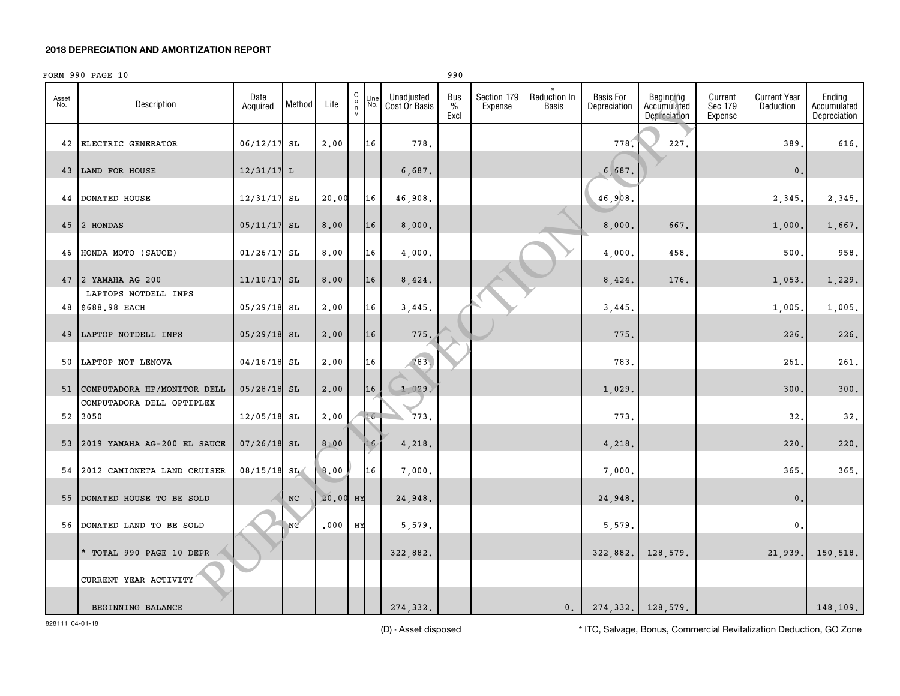## 2018 DEPRECIATION AND AMORTIZATION REPORT

FORM 990 PAGE 10 990

| Asset No. | Description | Date Acquired | Method | Life | Conv | Line No. | Unadjusted Cost Or Basis | Bus % Excl | Section 179 Expense | * Reduction In Basis | Basis For Depreciation | Beginning Accumulated Depreciation | Current Sec 179 Expense | Current Year Deduction | Ending Accumulated Depreciation |
|---|---|---|---|---|---|---|---|---|---|---|---|---|---|---|---|
| 42 | ELECTRIC GENERATOR | 06/12/17 | SL | 2.00 | | 16 | 778. | | | | 778. | 227. | | 389. | 616. |
| 43 | LAND FOR HOUSE | 12/31/17 | L | | | | 6,687. | | | | 6,687. | | | 0. | |
| 44 | DONATED HOUSE | 12/31/17 | SL | 20.00 | | 16 | 46,908. | | | | 46,908. | | | 2,345. | 2,345. |
| 45 | 2 HONDAS | 05/11/17 | SL | 8.00 | | 16 | 8,000. | | | | 8,000. | 667. | | 1,000. | 1,667. |
| 46 | HONDA MOTO (SAUCE) | 01/26/17 | SL | 8.00 | | 16 | 4,000. | | | | 4,000. | 458. | | 500. | 958. |
| 47 | 2 YAMAHA AG 200 | 11/10/17 | SL | 8.00 | | 16 | 8,424. | | | | 8,424. | 176. | | 1,053. | 1,229. |
| 48 | LAPTOPS NOTDELL INPS $688.98 EACH | 05/29/18 | SL | 2.00 | | 16 | 3,445. | | | | 3,445. | | | 1,005. | 1,005. |
| 49 | LAPTOP NOTDELL INPS | 05/29/18 | SL | 2.00 | | 16 | 775. | | | | 775. | | | 226. | 226. |
| 50 | LAPTOP NOT LENOVA | 04/16/18 | SL | 2.00 | | 16 | 783. | | | | 783. | | | 261. | 261. |
| 51 | COMPUTADORA HP/MONITOR DELL | 05/28/18 | SL | 2.00 | | 16 | 1,029. | | | | 1,029. | | | 300. | 300. |
| 52 | COMPUTADORA DELL OPTIPLEX 3050 | 12/05/18 | SL | 2.00 | | 16 | 773. | | | | 773. | | | 32. | 32. |
| 53 | 2019 YAMAHA AG-200 EL SAUCE | 07/26/18 | SL | 8.00 | | 16 | 4,218. | | | | 4,218. | | | 220. | 220. |
| 54 | 2012 CAMIONETA LAND CRUISER | 08/15/18 | SL | 8.00 | | 16 | 7,000. | | | | 7,000. | | | 365. | 365. |
| 55 | DONATED HOUSE TO BE SOLD | | NC | 20.00 | HY | | 24,948. | | | | 24,948. | | | 0. | |
| 56 | DONATED LAND TO BE SOLD | | NC | .000 | HY | | 5,579. | | | | 5,579. | | | 0. | |
| | * TOTAL 990 PAGE 10 DEPR | | | | | | 322,882. | | | | 322,882. | 128,579. | | 21,939. | 150,518. |
| | CURRENT YEAR ACTIVITY | | | | | | | | | | | | | | |
| | BEGINNING BALANCE | | | | | | 274,332. | | | 0. | 274,332. | 128,579. | | | 148,109. |

828111 04-01-18

(D) - Asset disposed

* ITC, Salvage, Bonus, Commercial Revitalization Deduction, GO Zone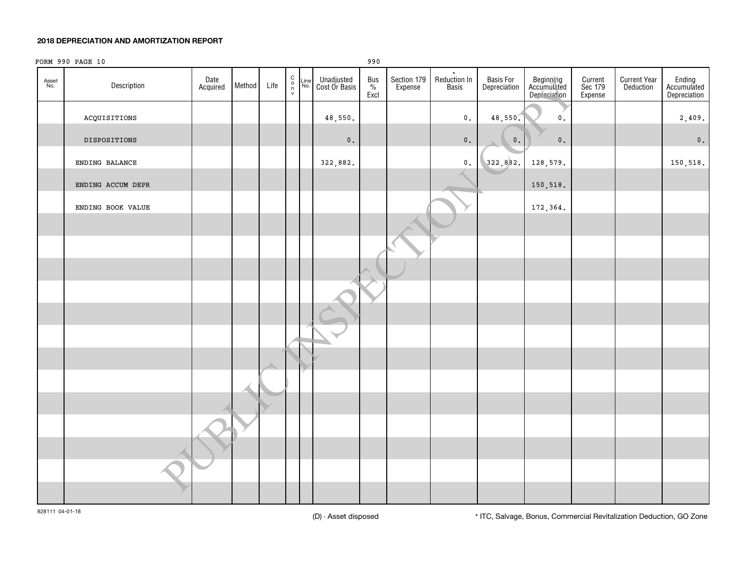## 2018 DEPRECIATION AND AMORTIZATION REPORT

FORM 990 PAGE 10 990

| Asset No. | Description | Date Acquired | Method | Life | Conv | Line No. | Unadjusted Cost Or Basis | Bus % Excl | Section 179 Expense | * Reduction In Basis | Basis For Depreciation | Beginning Accumulated Depreciation | Current Sec 179 Expense | Current Year Deduction | Ending Accumulated Depreciation |
|---|---|---|---|---|---|---|---|---|---|---|---|---|---|---|---|
| | ACQUISITIONS | | | | | | 48,550. | | | 0. | 48,550. | 0. | | | 2,409. |
| | DISPOSITIONS | | | | | | 0. | | | 0. | 0. | 0. | | | 0. |
| | ENDING BALANCE | | | | | | 322,882. | | | 0. | 322,882. | 128,579. | | | 150,518. |
| | ENDING ACCUM DEPR | | | | | | | | | | | 150,518. | | | |
| | ENDING BOOK VALUE | | | | | | | | | | | 172,364. | | | |

828111 04-01-18

(D) - Asset disposed

* ITC, Salvage, Bonus, Commercial Revitalization Deduction, GO Zone